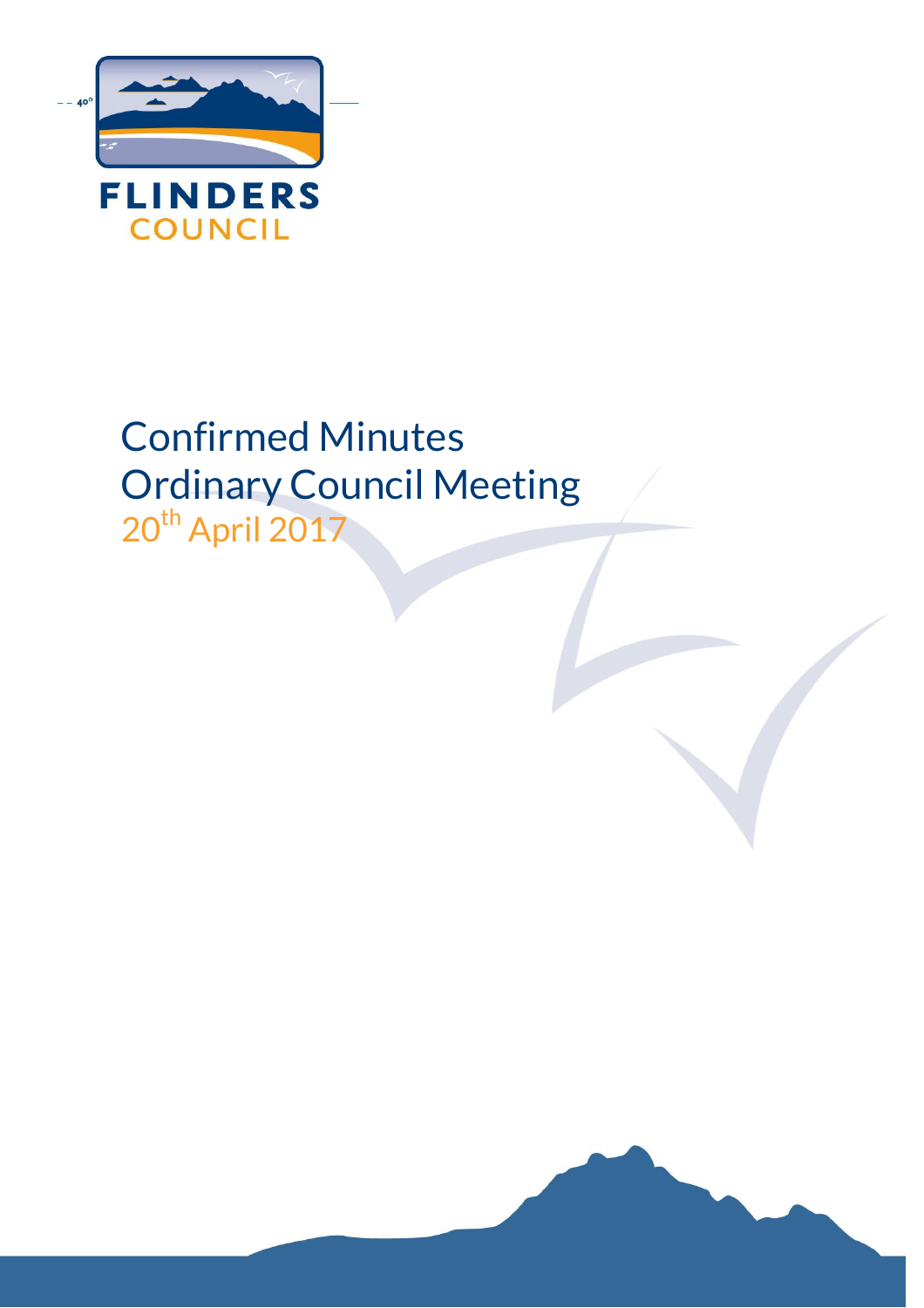FLINDERS
COUNCIL

# Confirmed Minutes
# Ordinary Council Meeting

20th April 2017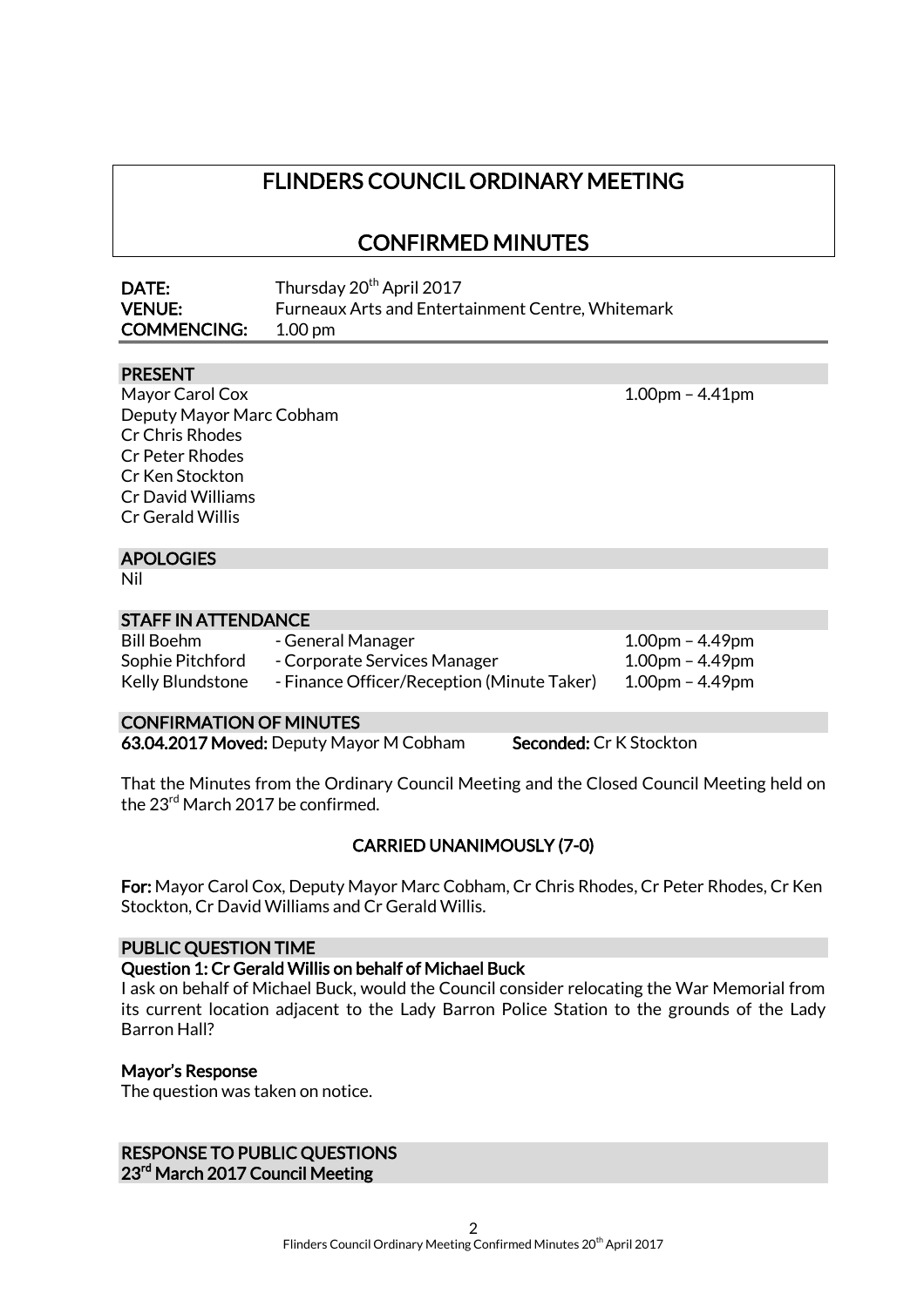# FLINDERS COUNCIL ORDINARY MEETING

# CONFIRMED MINUTES

| | |
|---|---|
| **DATE:** | Thursday 20th April 2017 |
| **VENUE:** | Furneaux Arts and Entertainment Centre, Whitemark |
| **COMMENCING:** | 1.00 pm |

## PRESENT

Mayor Carol Cox 1.00pm – 4.41pm
Deputy Mayor Marc Cobham
Cr Chris Rhodes
Cr Peter Rhodes
Cr Ken Stockton
Cr David Williams
Cr Gerald Willis

## APOLOGIES

Nil

## STAFF IN ATTENDANCE

| | | |
|---|---|---|
| Bill Boehm | - General Manager | 1.00pm – 4.49pm |
| Sophie Pitchford | - Corporate Services Manager | 1.00pm – 4.49pm |
| Kelly Blundstone | - Finance Officer/Reception (Minute Taker) | 1.00pm – 4.49pm |

## CONFIRMATION OF MINUTES

**63.04.2017 Moved:** Deputy Mayor M Cobham **Seconded:** Cr K Stockton

That the Minutes from the Ordinary Council Meeting and the Closed Council Meeting held on the 23rd March 2017 be confirmed.

**CARRIED UNANIMOUSLY (7-0)**

**For:** Mayor Carol Cox, Deputy Mayor Marc Cobham, Cr Chris Rhodes, Cr Peter Rhodes, Cr Ken Stockton, Cr David Williams and Cr Gerald Willis.

## PUBLIC QUESTION TIME

### Question 1: Cr Gerald Willis on behalf of Michael Buck

I ask on behalf of Michael Buck, would the Council consider relocating the War Memorial from its current location adjacent to the Lady Barron Police Station to the grounds of the Lady Barron Hall?

### Mayor's Response

The question was taken on notice.

## RESPONSE TO PUBLIC QUESTIONS

### 23rd March 2017 Council Meeting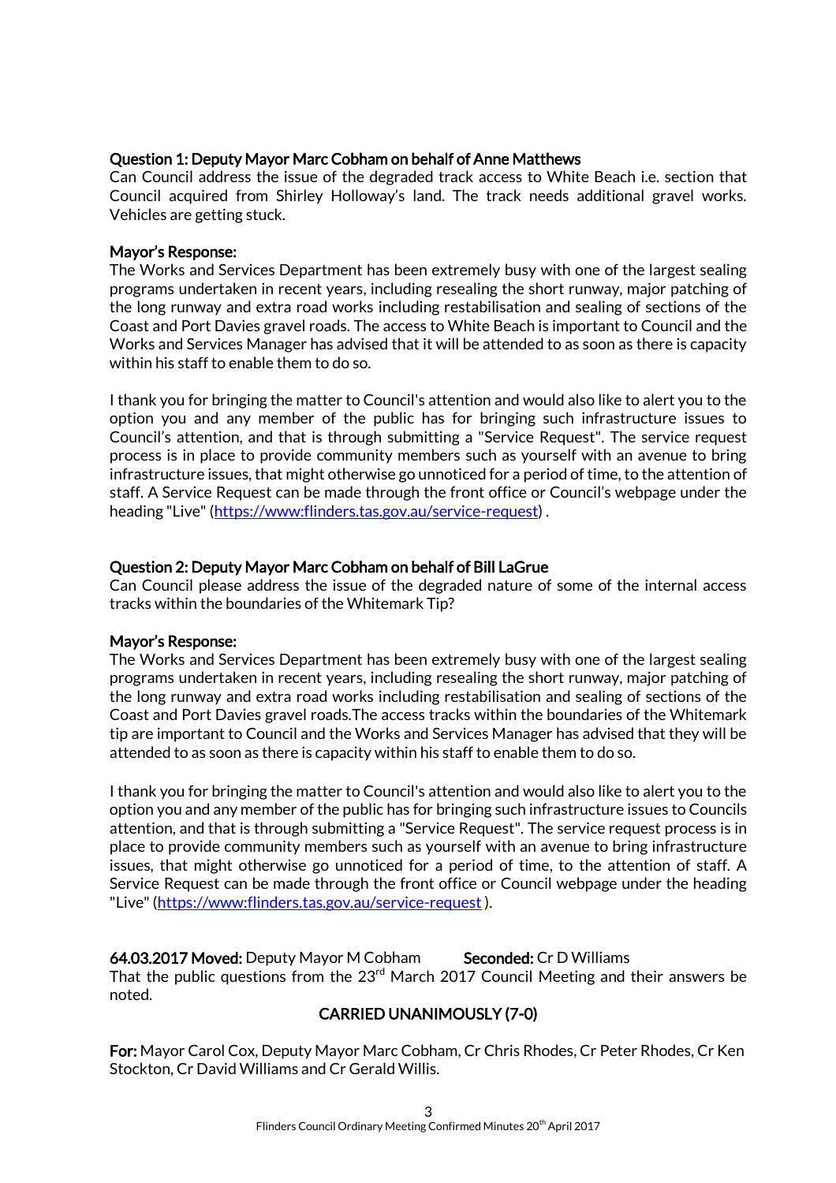**Question 1: Deputy Mayor Marc Cobham on behalf of Anne Matthews**

Can Council address the issue of the degraded track access to White Beach i.e. section that Council acquired from Shirley Holloway's land. The track needs additional gravel works. Vehicles are getting stuck.

**Mayor's Response:**

The Works and Services Department has been extremely busy with one of the largest sealing programs undertaken in recent years, including resealing the short runway, major patching of the long runway and extra road works including restabilisation and sealing of sections of the Coast and Port Davies gravel roads. The access to White Beach is important to Council and the Works and Services Manager has advised that it will be attended to as soon as there is capacity within his staff to enable them to do so.

I thank you for bringing the matter to Council's attention and would also like to alert you to the option you and any member of the public has for bringing such infrastructure issues to Council's attention, and that is through submitting a "Service Request". The service request process is in place to provide community members such as yourself with an avenue to bring infrastructure issues, that might otherwise go unnoticed for a period of time, to the attention of staff. A Service Request can be made through the front office or Council's webpage under the heading "Live" (https://www:flinders.tas.gov.au/service-request) .

**Question 2: Deputy Mayor Marc Cobham on behalf of Bill LaGrue**

Can Council please address the issue of the degraded nature of some of the internal access tracks within the boundaries of the Whitemark Tip?

**Mayor's Response:**

The Works and Services Department has been extremely busy with one of the largest sealing programs undertaken in recent years, including resealing the short runway, major patching of the long runway and extra road works including restabilisation and sealing of sections of the Coast and Port Davies gravel roads.The access tracks within the boundaries of the Whitemark tip are important to Council and the Works and Services Manager has advised that they will be attended to as soon as there is capacity within his staff to enable them to do so.

I thank you for bringing the matter to Council's attention and would also like to alert you to the option you and any member of the public has for bringing such infrastructure issues to Councils attention, and that is through submitting a "Service Request". The service request process is in place to provide community members such as yourself with an avenue to bring infrastructure issues, that might otherwise go unnoticed for a period of time, to the attention of staff. A Service Request can be made through the front office or Council webpage under the heading "Live" (https://www:flinders.tas.gov.au/service-request ).

**64.03.2017 Moved:** Deputy Mayor M Cobham **Seconded:** Cr D Williams

That the public questions from the 23rd March 2017 Council Meeting and their answers be noted.

**CARRIED UNANIMOUSLY (7-0)**

**For:** Mayor Carol Cox, Deputy Mayor Marc Cobham, Cr Chris Rhodes, Cr Peter Rhodes, Cr Ken Stockton, Cr David Williams and Cr Gerald Willis.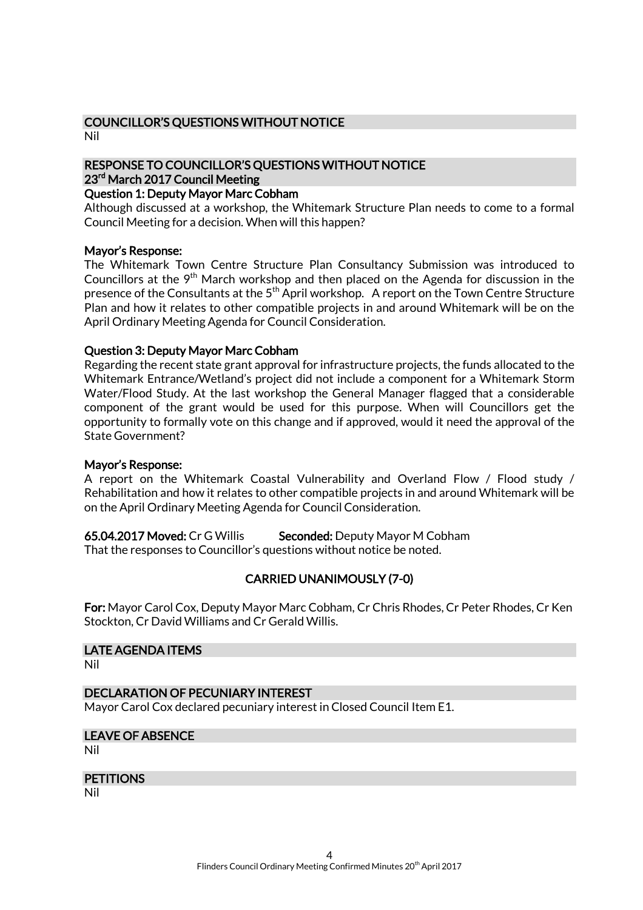## COUNCILLOR'S QUESTIONS WITHOUT NOTICE

Nil

## RESPONSE TO COUNCILLOR'S QUESTIONS WITHOUT NOTICE 23rd March 2017 Council Meeting

**Question 1: Deputy Mayor Marc Cobham**

Although discussed at a workshop, the Whitemark Structure Plan needs to come to a formal Council Meeting for a decision. When will this happen?

**Mayor's Response:**

The Whitemark Town Centre Structure Plan Consultancy Submission was introduced to Councillors at the 9th March workshop and then placed on the Agenda for discussion in the presence of the Consultants at the 5th April workshop. A report on the Town Centre Structure Plan and how it relates to other compatible projects in and around Whitemark will be on the April Ordinary Meeting Agenda for Council Consideration.

**Question 3: Deputy Mayor Marc Cobham**

Regarding the recent state grant approval for infrastructure projects, the funds allocated to the Whitemark Entrance/Wetland's project did not include a component for a Whitemark Storm Water/Flood Study. At the last workshop the General Manager flagged that a considerable component of the grant would be used for this purpose. When will Councillors get the opportunity to formally vote on this change and if approved, would it need the approval of the State Government?

**Mayor's Response:**

A report on the Whitemark Coastal Vulnerability and Overland Flow / Flood study / Rehabilitation and how it relates to other compatible projects in and around Whitemark will be on the April Ordinary Meeting Agenda for Council Consideration.

**65.04.2017 Moved:** Cr G Willis **Seconded:** Deputy Mayor M Cobham

That the responses to Councillor's questions without notice be noted.

**CARRIED UNANIMOUSLY (7-0)**

**For:** Mayor Carol Cox, Deputy Mayor Marc Cobham, Cr Chris Rhodes, Cr Peter Rhodes, Cr Ken Stockton, Cr David Williams and Cr Gerald Willis.

## LATE AGENDA ITEMS

Nil

## DECLARATION OF PECUNIARY INTEREST

Mayor Carol Cox declared pecuniary interest in Closed Council Item E1.

## LEAVE OF ABSENCE

Nil

## PETITIONS

Nil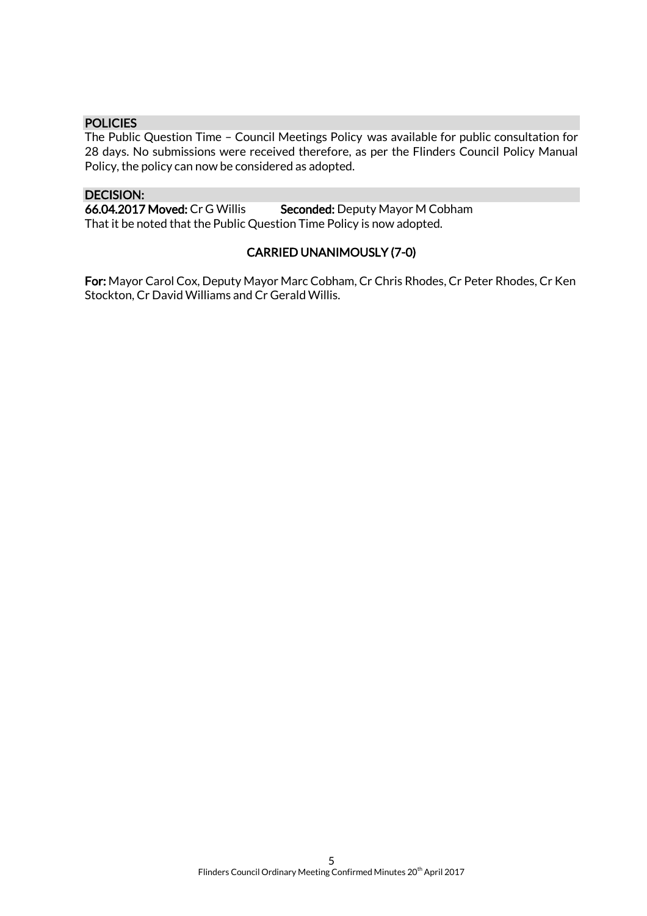## POLICIES

The Public Question Time – Council Meetings Policy was available for public consultation for 28 days. No submissions were received therefore, as per the Flinders Council Policy Manual Policy, the policy can now be considered as adopted.

## DECISION:

**66.04.2017 Moved:** Cr G Willis **Seconded:** Deputy Mayor M Cobham

That it be noted that the Public Question Time Policy is now adopted.

**CARRIED UNANIMOUSLY (7-0)**

**For:** Mayor Carol Cox, Deputy Mayor Marc Cobham, Cr Chris Rhodes, Cr Peter Rhodes, Cr Ken Stockton, Cr David Williams and Cr Gerald Willis.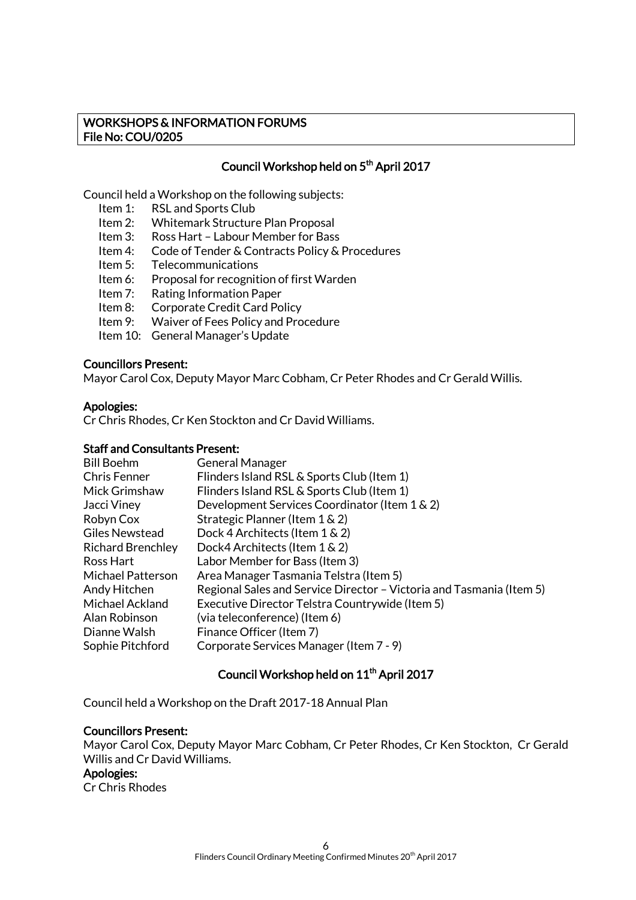**WORKSHOPS & INFORMATION FORUMS**
**File No: COU/0205**

## Council Workshop held on 5th April 2017

Council held a Workshop on the following subjects:

- Item 1: RSL and Sports Club
- Item 2: Whitemark Structure Plan Proposal
- Item 3: Ross Hart – Labour Member for Bass
- Item 4: Code of Tender & Contracts Policy & Procedures
- Item 5: Telecommunications
- Item 6: Proposal for recognition of first Warden
- Item 7: Rating Information Paper
- Item 8: Corporate Credit Card Policy
- Item 9: Waiver of Fees Policy and Procedure
- Item 10: General Manager's Update

**Councillors Present:**
Mayor Carol Cox, Deputy Mayor Marc Cobham, Cr Peter Rhodes and Cr Gerald Willis.

**Apologies:**
Cr Chris Rhodes, Cr Ken Stockton and Cr David Williams.

**Staff and Consultants Present:**

| | |
|---|---|
| Bill Boehm | General Manager |
| Chris Fenner | Flinders Island RSL & Sports Club (Item 1) |
| Mick Grimshaw | Flinders Island RSL & Sports Club (Item 1) |
| Jacci Viney | Development Services Coordinator (Item 1 & 2) |
| Robyn Cox | Strategic Planner (Item 1 & 2) |
| Giles Newstead | Dock 4 Architects (Item 1 & 2) |
| Richard Brenchley | Dock4 Architects (Item 1 & 2) |
| Ross Hart | Labor Member for Bass (Item 3) |
| Michael Patterson | Area Manager Tasmania Telstra (Item 5) |
| Andy Hitchen | Regional Sales and Service Director – Victoria and Tasmania (Item 5) |
| Michael Ackland | Executive Director Telstra Countrywide (Item 5) |
| Alan Robinson | (via teleconference) (Item 6) |
| Dianne Walsh | Finance Officer (Item 7) |
| Sophie Pitchford | Corporate Services Manager (Item 7 - 9) |

## Council Workshop held on 11th April 2017

Council held a Workshop on the Draft 2017-18 Annual Plan

**Councillors Present:**
Mayor Carol Cox, Deputy Mayor Marc Cobham, Cr Peter Rhodes, Cr Ken Stockton, Cr Gerald Willis and Cr David Williams.

**Apologies:**
Cr Chris Rhodes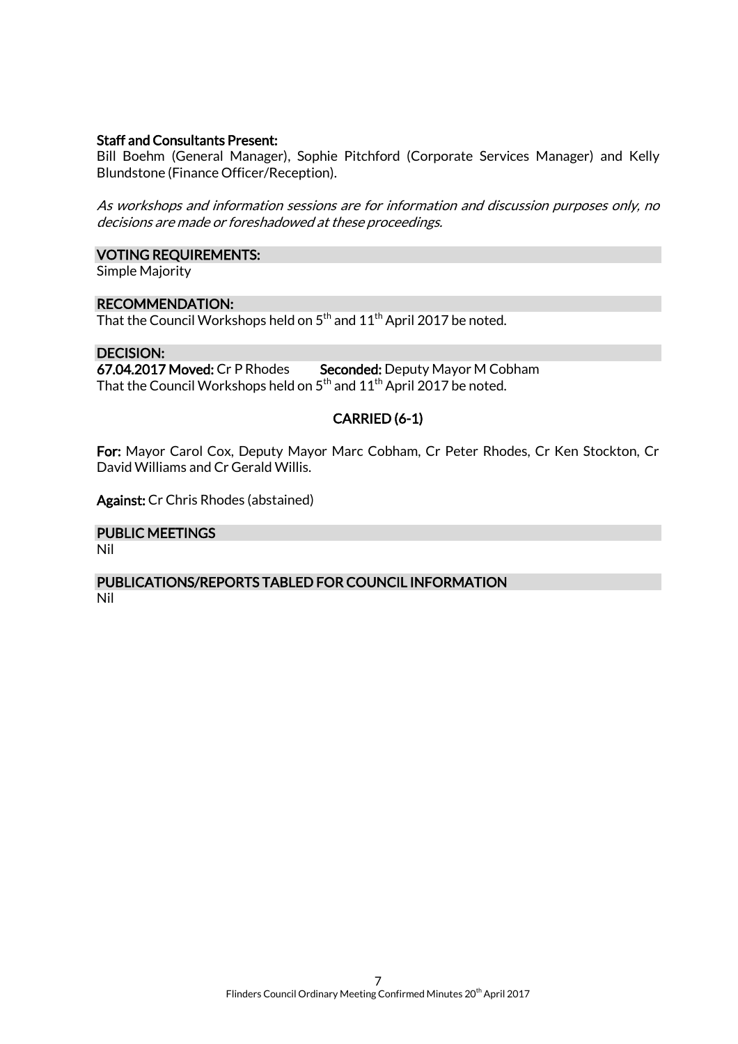**Staff and Consultants Present:**
Bill Boehm (General Manager), Sophie Pitchford (Corporate Services Manager) and Kelly Blundstone (Finance Officer/Reception).

*As workshops and information sessions are for information and discussion purposes only, no decisions are made or foreshadowed at these proceedings.*

**VOTING REQUIREMENTS:**
Simple Majority

**RECOMMENDATION:**
That the Council Workshops held on 5th and 11th April 2017 be noted.

**DECISION:**
**67.04.2017 Moved:** Cr P Rhodes **Seconded:** Deputy Mayor M Cobham
That the Council Workshops held on 5th and 11th April 2017 be noted.

**CARRIED (6-1)**

**For:** Mayor Carol Cox, Deputy Mayor Marc Cobham, Cr Peter Rhodes, Cr Ken Stockton, Cr David Williams and Cr Gerald Willis.

**Against:** Cr Chris Rhodes (abstained)

**PUBLIC MEETINGS**
Nil

**PUBLICATIONS/REPORTS TABLED FOR COUNCIL INFORMATION**
Nil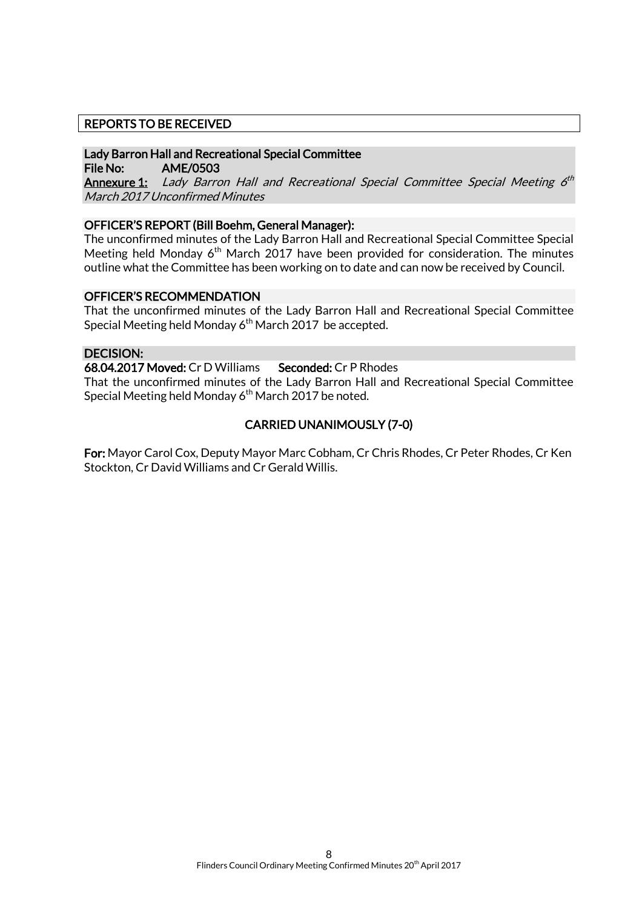## REPORTS TO BE RECEIVED

### Lady Barron Hall and Recreational Special Committee

**File No:** AME/0503

**Annexure 1:** *Lady Barron Hall and Recreational Special Committee Special Meeting 6th March 2017 Unconfirmed Minutes*

**OFFICER'S REPORT (Bill Boehm, General Manager):**

The unconfirmed minutes of the Lady Barron Hall and Recreational Special Committee Special Meeting held Monday 6th March 2017 have been provided for consideration. The minutes outline what the Committee has been working on to date and can now be received by Council.

**OFFICER'S RECOMMENDATION**

That the unconfirmed minutes of the Lady Barron Hall and Recreational Special Committee Special Meeting held Monday 6th March 2017 be accepted.

**DECISION:**

**68.04.2017 Moved:** Cr D Williams **Seconded:** Cr P Rhodes

That the unconfirmed minutes of the Lady Barron Hall and Recreational Special Committee Special Meeting held Monday 6th March 2017 be noted.

**CARRIED UNANIMOUSLY (7-0)**

**For:** Mayor Carol Cox, Deputy Mayor Marc Cobham, Cr Chris Rhodes, Cr Peter Rhodes, Cr Ken Stockton, Cr David Williams and Cr Gerald Willis.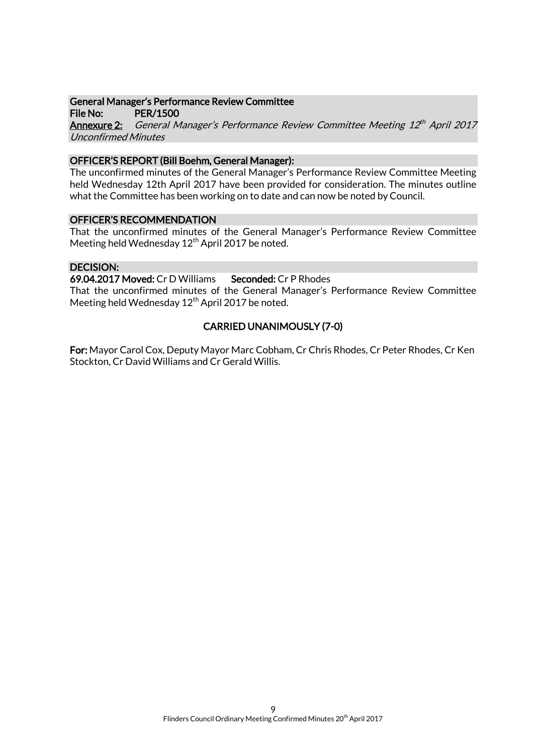**General Manager's Performance Review Committee**
**File No:** PER/1500
**Annexure 2:** *General Manager's Performance Review Committee Meeting 12th April 2017 Unconfirmed Minutes*

**OFFICER'S REPORT (Bill Boehm, General Manager):**

The unconfirmed minutes of the General Manager's Performance Review Committee Meeting held Wednesday 12th April 2017 have been provided for consideration. The minutes outline what the Committee has been working on to date and can now be noted by Council.

**OFFICER'S RECOMMENDATION**

That the unconfirmed minutes of the General Manager's Performance Review Committee Meeting held Wednesday 12th April 2017 be noted.

**DECISION:**

**69.04.2017 Moved:** Cr D Williams **Seconded:** Cr P Rhodes

That the unconfirmed minutes of the General Manager's Performance Review Committee Meeting held Wednesday 12th April 2017 be noted.

**CARRIED UNANIMOUSLY (7-0)**

**For:** Mayor Carol Cox, Deputy Mayor Marc Cobham, Cr Chris Rhodes, Cr Peter Rhodes, Cr Ken Stockton, Cr David Williams and Cr Gerald Willis.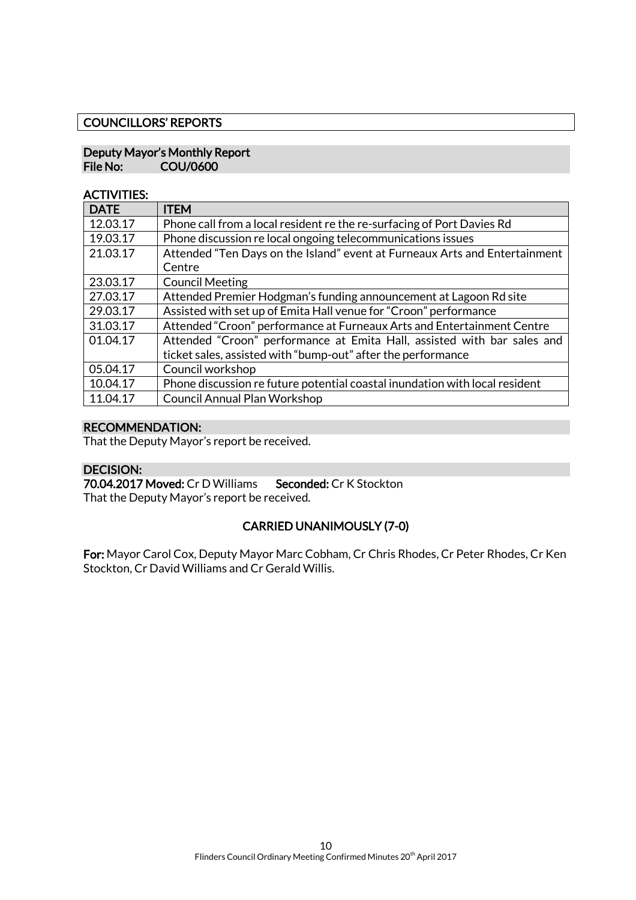## COUNCILLORS' REPORTS

### Deputy Mayor's Monthly Report

**File No:** COU/0600

**ACTIVITIES:**

| DATE | ITEM |
| --- | --- |
| 12.03.17 | Phone call from a local resident re the re-surfacing of Port Davies Rd |
| 19.03.17 | Phone discussion re local ongoing telecommunications issues |
| 21.03.17 | Attended "Ten Days on the Island" event at Furneaux Arts and Entertainment Centre |
| 23.03.17 | Council Meeting |
| 27.03.17 | Attended Premier Hodgman's funding announcement at Lagoon Rd site |
| 29.03.17 | Assisted with set up of Emita Hall venue for "Croon" performance |
| 31.03.17 | Attended "Croon" performance at Furneaux Arts and Entertainment Centre |
| 01.04.17 | Attended "Croon" performance at Emita Hall, assisted with bar sales and ticket sales, assisted with "bump-out" after the performance |
| 05.04.17 | Council workshop |
| 10.04.17 | Phone discussion re future potential coastal inundation with local resident |
| 11.04.17 | Council Annual Plan Workshop |

**RECOMMENDATION:**

That the Deputy Mayor's report be received.

**DECISION:**

**70.04.2017 Moved:** Cr D Williams **Seconded:** Cr K Stockton

That the Deputy Mayor's report be received.

**CARRIED UNANIMOUSLY (7-0)**

**For:** Mayor Carol Cox, Deputy Mayor Marc Cobham, Cr Chris Rhodes, Cr Peter Rhodes, Cr Ken Stockton, Cr David Williams and Cr Gerald Willis.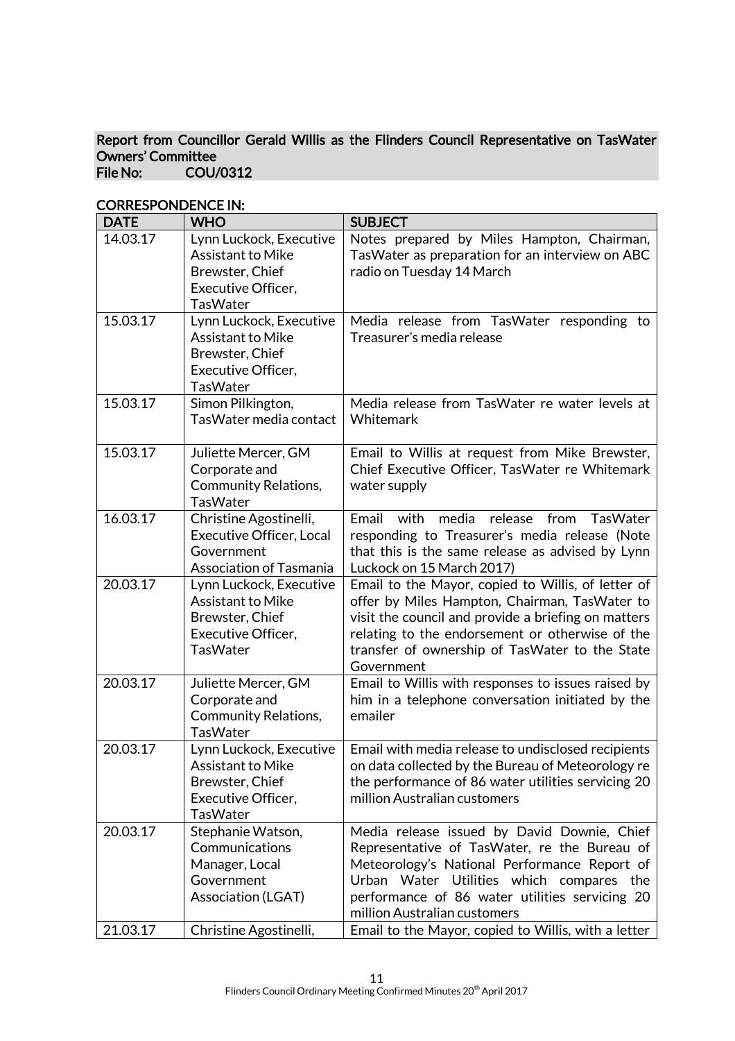## Report from Councillor Gerald Willis as the Flinders Council Representative on TasWater Owners' Committee

**File No: COU/0312**

**CORRESPONDENCE IN:**

| DATE | WHO | SUBJECT |
| --- | --- | --- |
| 14.03.17 | Lynn Luckock, Executive Assistant to Mike Brewster, Chief Executive Officer, TasWater | Notes prepared by Miles Hampton, Chairman, TasWater as preparation for an interview on ABC radio on Tuesday 14 March |
| 15.03.17 | Lynn Luckock, Executive Assistant to Mike Brewster, Chief Executive Officer, TasWater | Media release from TasWater responding to Treasurer's media release |
| 15.03.17 | Simon Pilkington, TasWater media contact | Media release from TasWater re water levels at Whitemark |
| 15.03.17 | Juliette Mercer, GM Corporate and Community Relations, TasWater | Email to Willis at request from Mike Brewster, Chief Executive Officer, TasWater re Whitemark water supply |
| 16.03.17 | Christine Agostinelli, Executive Officer, Local Government Association of Tasmania | Email with media release from TasWater responding to Treasurer's media release (Note that this is the same release as advised by Lynn Luckock on 15 March 2017) |
| 20.03.17 | Lynn Luckock, Executive Assistant to Mike Brewster, Chief Executive Officer, TasWater | Email to the Mayor, copied to Willis, of letter of offer by Miles Hampton, Chairman, TasWater to visit the council and provide a briefing on matters relating to the endorsement or otherwise of the transfer of ownership of TasWater to the State Government |
| 20.03.17 | Juliette Mercer, GM Corporate and Community Relations, TasWater | Email to Willis with responses to issues raised by him in a telephone conversation initiated by the emailer |
| 20.03.17 | Lynn Luckock, Executive Assistant to Mike Brewster, Chief Executive Officer, TasWater | Email with media release to undisclosed recipients on data collected by the Bureau of Meteorology re the performance of 86 water utilities servicing 20 million Australian customers |
| 20.03.17 | Stephanie Watson, Communications Manager, Local Government Association (LGAT) | Media release issued by David Downie, Chief Representative of TasWater, re the Bureau of Meteorology's National Performance Report of Urban Water Utilities which compares the performance of 86 water utilities servicing 20 million Australian customers |
| 21.03.17 | Christine Agostinelli, | Email to the Mayor, copied to Willis, with a letter |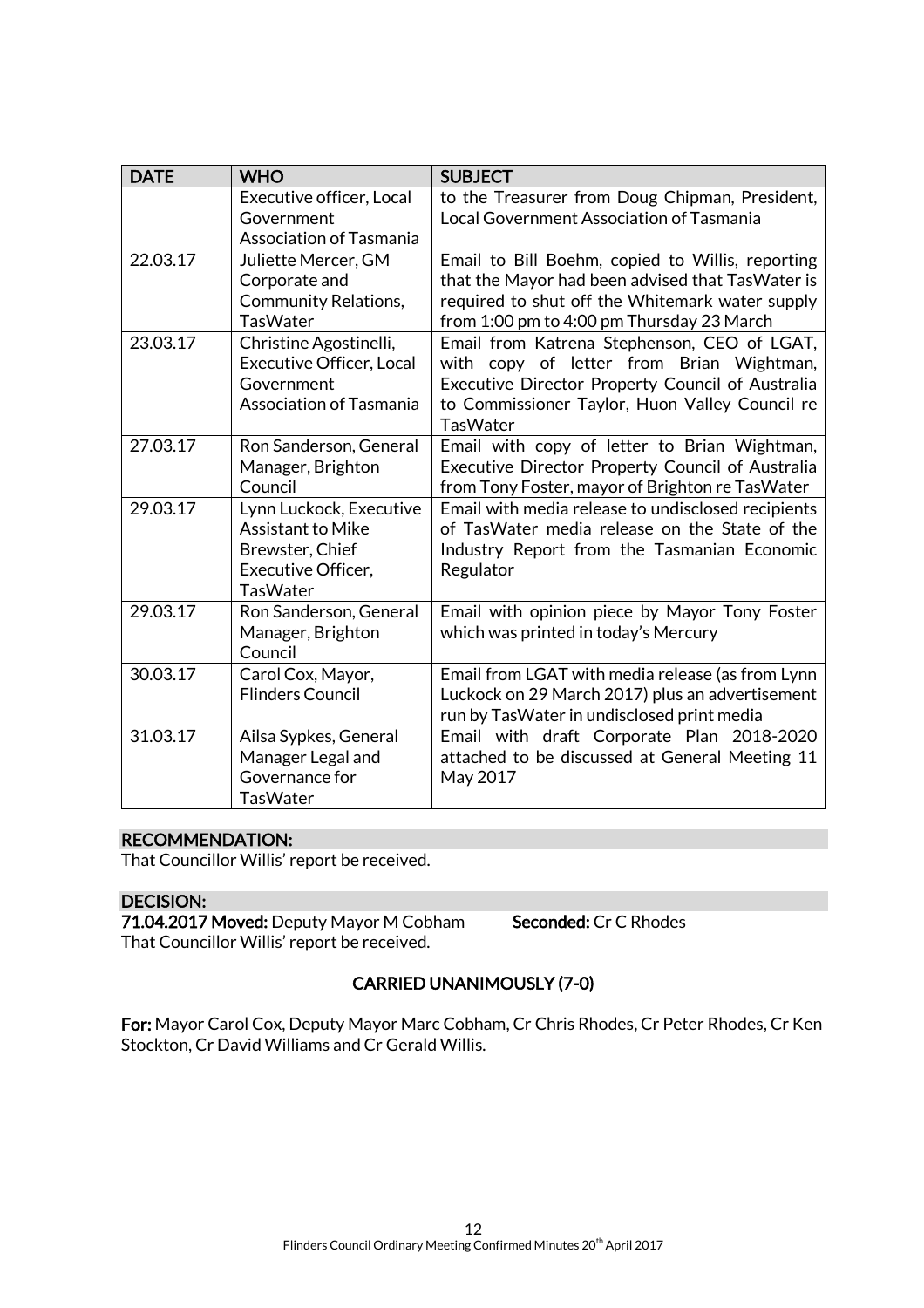| DATE | WHO | SUBJECT |
|---|---|---|
| | Executive officer, Local Government Association of Tasmania | to the Treasurer from Doug Chipman, President, Local Government Association of Tasmania |
| 22.03.17 | Juliette Mercer, GM Corporate and Community Relations, TasWater | Email to Bill Boehm, copied to Willis, reporting that the Mayor had been advised that TasWater is required to shut off the Whitemark water supply from 1:00 pm to 4:00 pm Thursday 23 March |
| 23.03.17 | Christine Agostinelli, Executive Officer, Local Government Association of Tasmania | Email from Katrena Stephenson, CEO of LGAT, with copy of letter from Brian Wightman, Executive Director Property Council of Australia to Commissioner Taylor, Huon Valley Council re TasWater |
| 27.03.17 | Ron Sanderson, General Manager, Brighton Council | Email with copy of letter to Brian Wightman, Executive Director Property Council of Australia from Tony Foster, mayor of Brighton re TasWater |
| 29.03.17 | Lynn Luckock, Executive Assistant to Mike Brewster, Chief Executive Officer, TasWater | Email with media release to undisclosed recipients of TasWater media release on the State of the Industry Report from the Tasmanian Economic Regulator |
| 29.03.17 | Ron Sanderson, General Manager, Brighton Council | Email with opinion piece by Mayor Tony Foster which was printed in today's Mercury |
| 30.03.17 | Carol Cox, Mayor, Flinders Council | Email from LGAT with media release (as from Lynn Luckock on 29 March 2017) plus an advertisement run by TasWater in undisclosed print media |
| 31.03.17 | Ailsa Sypkes, General Manager Legal and Governance for TasWater | Email with draft Corporate Plan 2018-2020 attached to be discussed at General Meeting 11 May 2017 |

**RECOMMENDATION:**

That Councillor Willis' report be received.

**DECISION:**

**71.04.2017 Moved:** Deputy Mayor M Cobham **Seconded:** Cr C Rhodes

That Councillor Willis' report be received.

**CARRIED UNANIMOUSLY (7-0)**

**For:** Mayor Carol Cox, Deputy Mayor Marc Cobham, Cr Chris Rhodes, Cr Peter Rhodes, Cr Ken Stockton, Cr David Williams and Cr Gerald Willis.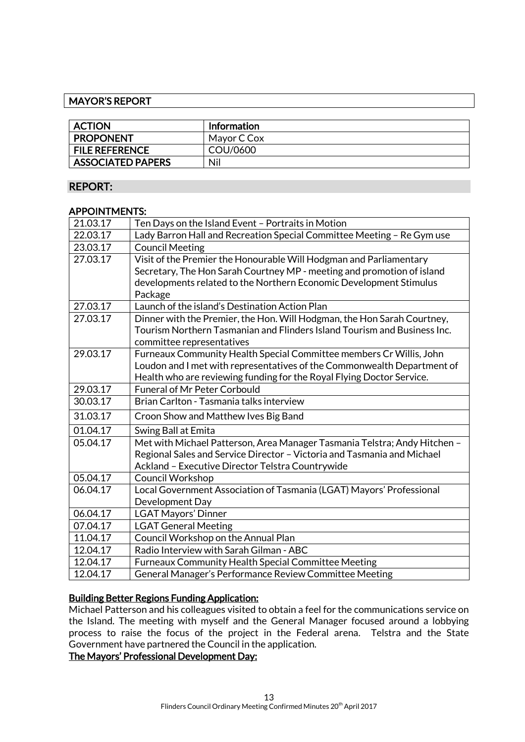## MAYOR'S REPORT

| ACTION | Information |
|---|---|
| PROPONENT | Mayor C Cox |
| FILE REFERENCE | COU/0600 |
| ASSOCIATED PAPERS | Nil |

## REPORT:

### APPOINTMENTS:

| | |
|---|---|
| 21.03.17 | Ten Days on the Island Event – Portraits in Motion |
| 22.03.17 | Lady Barron Hall and Recreation Special Committee Meeting – Re Gym use |
| 23.03.17 | Council Meeting |
| 27.03.17 | Visit of the Premier the Honourable Will Hodgman and Parliamentary Secretary, The Hon Sarah Courtney MP - meeting and promotion of island developments related to the Northern Economic Development Stimulus Package |
| 27.03.17 | Launch of the island's Destination Action Plan |
| 27.03.17 | Dinner with the Premier, the Hon. Will Hodgman, the Hon Sarah Courtney, Tourism Northern Tasmanian and Flinders Island Tourism and Business Inc. committee representatives |
| 29.03.17 | Furneaux Community Health Special Committee members Cr Willis, John Loudon and I met with representatives of the Commonwealth Department of Health who are reviewing funding for the Royal Flying Doctor Service. |
| 29.03.17 | Funeral of Mr Peter Corbould |
| 30.03.17 | Brian Carlton - Tasmania talks interview |
| 31.03.17 | Croon Show and Matthew Ives Big Band |
| 01.04.17 | Swing Ball at Emita |
| 05.04.17 | Met with Michael Patterson, Area Manager Tasmania Telstra; Andy Hitchen – Regional Sales and Service Director – Victoria and Tasmania and Michael Ackland – Executive Director Telstra Countrywide |
| 05.04.17 | Council Workshop |
| 06.04.17 | Local Government Association of Tasmania (LGAT) Mayors' Professional Development Day |
| 06.04.17 | LGAT Mayors' Dinner |
| 07.04.17 | LGAT General Meeting |
| 11.04.17 | Council Workshop on the Annual Plan |
| 12.04.17 | Radio Interview with Sarah Gilman - ABC |
| 12.04.17 | Furneaux Community Health Special Committee Meeting |
| 12.04.17 | General Manager's Performance Review Committee Meeting |

**Building Better Regions Funding Application:**

Michael Patterson and his colleagues visited to obtain a feel for the communications service on the Island. The meeting with myself and the General Manager focused around a lobbying process to raise the focus of the project in the Federal arena. Telstra and the State Government have partnered the Council in the application.

**The Mayors' Professional Development Day:**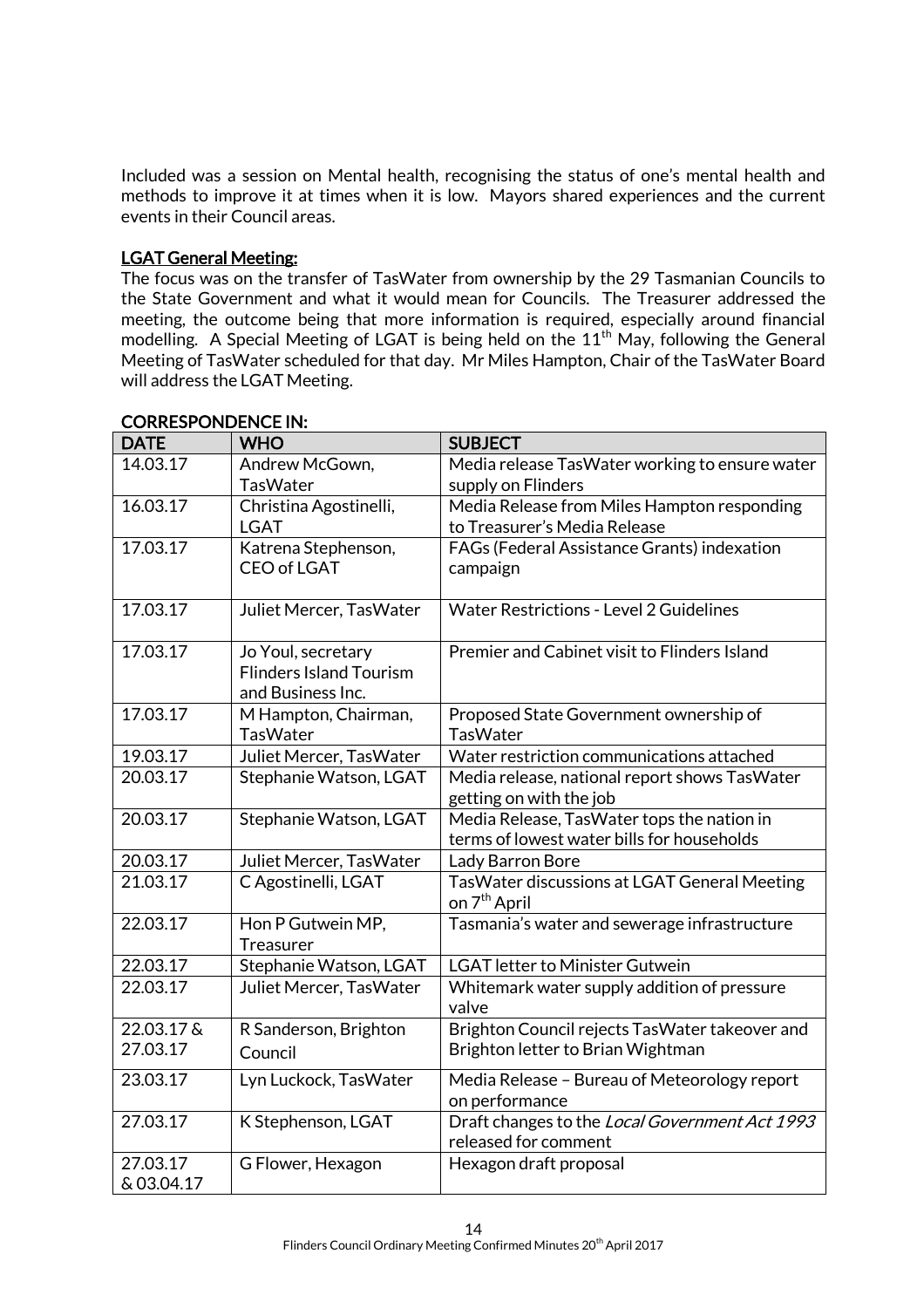Included was a session on Mental health, recognising the status of one's mental health and methods to improve it at times when it is low. Mayors shared experiences and the current events in their Council areas.

**LGAT General Meeting:**

The focus was on the transfer of TasWater from ownership by the 29 Tasmanian Councils to the State Government and what it would mean for Councils. The Treasurer addressed the meeting, the outcome being that more information is required, especially around financial modelling. A Special Meeting of LGAT is being held on the 11th May, following the General Meeting of TasWater scheduled for that day. Mr Miles Hampton, Chair of the TasWater Board will address the LGAT Meeting.

**CORRESPONDENCE IN:**

| DATE | WHO | SUBJECT |
|---|---|---|
| 14.03.17 | Andrew McGown, TasWater | Media release TasWater working to ensure water supply on Flinders |
| 16.03.17 | Christina Agostinelli, LGAT | Media Release from Miles Hampton responding to Treasurer's Media Release |
| 17.03.17 | Katrena Stephenson, CEO of LGAT | FAGs (Federal Assistance Grants) indexation campaign |
| 17.03.17 | Juliet Mercer, TasWater | Water Restrictions - Level 2 Guidelines |
| 17.03.17 | Jo Youl, secretary Flinders Island Tourism and Business Inc. | Premier and Cabinet visit to Flinders Island |
| 17.03.17 | M Hampton, Chairman, TasWater | Proposed State Government ownership of TasWater |
| 19.03.17 | Juliet Mercer, TasWater | Water restriction communications attached |
| 20.03.17 | Stephanie Watson, LGAT | Media release, national report shows TasWater getting on with the job |
| 20.03.17 | Stephanie Watson, LGAT | Media Release, TasWater tops the nation in terms of lowest water bills for households |
| 20.03.17 | Juliet Mercer, TasWater | Lady Barron Bore |
| 21.03.17 | C Agostinelli, LGAT | TasWater discussions at LGAT General Meeting on 7th April |
| 22.03.17 | Hon P Gutwein MP, Treasurer | Tasmania's water and sewerage infrastructure |
| 22.03.17 | Stephanie Watson, LGAT | LGAT letter to Minister Gutwein |
| 22.03.17 | Juliet Mercer, TasWater | Whitemark water supply addition of pressure valve |
| 22.03.17 & 27.03.17 | R Sanderson, Brighton Council | Brighton Council rejects TasWater takeover and Brighton letter to Brian Wightman |
| 23.03.17 | Lyn Luckock, TasWater | Media Release – Bureau of Meteorology report on performance |
| 27.03.17 | K Stephenson, LGAT | Draft changes to the *Local Government Act 1993* released for comment |
| 27.03.17 & 03.04.17 | G Flower, Hexagon | Hexagon draft proposal |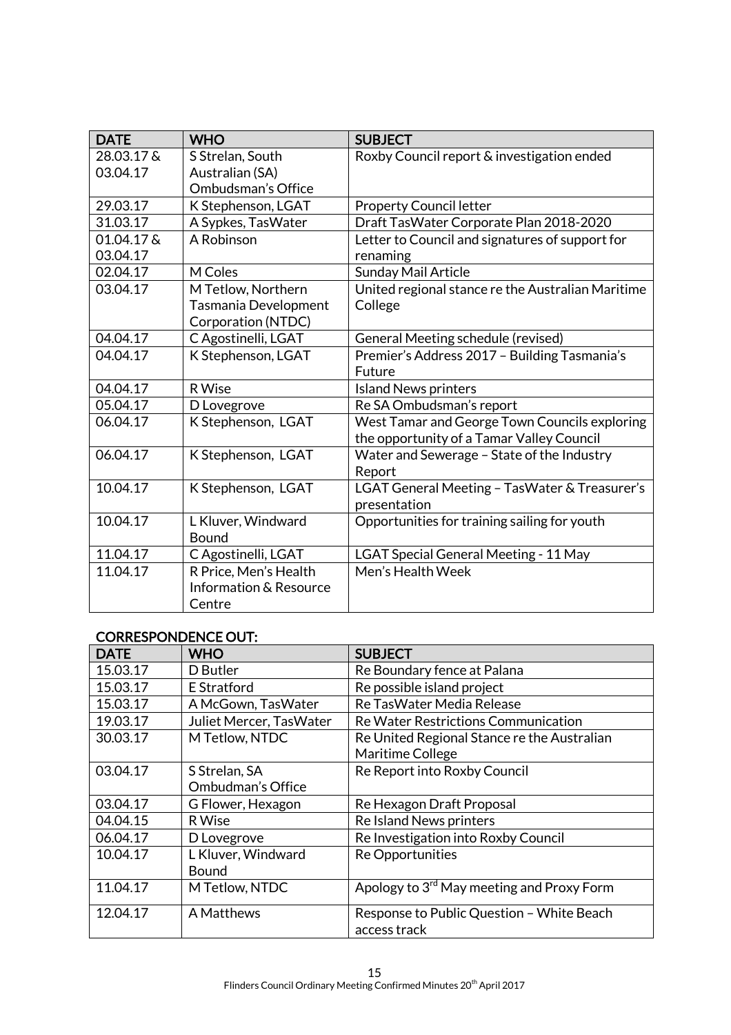| DATE | WHO | SUBJECT |
|---|---|---|
| 28.03.17 & 03.04.17 | S Strelan, South Australian (SA) Ombudsman's Office | Roxby Council report & investigation ended |
| 29.03.17 | K Stephenson, LGAT | Property Council letter |
| 31.03.17 | A Sypkes, TasWater | Draft TasWater Corporate Plan 2018-2020 |
| 01.04.17 & 03.04.17 | A Robinson | Letter to Council and signatures of support for renaming |
| 02.04.17 | M Coles | Sunday Mail Article |
| 03.04.17 | M Tetlow, Northern Tasmania Development Corporation (NTDC) | United regional stance re the Australian Maritime College |
| 04.04.17 | C Agostinelli, LGAT | General Meeting schedule (revised) |
| 04.04.17 | K Stephenson, LGAT | Premier's Address 2017 – Building Tasmania's Future |
| 04.04.17 | R Wise | Island News printers |
| 05.04.17 | D Lovegrove | Re SA Ombudsman's report |
| 06.04.17 | K Stephenson, LGAT | West Tamar and George Town Councils exploring the opportunity of a Tamar Valley Council |
| 06.04.17 | K Stephenson, LGAT | Water and Sewerage – State of the Industry Report |
| 10.04.17 | K Stephenson, LGAT | LGAT General Meeting – TasWater & Treasurer's presentation |
| 10.04.17 | L Kluver, Windward Bound | Opportunities for training sailing for youth |
| 11.04.17 | C Agostinelli, LGAT | LGAT Special General Meeting - 11 May |
| 11.04.17 | R Price, Men's Health Information & Resource Centre | Men's Health Week |

**CORRESPONDENCE OUT:**

| DATE | WHO | SUBJECT |
|---|---|---|
| 15.03.17 | D Butler | Re Boundary fence at Palana |
| 15.03.17 | E Stratford | Re possible island project |
| 15.03.17 | A McGown, TasWater | Re TasWater Media Release |
| 19.03.17 | Juliet Mercer, TasWater | Re Water Restrictions Communication |
| 30.03.17 | M Tetlow, NTDC | Re United Regional Stance re the Australian Maritime College |
| 03.04.17 | S Strelan, SA Ombudman's Office | Re Report into Roxby Council |
| 03.04.17 | G Flower, Hexagon | Re Hexagon Draft Proposal |
| 04.04.15 | R Wise | Re Island News printers |
| 06.04.17 | D Lovegrove | Re Investigation into Roxby Council |
| 10.04.17 | L Kluver, Windward Bound | Re Opportunities |
| 11.04.17 | M Tetlow, NTDC | Apology to 3rd May meeting and Proxy Form |
| 12.04.17 | A Matthews | Response to Public Question – White Beach access track |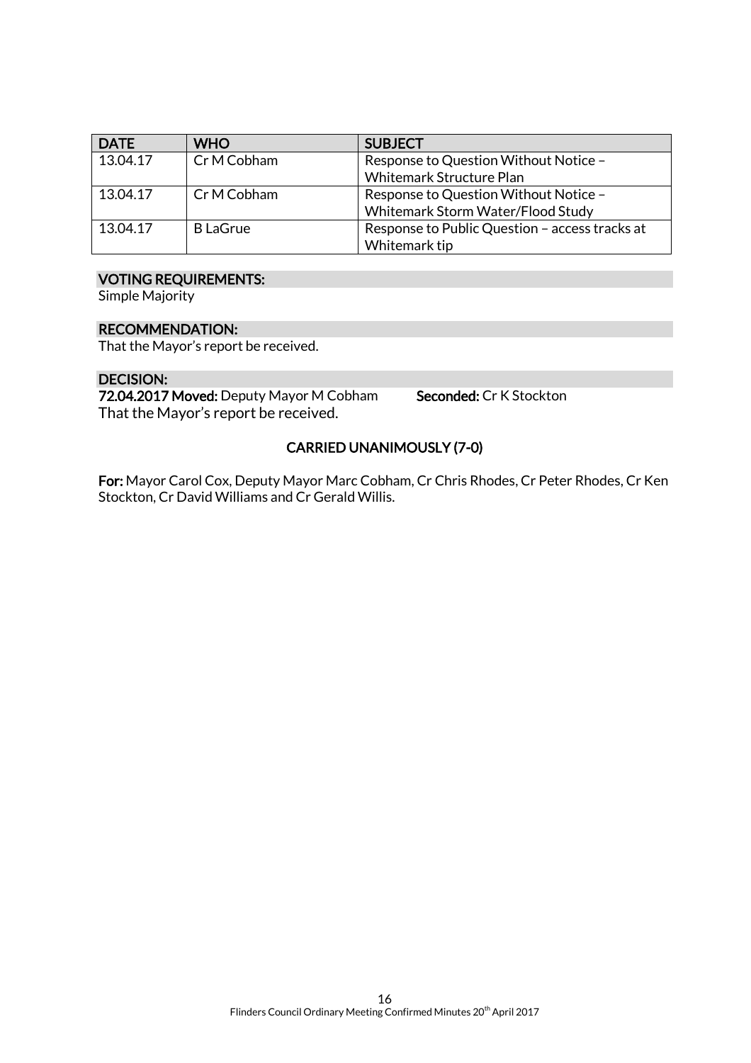| DATE | WHO | SUBJECT |
| --- | --- | --- |
| 13.04.17 | Cr M Cobham | Response to Question Without Notice – Whitemark Structure Plan |
| 13.04.17 | Cr M Cobham | Response to Question Without Notice – Whitemark Storm Water/Flood Study |
| 13.04.17 | B LaGrue | Response to Public Question – access tracks at Whitemark tip |

**VOTING REQUIREMENTS:**

Simple Majority

**RECOMMENDATION:**

That the Mayor's report be received.

**DECISION:**

**72.04.2017 Moved:** Deputy Mayor M Cobham **Seconded:** Cr K Stockton

That the Mayor's report be received.

**CARRIED UNANIMOUSLY (7-0)**

**For:** Mayor Carol Cox, Deputy Mayor Marc Cobham, Cr Chris Rhodes, Cr Peter Rhodes, Cr Ken Stockton, Cr David Williams and Cr Gerald Willis.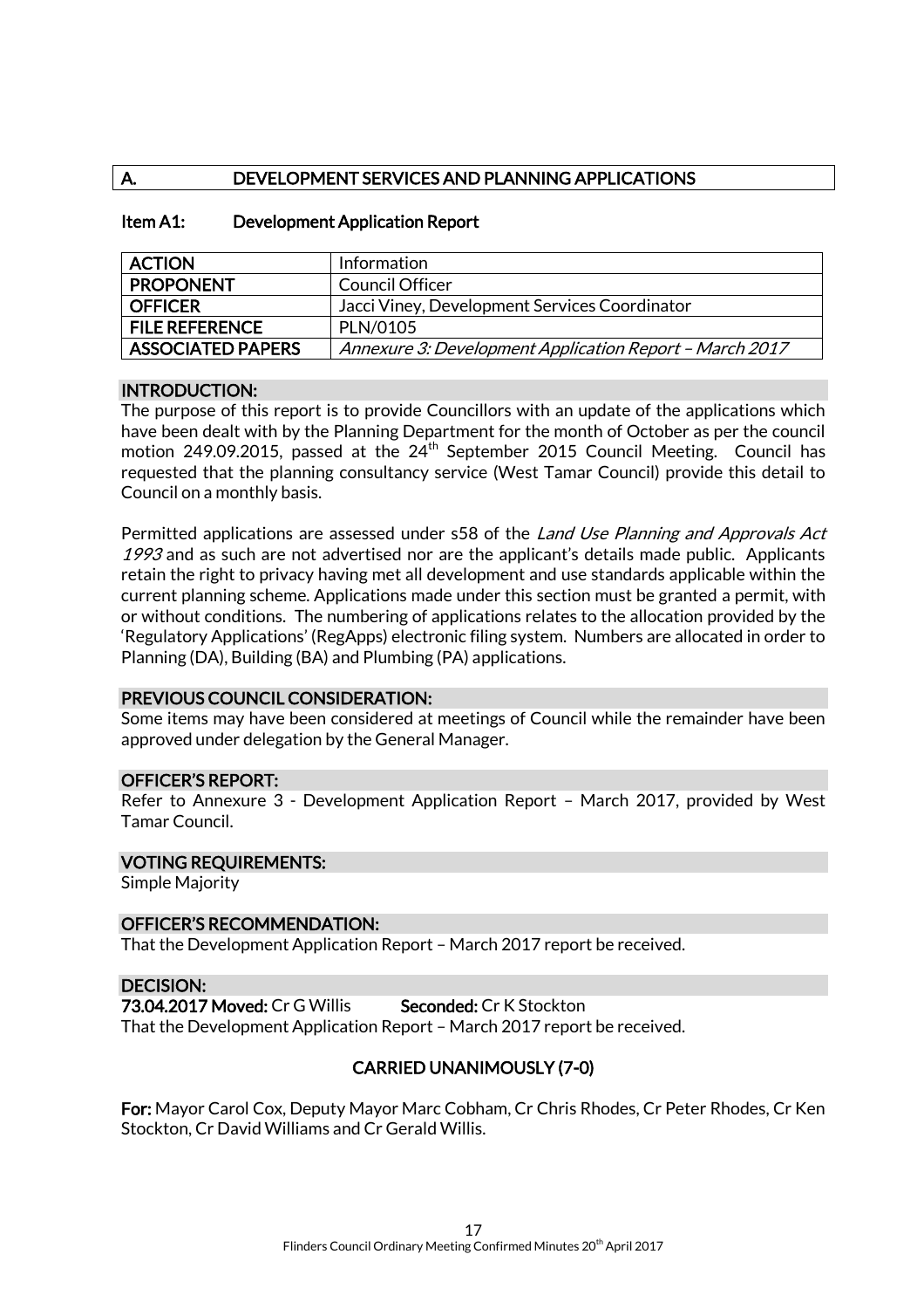## A. DEVELOPMENT SERVICES AND PLANNING APPLICATIONS

### Item A1: Development Application Report

| ACTION | Information |
|---|---|
| PROPONENT | Council Officer |
| OFFICER | Jacci Viney, Development Services Coordinator |
| FILE REFERENCE | PLN/0105 |
| ASSOCIATED PAPERS | *Annexure 3: Development Application Report – March 2017* |

**INTRODUCTION:**

The purpose of this report is to provide Councillors with an update of the applications which have been dealt with by the Planning Department for the month of October as per the council motion 249.09.2015, passed at the 24th September 2015 Council Meeting. Council has requested that the planning consultancy service (West Tamar Council) provide this detail to Council on a monthly basis.

Permitted applications are assessed under s58 of the *Land Use Planning and Approvals Act 1993* and as such are not advertised nor are the applicant's details made public. Applicants retain the right to privacy having met all development and use standards applicable within the current planning scheme. Applications made under this section must be granted a permit, with or without conditions. The numbering of applications relates to the allocation provided by the 'Regulatory Applications' (RegApps) electronic filing system. Numbers are allocated in order to Planning (DA), Building (BA) and Plumbing (PA) applications.

**PREVIOUS COUNCIL CONSIDERATION:**

Some items may have been considered at meetings of Council while the remainder have been approved under delegation by the General Manager.

**OFFICER'S REPORT:**

Refer to Annexure 3 - Development Application Report – March 2017, provided by West Tamar Council.

**VOTING REQUIREMENTS:**

Simple Majority

**OFFICER'S RECOMMENDATION:**

That the Development Application Report – March 2017 report be received.

**DECISION:**

**73.04.2017 Moved:** Cr G Willis **Seconded:** Cr K Stockton

That the Development Application Report – March 2017 report be received.

**CARRIED UNANIMOUSLY (7-0)**

**For:** Mayor Carol Cox, Deputy Mayor Marc Cobham, Cr Chris Rhodes, Cr Peter Rhodes, Cr Ken Stockton, Cr David Williams and Cr Gerald Willis.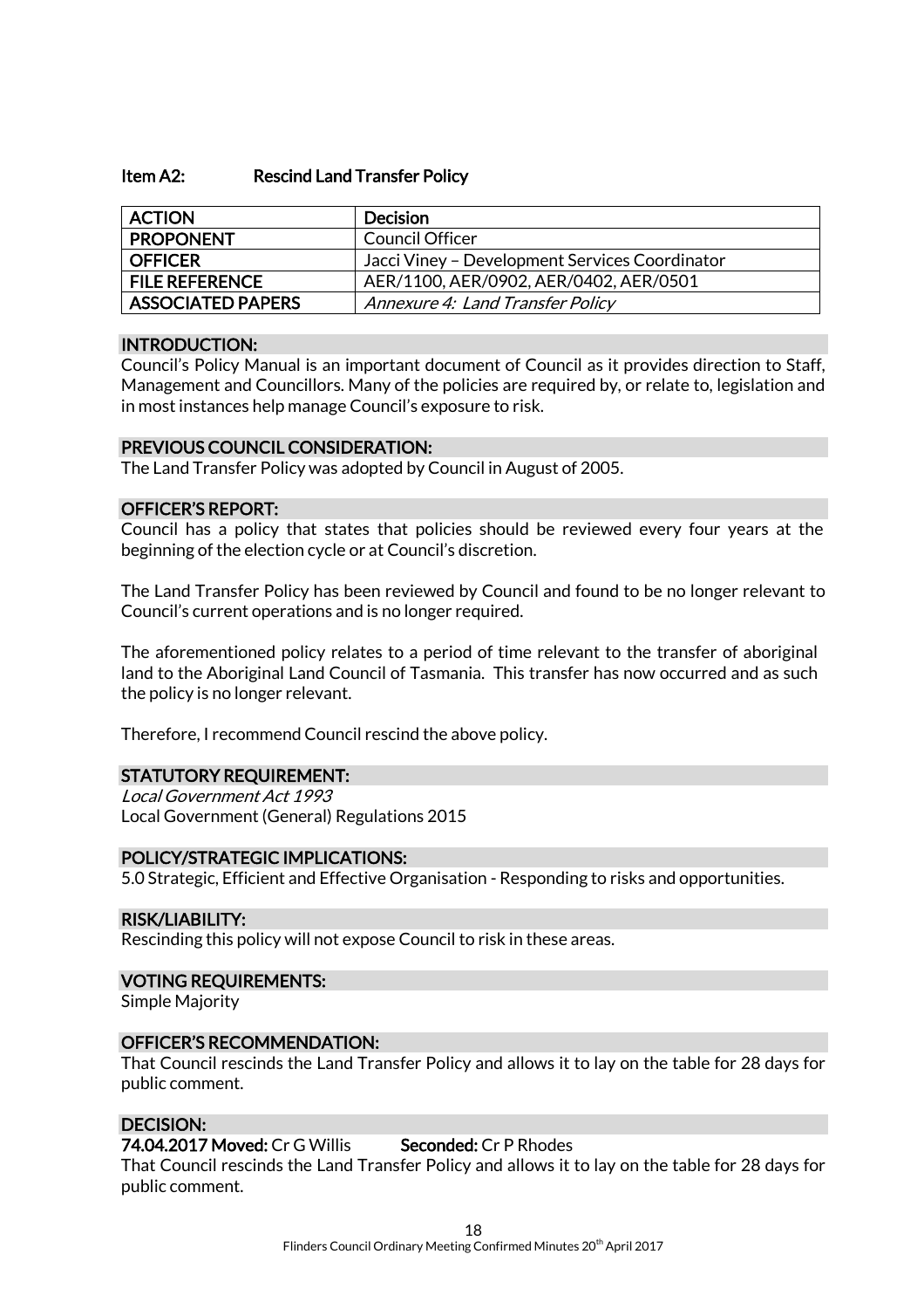### Item A2: Rescind Land Transfer Policy

| ACTION | Decision |
|---|---|
| PROPONENT | Council Officer |
| OFFICER | Jacci Viney – Development Services Coordinator |
| FILE REFERENCE | AER/1100, AER/0902, AER/0402, AER/0501 |
| ASSOCIATED PAPERS | *Annexure 4: Land Transfer Policy* |

#### INTRODUCTION:

Council's Policy Manual is an important document of Council as it provides direction to Staff, Management and Councillors. Many of the policies are required by, or relate to, legislation and in most instances help manage Council's exposure to risk.

#### PREVIOUS COUNCIL CONSIDERATION:

The Land Transfer Policy was adopted by Council in August of 2005.

#### OFFICER'S REPORT:

Council has a policy that states that policies should be reviewed every four years at the beginning of the election cycle or at Council's discretion.

The Land Transfer Policy has been reviewed by Council and found to be no longer relevant to Council's current operations and is no longer required.

The aforementioned policy relates to a period of time relevant to the transfer of aboriginal land to the Aboriginal Land Council of Tasmania. This transfer has now occurred and as such the policy is no longer relevant.

Therefore, I recommend Council rescind the above policy.

#### STATUTORY REQUIREMENT:

*Local Government Act 1993*
Local Government (General) Regulations 2015

#### POLICY/STRATEGIC IMPLICATIONS:

5.0 Strategic, Efficient and Effective Organisation - Responding to risks and opportunities.

#### RISK/LIABILITY:

Rescinding this policy will not expose Council to risk in these areas.

#### VOTING REQUIREMENTS:

Simple Majority

#### OFFICER'S RECOMMENDATION:

That Council rescinds the Land Transfer Policy and allows it to lay on the table for 28 days for public comment.

#### DECISION:

**74.04.2017 Moved:** Cr G Willis **Seconded:** Cr P Rhodes

That Council rescinds the Land Transfer Policy and allows it to lay on the table for 28 days for public comment.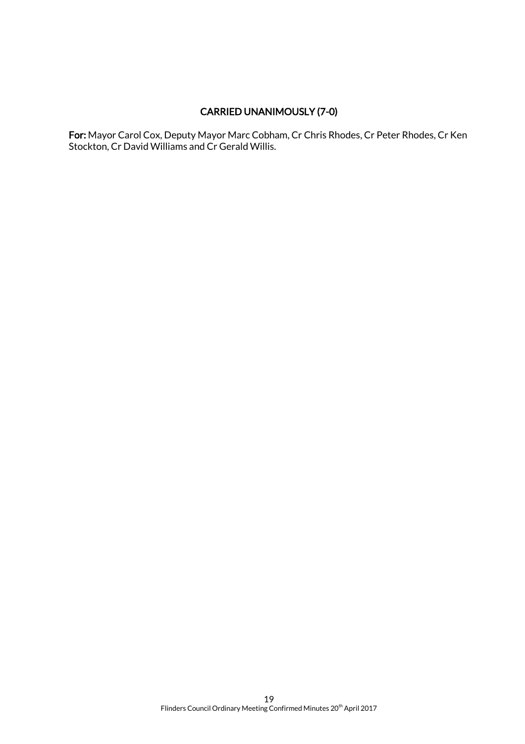**CARRIED UNANIMOUSLY (7-0)**

**For:** Mayor Carol Cox, Deputy Mayor Marc Cobham, Cr Chris Rhodes, Cr Peter Rhodes, Cr Ken Stockton, Cr David Williams and Cr Gerald Willis.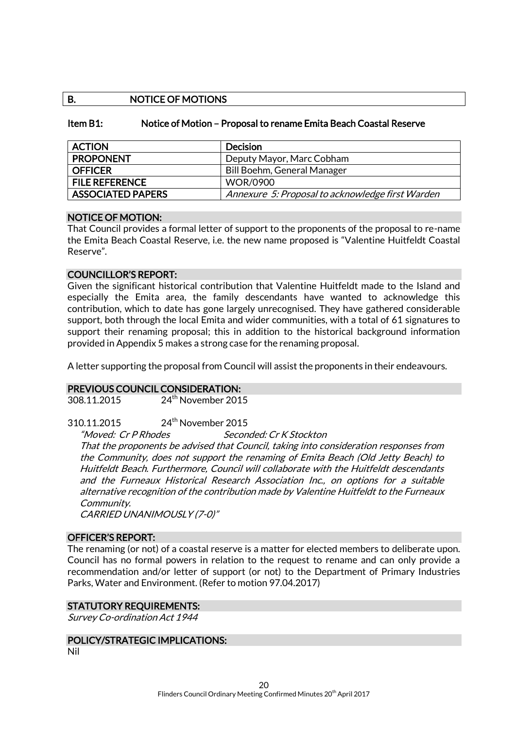## B. NOTICE OF MOTIONS

### Item B1: Notice of Motion – Proposal to rename Emita Beach Coastal Reserve

| ACTION | Decision |
|---|---|
| PROPONENT | Deputy Mayor, Marc Cobham |
| OFFICER | Bill Boehm, General Manager |
| FILE REFERENCE | WOR/0900 |
| ASSOCIATED PAPERS | *Annexure 5: Proposal to acknowledge first Warden* |

**NOTICE OF MOTION:**

That Council provides a formal letter of support to the proponents of the proposal to re-name the Emita Beach Coastal Reserve, i.e. the new name proposed is "Valentine Huitfeldt Coastal Reserve".

**COUNCILLOR'S REPORT:**

Given the significant historical contribution that Valentine Huitfeldt made to the Island and especially the Emita area, the family descendants have wanted to acknowledge this contribution, which to date has gone largely unrecognised. They have gathered considerable support, both through the local Emita and wider communities, with a total of 61 signatures to support their renaming proposal; this in addition to the historical background information provided in Appendix 5 makes a strong case for the renaming proposal.

A letter supporting the proposal from Council will assist the proponents in their endeavours.

**PREVIOUS COUNCIL CONSIDERATION:**

308.11.2015 24th November 2015

310.11.2015 24th November 2015

*"Moved: Cr P Rhodes Seconded: Cr K Stockton*

*That the proponents be advised that Council, taking into consideration responses from the Community, does not support the renaming of Emita Beach (Old Jetty Beach) to Huitfeldt Beach. Furthermore, Council will collaborate with the Huitfeldt descendants and the Furneaux Historical Research Association Inc., on options for a suitable alternative recognition of the contribution made by Valentine Huitfeldt to the Furneaux Community.*

*CARRIED UNANIMOUSLY (7-0)"*

**OFFICER'S REPORT:**

The renaming (or not) of a coastal reserve is a matter for elected members to deliberate upon. Council has no formal powers in relation to the request to rename and can only provide a recommendation and/or letter of support (or not) to the Department of Primary Industries Parks, Water and Environment. (Refer to motion 97.04.2017)

**STATUTORY REQUIREMENTS:**

*Survey Co-ordination Act 1944*

**POLICY/STRATEGIC IMPLICATIONS:**

Nil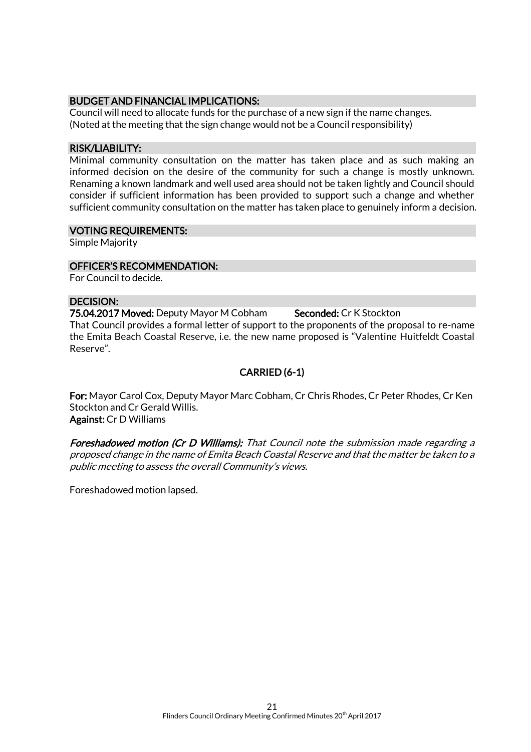### BUDGET AND FINANCIAL IMPLICATIONS:

Council will need to allocate funds for the purchase of a new sign if the name changes.
(Noted at the meeting that the sign change would not be a Council responsibility)

### RISK/LIABILITY:

Minimal community consultation on the matter has taken place and as such making an informed decision on the desire of the community for such a change is mostly unknown. Renaming a known landmark and well used area should not be taken lightly and Council should consider if sufficient information has been provided to support such a change and whether sufficient community consultation on the matter has taken place to genuinely inform a decision.

### VOTING REQUIREMENTS:

Simple Majority

### OFFICER'S RECOMMENDATION:

For Council to decide.

### DECISION:

**75.04.2017 Moved:** Deputy Mayor M Cobham **Seconded:** Cr K Stockton

That Council provides a formal letter of support to the proponents of the proposal to re-name the Emita Beach Coastal Reserve, i.e. the new name proposed is "Valentine Huitfeldt Coastal Reserve".

**CARRIED (6-1)**

**For:** Mayor Carol Cox, Deputy Mayor Marc Cobham, Cr Chris Rhodes, Cr Peter Rhodes, Cr Ken Stockton and Cr Gerald Willis.
**Against:** Cr D Williams

***Foreshadowed motion (Cr D Williams):*** *That Council note the submission made regarding a proposed change in the name of Emita Beach Coastal Reserve and that the matter be taken to a public meeting to assess the overall Community's views.*

Foreshadowed motion lapsed.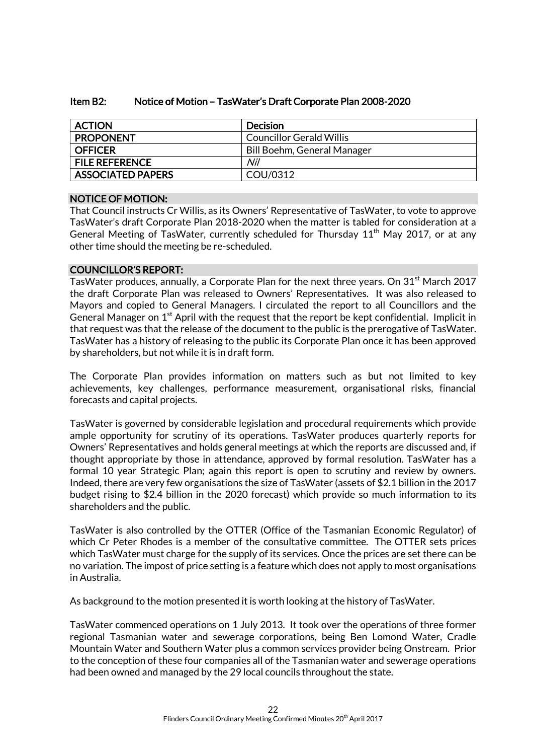### Item B2: Notice of Motion – TasWater's Draft Corporate Plan 2008-2020

| ACTION | Decision |
|---|---|
| PROPONENT | Councillor Gerald Willis |
| OFFICER | Bill Boehm, General Manager |
| FILE REFERENCE | *Nil* |
| ASSOCIATED PAPERS | COU/0312 |

**NOTICE OF MOTION:**

That Council instructs Cr Willis, as its Owners' Representative of TasWater, to vote to approve TasWater's draft Corporate Plan 2018-2020 when the matter is tabled for consideration at a General Meeting of TasWater, currently scheduled for Thursday 11th May 2017, or at any other time should the meeting be re-scheduled.

**COUNCILLOR'S REPORT:**

TasWater produces, annually, a Corporate Plan for the next three years. On 31st March 2017 the draft Corporate Plan was released to Owners' Representatives. It was also released to Mayors and copied to General Managers. I circulated the report to all Councillors and the General Manager on 1st April with the request that the report be kept confidential. Implicit in that request was that the release of the document to the public is the prerogative of TasWater. TasWater has a history of releasing to the public its Corporate Plan once it has been approved by shareholders, but not while it is in draft form.

The Corporate Plan provides information on matters such as but not limited to key achievements, key challenges, performance measurement, organisational risks, financial forecasts and capital projects.

TasWater is governed by considerable legislation and procedural requirements which provide ample opportunity for scrutiny of its operations. TasWater produces quarterly reports for Owners' Representatives and holds general meetings at which the reports are discussed and, if thought appropriate by those in attendance, approved by formal resolution. TasWater has a formal 10 year Strategic Plan; again this report is open to scrutiny and review by owners. Indeed, there are very few organisations the size of TasWater (assets of $2.1 billion in the 2017 budget rising to $2.4 billion in the 2020 forecast) which provide so much information to its shareholders and the public.

TasWater is also controlled by the OTTER (Office of the Tasmanian Economic Regulator) of which Cr Peter Rhodes is a member of the consultative committee. The OTTER sets prices which TasWater must charge for the supply of its services. Once the prices are set there can be no variation. The impost of price setting is a feature which does not apply to most organisations in Australia.

As background to the motion presented it is worth looking at the history of TasWater.

TasWater commenced operations on 1 July 2013. It took over the operations of three former regional Tasmanian water and sewerage corporations, being Ben Lomond Water, Cradle Mountain Water and Southern Water plus a common services provider being Onstream. Prior to the conception of these four companies all of the Tasmanian water and sewerage operations had been owned and managed by the 29 local councils throughout the state.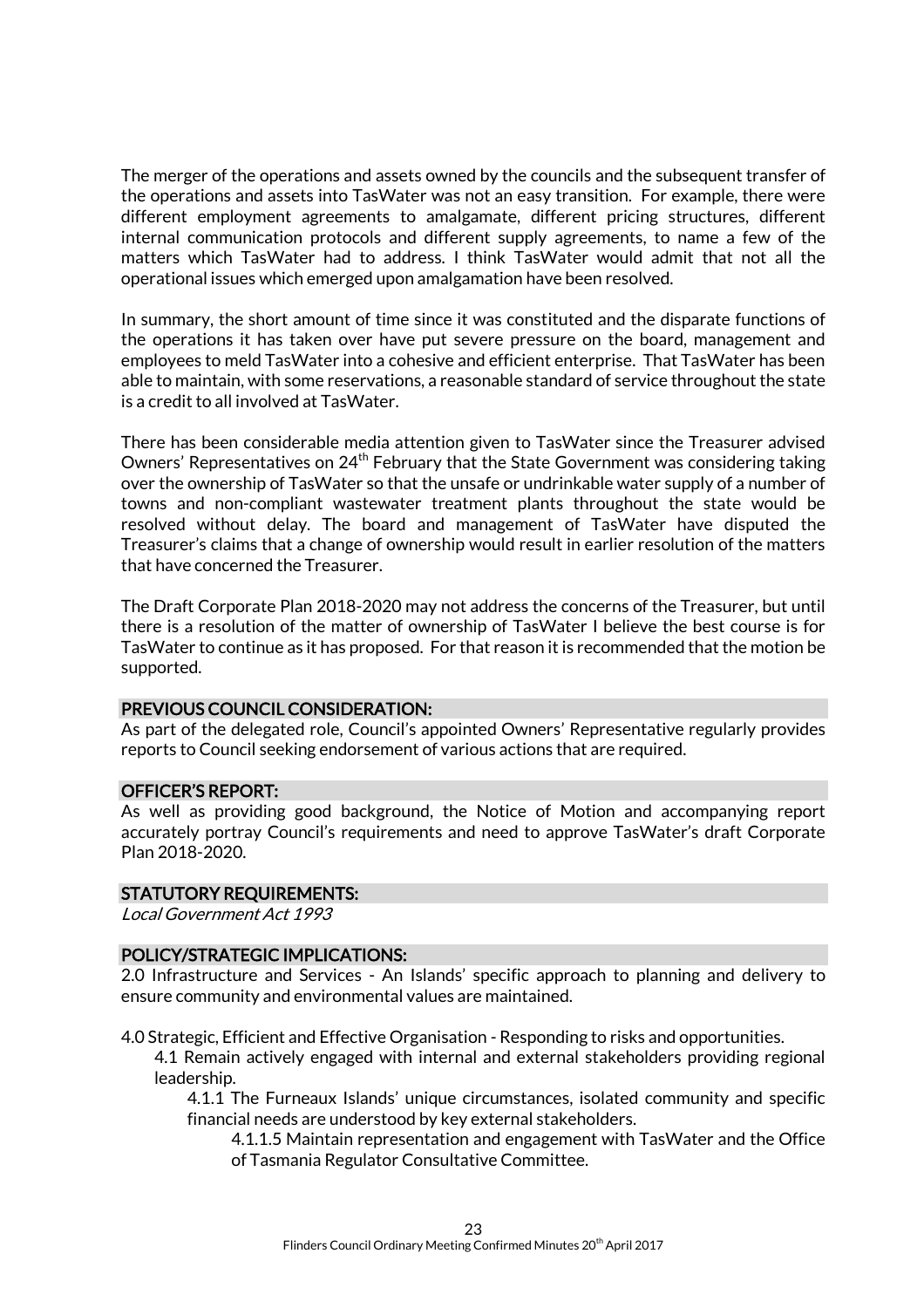The merger of the operations and assets owned by the councils and the subsequent transfer of the operations and assets into TasWater was not an easy transition. For example, there were different employment agreements to amalgamate, different pricing structures, different internal communication protocols and different supply agreements, to name a few of the matters which TasWater had to address. I think TasWater would admit that not all the operational issues which emerged upon amalgamation have been resolved.

In summary, the short amount of time since it was constituted and the disparate functions of the operations it has taken over have put severe pressure on the board, management and employees to meld TasWater into a cohesive and efficient enterprise. That TasWater has been able to maintain, with some reservations, a reasonable standard of service throughout the state is a credit to all involved at TasWater.

There has been considerable media attention given to TasWater since the Treasurer advised Owners' Representatives on 24th February that the State Government was considering taking over the ownership of TasWater so that the unsafe or undrinkable water supply of a number of towns and non-compliant wastewater treatment plants throughout the state would be resolved without delay. The board and management of TasWater have disputed the Treasurer's claims that a change of ownership would result in earlier resolution of the matters that have concerned the Treasurer.

The Draft Corporate Plan 2018-2020 may not address the concerns of the Treasurer, but until there is a resolution of the matter of ownership of TasWater I believe the best course is for TasWater to continue as it has proposed. For that reason it is recommended that the motion be supported.

## PREVIOUS COUNCIL CONSIDERATION:

As part of the delegated role, Council's appointed Owners' Representative regularly provides reports to Council seeking endorsement of various actions that are required.

## OFFICER'S REPORT:

As well as providing good background, the Notice of Motion and accompanying report accurately portray Council's requirements and need to approve TasWater's draft Corporate Plan 2018-2020.

## STATUTORY REQUIREMENTS:

*Local Government Act 1993*

## POLICY/STRATEGIC IMPLICATIONS:

2.0 Infrastructure and Services - An Islands' specific approach to planning and delivery to ensure community and environmental values are maintained.

4.0 Strategic, Efficient and Effective Organisation - Responding to risks and opportunities.

- 4.1 Remain actively engaged with internal and external stakeholders providing regional leadership.
  - 4.1.1 The Furneaux Islands' unique circumstances, isolated community and specific financial needs are understood by key external stakeholders.
    - 4.1.1.5 Maintain representation and engagement with TasWater and the Office of Tasmania Regulator Consultative Committee.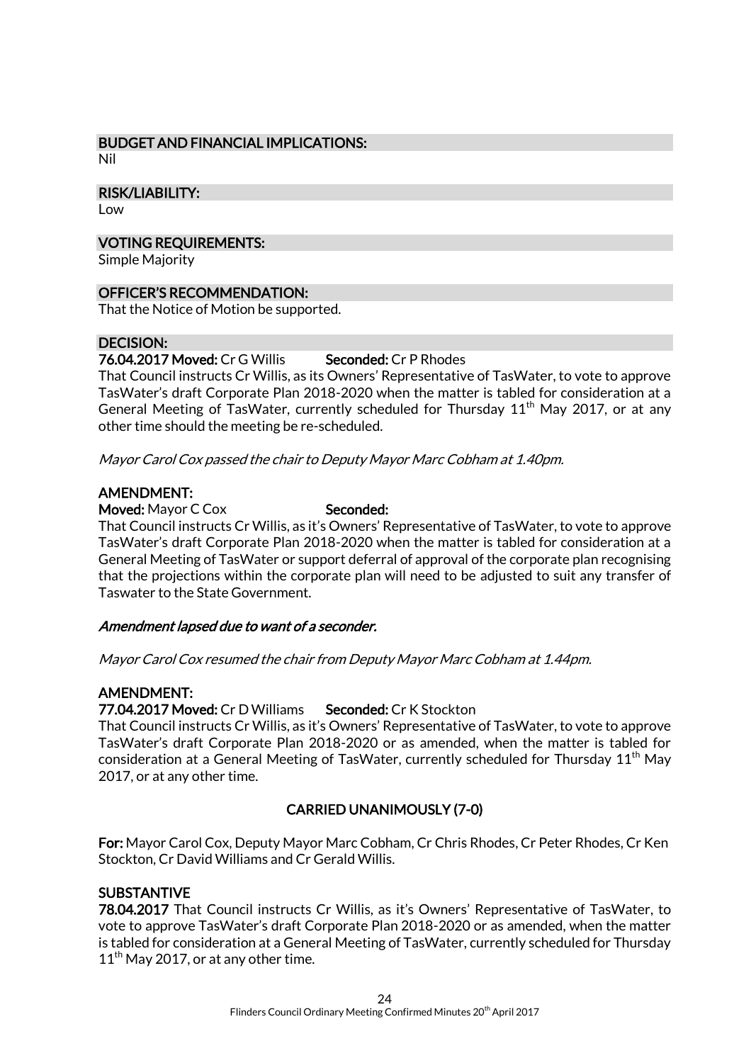## BUDGET AND FINANCIAL IMPLICATIONS:

Nil

## RISK/LIABILITY:

Low

## VOTING REQUIREMENTS:

Simple Majority

## OFFICER'S RECOMMENDATION:

That the Notice of Motion be supported.

## DECISION:

**76.04.2017 Moved:** Cr G Willis **Seconded:** Cr P Rhodes

That Council instructs Cr Willis, as its Owners' Representative of TasWater, to vote to approve TasWater's draft Corporate Plan 2018-2020 when the matter is tabled for consideration at a General Meeting of TasWater, currently scheduled for Thursday 11th May 2017, or at any other time should the meeting be re-scheduled.

*Mayor Carol Cox passed the chair to Deputy Mayor Marc Cobham at 1.40pm.*

### AMENDMENT:

**Moved:** Mayor C Cox **Seconded:**

That Council instructs Cr Willis, as it's Owners' Representative of TasWater, to vote to approve TasWater's draft Corporate Plan 2018-2020 when the matter is tabled for consideration at a General Meeting of TasWater or support deferral of approval of the corporate plan recognising that the projections within the corporate plan will need to be adjusted to suit any transfer of Taswater to the State Government.

***Amendment lapsed due to want of a seconder.***

*Mayor Carol Cox resumed the chair from Deputy Mayor Marc Cobham at 1.44pm.*

### AMENDMENT:

**77.04.2017 Moved:** Cr D Williams **Seconded:** Cr K Stockton

That Council instructs Cr Willis, as it's Owners' Representative of TasWater, to vote to approve TasWater's draft Corporate Plan 2018-2020 or as amended, when the matter is tabled for consideration at a General Meeting of TasWater, currently scheduled for Thursday 11th May 2017, or at any other time.

**CARRIED UNANIMOUSLY (7-0)**

**For:** Mayor Carol Cox, Deputy Mayor Marc Cobham, Cr Chris Rhodes, Cr Peter Rhodes, Cr Ken Stockton, Cr David Williams and Cr Gerald Willis.

### SUBSTANTIVE

**78.04.2017** That Council instructs Cr Willis, as it's Owners' Representative of TasWater, to vote to approve TasWater's draft Corporate Plan 2018-2020 or as amended, when the matter is tabled for consideration at a General Meeting of TasWater, currently scheduled for Thursday 11th May 2017, or at any other time.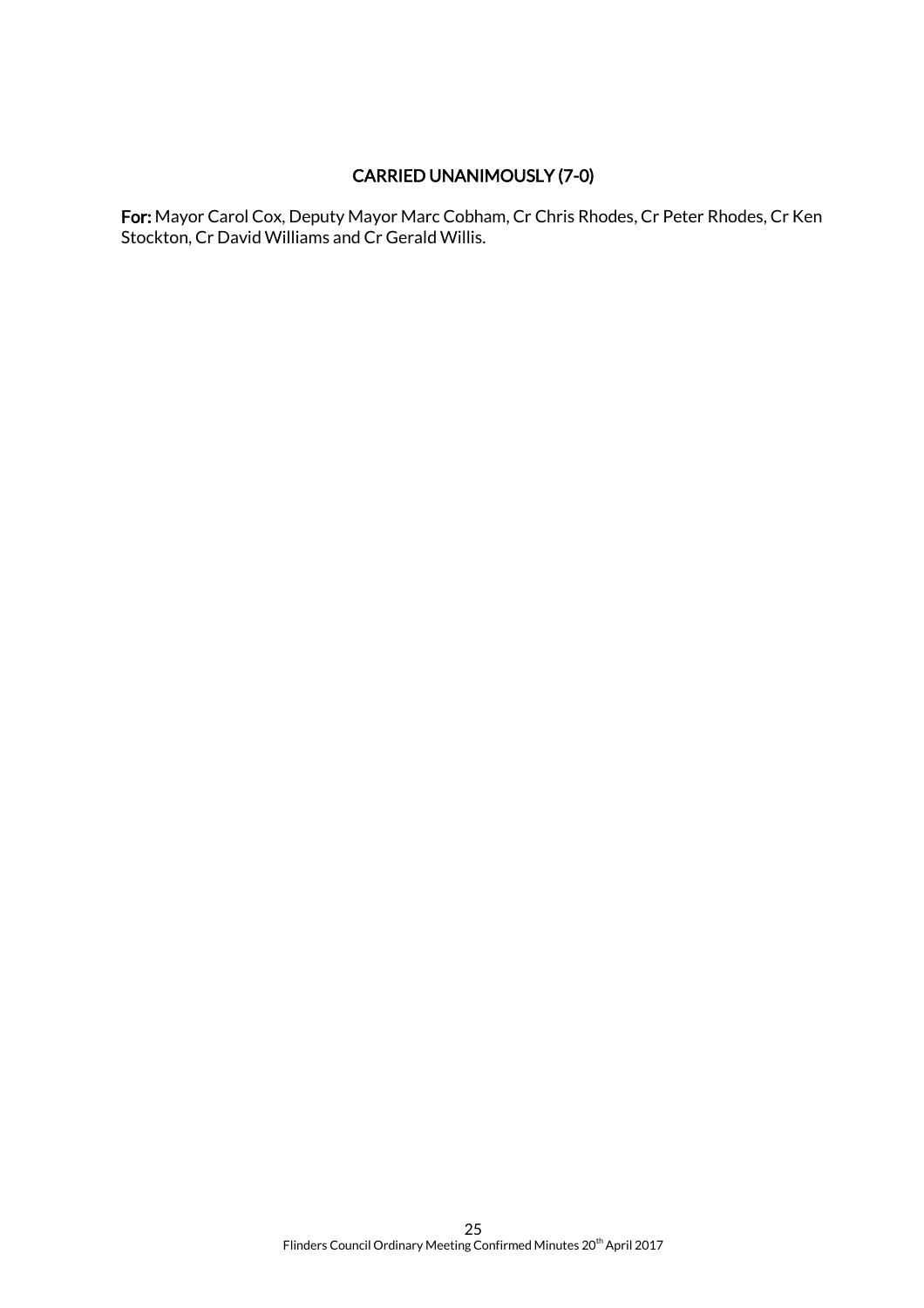**CARRIED UNANIMOUSLY (7-0)**

**For:** Mayor Carol Cox, Deputy Mayor Marc Cobham, Cr Chris Rhodes, Cr Peter Rhodes, Cr Ken Stockton, Cr David Williams and Cr Gerald Willis.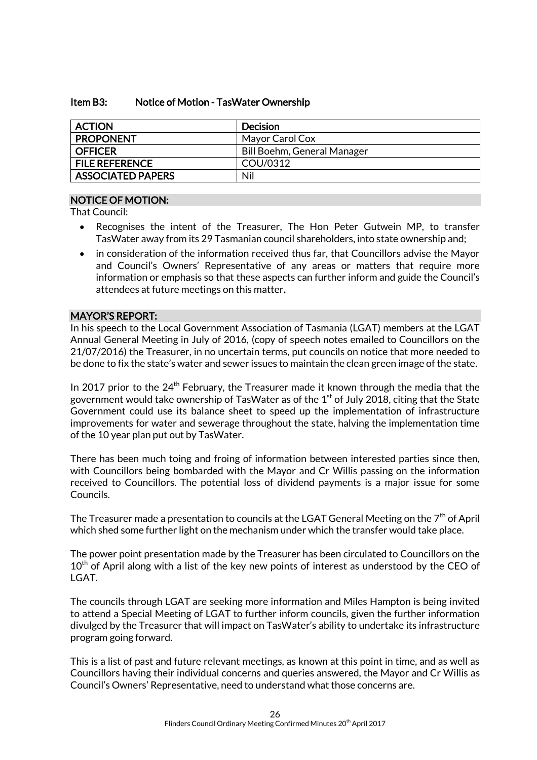### Item B3: Notice of Motion - TasWater Ownership

| ACTION | Decision |
|---|---|
| PROPONENT | Mayor Carol Cox |
| OFFICER | Bill Boehm, General Manager |
| FILE REFERENCE | COU/0312 |
| ASSOCIATED PAPERS | Nil |

#### NOTICE OF MOTION:

That Council:

- Recognises the intent of the Treasurer, The Hon Peter Gutwein MP, to transfer TasWater away from its 29 Tasmanian council shareholders, into state ownership and;
- in consideration of the information received thus far, that Councillors advise the Mayor and Council's Owners' Representative of any areas or matters that require more information or emphasis so that these aspects can further inform and guide the Council's attendees at future meetings on this matter**.**

#### MAYOR'S REPORT:

In his speech to the Local Government Association of Tasmania (LGAT) members at the LGAT Annual General Meeting in July of 2016, (copy of speech notes emailed to Councillors on the 21/07/2016) the Treasurer, in no uncertain terms, put councils on notice that more needed to be done to fix the state's water and sewer issues to maintain the clean green image of the state.

In 2017 prior to the 24th February, the Treasurer made it known through the media that the government would take ownership of TasWater as of the 1st of July 2018, citing that the State Government could use its balance sheet to speed up the implementation of infrastructure improvements for water and sewerage throughout the state, halving the implementation time of the 10 year plan put out by TasWater.

There has been much toing and froing of information between interested parties since then, with Councillors being bombarded with the Mayor and Cr Willis passing on the information received to Councillors. The potential loss of dividend payments is a major issue for some Councils.

The Treasurer made a presentation to councils at the LGAT General Meeting on the 7th of April which shed some further light on the mechanism under which the transfer would take place.

The power point presentation made by the Treasurer has been circulated to Councillors on the 10th of April along with a list of the key new points of interest as understood by the CEO of LGAT.

The councils through LGAT are seeking more information and Miles Hampton is being invited to attend a Special Meeting of LGAT to further inform councils, given the further information divulged by the Treasurer that will impact on TasWater's ability to undertake its infrastructure program going forward.

This is a list of past and future relevant meetings, as known at this point in time, and as well as Councillors having their individual concerns and queries answered, the Mayor and Cr Willis as Council's Owners' Representative, need to understand what those concerns are.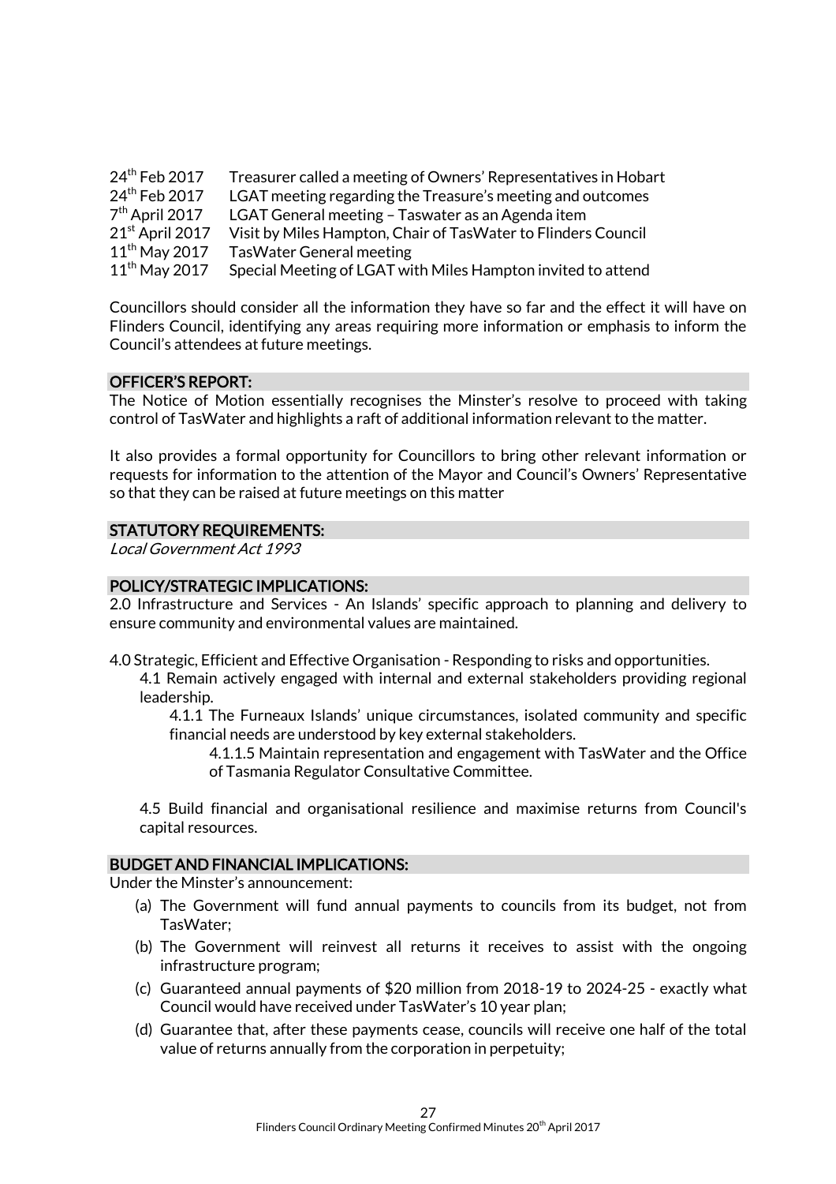| | |
|---|---|
| 24th Feb 2017 | Treasurer called a meeting of Owners' Representatives in Hobart |
| 24th Feb 2017 | LGAT meeting regarding the Treasure's meeting and outcomes |
| 7th April 2017 | LGAT General meeting – Taswater as an Agenda item |
| 21st April 2017 | Visit by Miles Hampton, Chair of TasWater to Flinders Council |
| 11th May 2017 | TasWater General meeting |
| 11th May 2017 | Special Meeting of LGAT with Miles Hampton invited to attend |

Councillors should consider all the information they have so far and the effect it will have on Flinders Council, identifying any areas requiring more information or emphasis to inform the Council's attendees at future meetings.

## OFFICER'S REPORT:

The Notice of Motion essentially recognises the Minster's resolve to proceed with taking control of TasWater and highlights a raft of additional information relevant to the matter.

It also provides a formal opportunity for Councillors to bring other relevant information or requests for information to the attention of the Mayor and Council's Owners' Representative so that they can be raised at future meetings on this matter

## STATUTORY REQUIREMENTS:

*Local Government Act 1993*

## POLICY/STRATEGIC IMPLICATIONS:

2.0 Infrastructure and Services - An Islands' specific approach to planning and delivery to ensure community and environmental values are maintained.

4.0 Strategic, Efficient and Effective Organisation - Responding to risks and opportunities.

- 4.1 Remain actively engaged with internal and external stakeholders providing regional leadership.
  - 4.1.1 The Furneaux Islands' unique circumstances, isolated community and specific financial needs are understood by key external stakeholders.
    - 4.1.1.5 Maintain representation and engagement with TasWater and the Office of Tasmania Regulator Consultative Committee.
- 4.5 Build financial and organisational resilience and maximise returns from Council's capital resources.

## BUDGET AND FINANCIAL IMPLICATIONS:

Under the Minster's announcement:

(a) The Government will fund annual payments to councils from its budget, not from TasWater;

(b) The Government will reinvest all returns it receives to assist with the ongoing infrastructure program;

(c) Guaranteed annual payments of $20 million from 2018-19 to 2024-25 - exactly what Council would have received under TasWater's 10 year plan;

(d) Guarantee that, after these payments cease, councils will receive one half of the total value of returns annually from the corporation in perpetuity;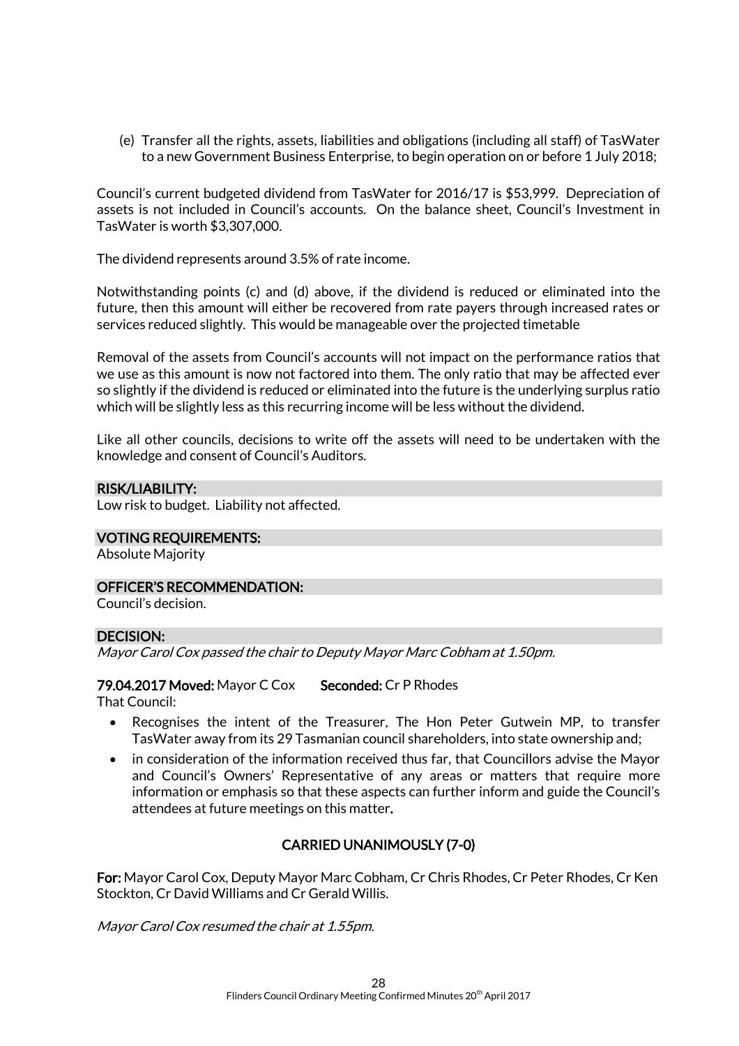(e) Transfer all the rights, assets, liabilities and obligations (including all staff) of TasWater to a new Government Business Enterprise, to begin operation on or before 1 July 2018;

Council's current budgeted dividend from TasWater for 2016/17 is $53,999. Depreciation of assets is not included in Council's accounts. On the balance sheet, Council's Investment in TasWater is worth $3,307,000.

The dividend represents around 3.5% of rate income.

Notwithstanding points (c) and (d) above, if the dividend is reduced or eliminated into the future, then this amount will either be recovered from rate payers through increased rates or services reduced slightly. This would be manageable over the projected timetable

Removal of the assets from Council's accounts will not impact on the performance ratios that we use as this amount is now not factored into them. The only ratio that may be affected ever so slightly if the dividend is reduced or eliminated into the future is the underlying surplus ratio which will be slightly less as this recurring income will be less without the dividend.

Like all other councils, decisions to write off the assets will need to be undertaken with the knowledge and consent of Council's Auditors.

**RISK/LIABILITY:**

Low risk to budget. Liability not affected.

**VOTING REQUIREMENTS:**

Absolute Majority

**OFFICER'S RECOMMENDATION:**

Council's decision.

**DECISION:**

*Mayor Carol Cox passed the chair to Deputy Mayor Marc Cobham at 1.50pm.*

**79.04.2017 Moved:** Mayor C Cox **Seconded:** Cr P Rhodes

That Council:

- Recognises the intent of the Treasurer, The Hon Peter Gutwein MP, to transfer TasWater away from its 29 Tasmanian council shareholders, into state ownership and;
- in consideration of the information received thus far, that Councillors advise the Mayor and Council's Owners' Representative of any areas or matters that require more information or emphasis so that these aspects can further inform and guide the Council's attendees at future meetings on this matter**.**

**CARRIED UNANIMOUSLY (7-0)**

**For:** Mayor Carol Cox, Deputy Mayor Marc Cobham, Cr Chris Rhodes, Cr Peter Rhodes, Cr Ken Stockton, Cr David Williams and Cr Gerald Willis.

*Mayor Carol Cox resumed the chair at 1.55pm.*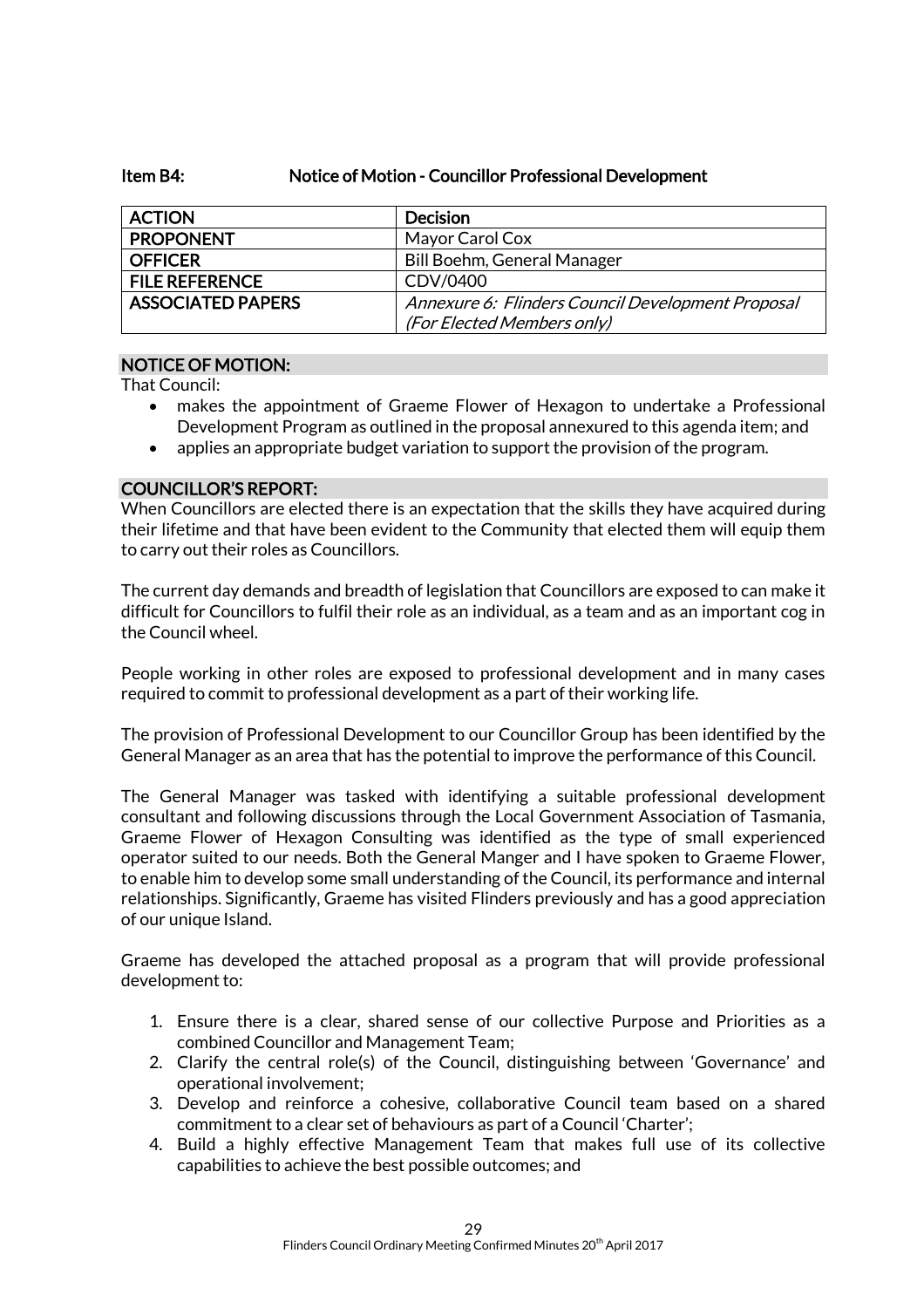## Item B4: Notice of Motion - Councillor Professional Development

| ACTION | Decision |
|---|---|
| PROPONENT | Mayor Carol Cox |
| OFFICER | Bill Boehm, General Manager |
| FILE REFERENCE | CDV/0400 |
| ASSOCIATED PAPERS | *Annexure 6: Flinders Council Development Proposal (For Elected Members only)* |

### NOTICE OF MOTION:

That Council:

- makes the appointment of Graeme Flower of Hexagon to undertake a Professional Development Program as outlined in the proposal annexured to this agenda item; and
- applies an appropriate budget variation to support the provision of the program.

### COUNCILLOR'S REPORT:

When Councillors are elected there is an expectation that the skills they have acquired during their lifetime and that have been evident to the Community that elected them will equip them to carry out their roles as Councillors.

The current day demands and breadth of legislation that Councillors are exposed to can make it difficult for Councillors to fulfil their role as an individual, as a team and as an important cog in the Council wheel.

People working in other roles are exposed to professional development and in many cases required to commit to professional development as a part of their working life.

The provision of Professional Development to our Councillor Group has been identified by the General Manager as an area that has the potential to improve the performance of this Council.

The General Manager was tasked with identifying a suitable professional development consultant and following discussions through the Local Government Association of Tasmania, Graeme Flower of Hexagon Consulting was identified as the type of small experienced operator suited to our needs. Both the General Manger and I have spoken to Graeme Flower, to enable him to develop some small understanding of the Council, its performance and internal relationships. Significantly, Graeme has visited Flinders previously and has a good appreciation of our unique Island.

Graeme has developed the attached proposal as a program that will provide professional development to:

1. Ensure there is a clear, shared sense of our collective Purpose and Priorities as a combined Councillor and Management Team;
2. Clarify the central role(s) of the Council, distinguishing between 'Governance' and operational involvement;
3. Develop and reinforce a cohesive, collaborative Council team based on a shared commitment to a clear set of behaviours as part of a Council 'Charter';
4. Build a highly effective Management Team that makes full use of its collective capabilities to achieve the best possible outcomes; and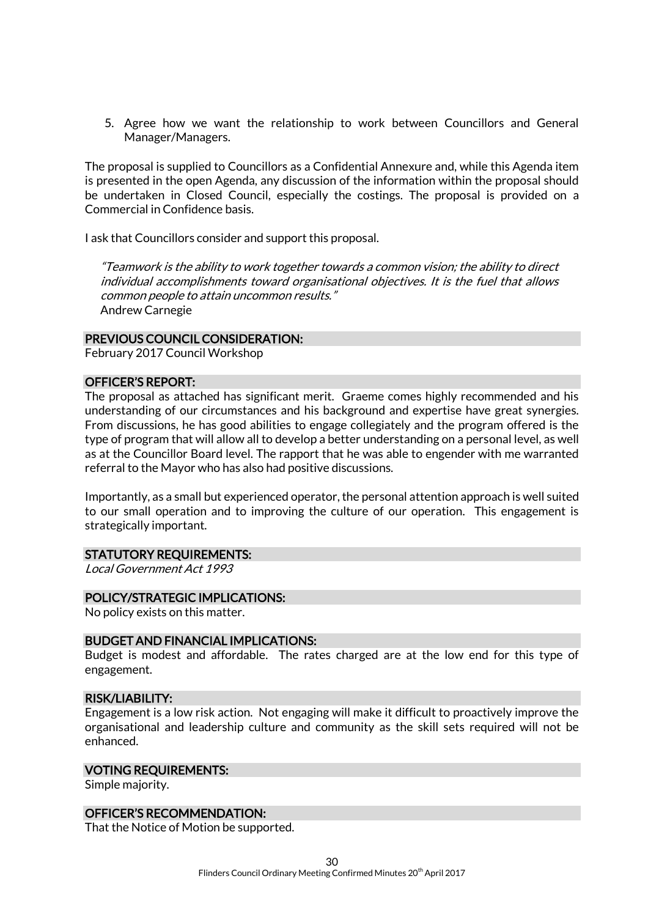5. Agree how we want the relationship to work between Councillors and General Manager/Managers.

The proposal is supplied to Councillors as a Confidential Annexure and, while this Agenda item is presented in the open Agenda, any discussion of the information within the proposal should be undertaken in Closed Council, especially the costings. The proposal is provided on a Commercial in Confidence basis.

I ask that Councillors consider and support this proposal.

> *"Teamwork is the ability to work together towards a common vision; the ability to direct individual accomplishments toward organisational objectives. It is the fuel that allows common people to attain uncommon results."*
> Andrew Carnegie

## PREVIOUS COUNCIL CONSIDERATION:

February 2017 Council Workshop

## OFFICER'S REPORT:

The proposal as attached has significant merit. Graeme comes highly recommended and his understanding of our circumstances and his background and expertise have great synergies. From discussions, he has good abilities to engage collegiately and the program offered is the type of program that will allow all to develop a better understanding on a personal level, as well as at the Councillor Board level. The rapport that he was able to engender with me warranted referral to the Mayor who has also had positive discussions.

Importantly, as a small but experienced operator, the personal attention approach is well suited to our small operation and to improving the culture of our operation. This engagement is strategically important.

## STATUTORY REQUIREMENTS:

*Local Government Act 1993*

## POLICY/STRATEGIC IMPLICATIONS:

No policy exists on this matter.

## BUDGET AND FINANCIAL IMPLICATIONS:

Budget is modest and affordable. The rates charged are at the low end for this type of engagement.

## RISK/LIABILITY:

Engagement is a low risk action. Not engaging will make it difficult to proactively improve the organisational and leadership culture and community as the skill sets required will not be enhanced.

## VOTING REQUIREMENTS:

Simple majority.

## OFFICER'S RECOMMENDATION:

That the Notice of Motion be supported.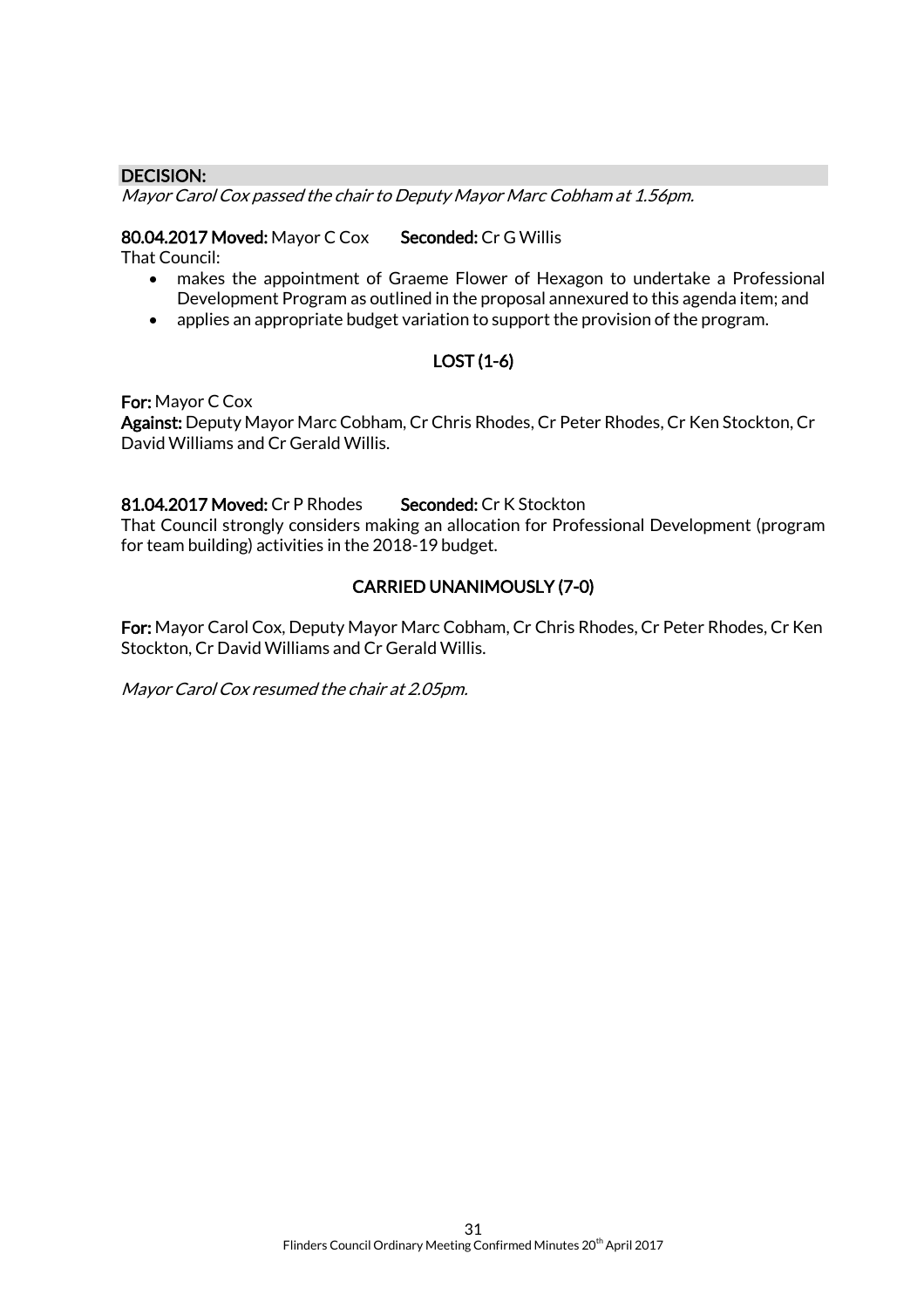**DECISION:**

*Mayor Carol Cox passed the chair to Deputy Mayor Marc Cobham at 1.56pm.*

**80.04.2017 Moved:** Mayor C Cox **Seconded:** Cr G Willis

That Council:

- makes the appointment of Graeme Flower of Hexagon to undertake a Professional Development Program as outlined in the proposal annexured to this agenda item; and
- applies an appropriate budget variation to support the provision of the program.

**LOST (1-6)**

**For:** Mayor C Cox

**Against:** Deputy Mayor Marc Cobham, Cr Chris Rhodes, Cr Peter Rhodes, Cr Ken Stockton, Cr David Williams and Cr Gerald Willis.

**81.04.2017 Moved:** Cr P Rhodes **Seconded:** Cr K Stockton

That Council strongly considers making an allocation for Professional Development (program for team building) activities in the 2018-19 budget.

**CARRIED UNANIMOUSLY (7-0)**

**For:** Mayor Carol Cox, Deputy Mayor Marc Cobham, Cr Chris Rhodes, Cr Peter Rhodes, Cr Ken Stockton, Cr David Williams and Cr Gerald Willis.

*Mayor Carol Cox resumed the chair at 2.05pm.*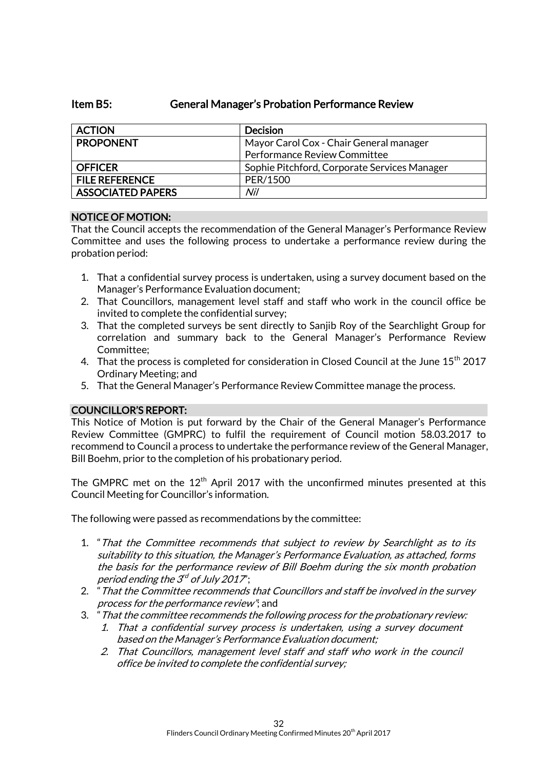## Item B5: General Manager's Probation Performance Review

| ACTION | Decision |
|---|---|
| PROPONENT | Mayor Carol Cox - Chair General manager Performance Review Committee |
| OFFICER | Sophie Pitchford, Corporate Services Manager |
| FILE REFERENCE | PER/1500 |
| ASSOCIATED PAPERS | *Nil* |

### NOTICE OF MOTION:

That the Council accepts the recommendation of the General Manager's Performance Review Committee and uses the following process to undertake a performance review during the probation period:

1. That a confidential survey process is undertaken, using a survey document based on the Manager's Performance Evaluation document;
2. That Councillors, management level staff and staff who work in the council office be invited to complete the confidential survey;
3. That the completed surveys be sent directly to Sanjib Roy of the Searchlight Group for correlation and summary back to the General Manager's Performance Review Committee;
4. That the process is completed for consideration in Closed Council at the June 15th 2017 Ordinary Meeting; and
5. That the General Manager's Performance Review Committee manage the process.

### COUNCILLOR'S REPORT:

This Notice of Motion is put forward by the Chair of the General Manager's Performance Review Committee (GMPRC) to fulfil the requirement of Council motion 58.03.2017 to recommend to Council a process to undertake the performance review of the General Manager, Bill Boehm, prior to the completion of his probationary period.

The GMPRC met on the 12th April 2017 with the unconfirmed minutes presented at this Council Meeting for Councillor's information.

The following were passed as recommendations by the committee:

1. "*That the Committee recommends that subject to review by Searchlight as to its suitability to this situation, the Manager's Performance Evaluation, as attached, forms the basis for the performance review of Bill Boehm during the six month probation period ending the 3rd of July 2017*";
2. "*That the Committee recommends that Councillors and staff be involved in the survey process for the performance review*"; and
3. "*That the committee recommends the following process for the probationary review:*
    1. *That a confidential survey process is undertaken, using a survey document based on the Manager's Performance Evaluation document;*
    2. *That Councillors, management level staff and staff who work in the council office be invited to complete the confidential survey;*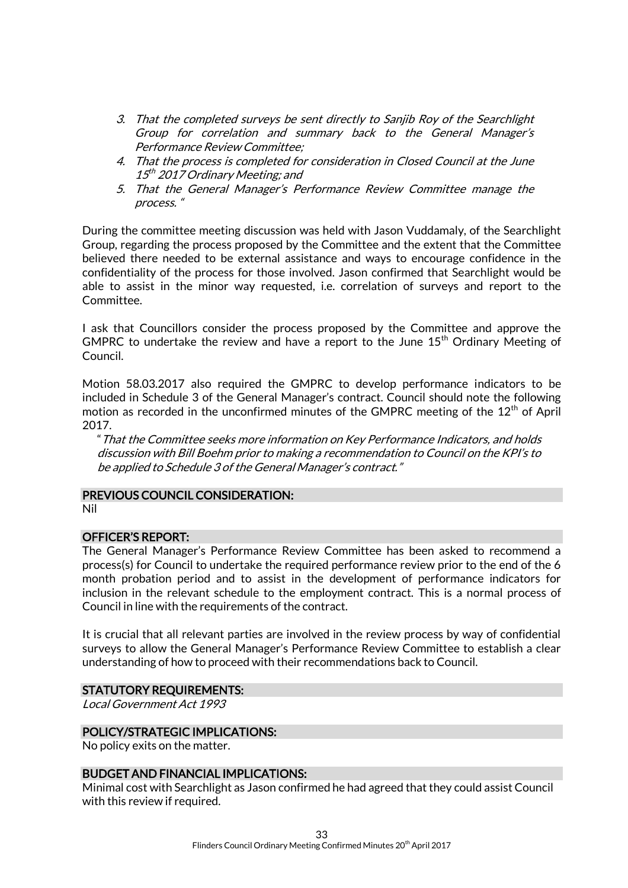*3. That the completed surveys be sent directly to Sanjib Roy of the Searchlight Group for correlation and summary back to the General Manager's Performance Review Committee;*

*4. That the process is completed for consideration in Closed Council at the June 15th 2017 Ordinary Meeting; and*

*5. That the General Manager's Performance Review Committee manage the process. "*

During the committee meeting discussion was held with Jason Vuddamaly, of the Searchlight Group, regarding the process proposed by the Committee and the extent that the Committee believed there needed to be external assistance and ways to encourage confidence in the confidentiality of the process for those involved. Jason confirmed that Searchlight would be able to assist in the minor way requested, i.e. correlation of surveys and report to the Committee.

I ask that Councillors consider the process proposed by the Committee and approve the GMPRC to undertake the review and have a report to the June 15th Ordinary Meeting of Council.

Motion 58.03.2017 also required the GMPRC to develop performance indicators to be included in Schedule 3 of the General Manager's contract. Council should note the following motion as recorded in the unconfirmed minutes of the GMPRC meeting of the 12th of April 2017.

"*That the Committee seeks more information on Key Performance Indicators, and holds discussion with Bill Boehm prior to making a recommendation to Council on the KPI's to be applied to Schedule 3 of the General Manager's contract.*"

## PREVIOUS COUNCIL CONSIDERATION:

Nil

## OFFICER'S REPORT:

The General Manager's Performance Review Committee has been asked to recommend a process(s) for Council to undertake the required performance review prior to the end of the 6 month probation period and to assist in the development of performance indicators for inclusion in the relevant schedule to the employment contract. This is a normal process of Council in line with the requirements of the contract.

It is crucial that all relevant parties are involved in the review process by way of confidential surveys to allow the General Manager's Performance Review Committee to establish a clear understanding of how to proceed with their recommendations back to Council.

## STATUTORY REQUIREMENTS:

*Local Government Act 1993*

## POLICY/STRATEGIC IMPLICATIONS:

No policy exits on the matter.

## BUDGET AND FINANCIAL IMPLICATIONS:

Minimal cost with Searchlight as Jason confirmed he had agreed that they could assist Council with this review if required.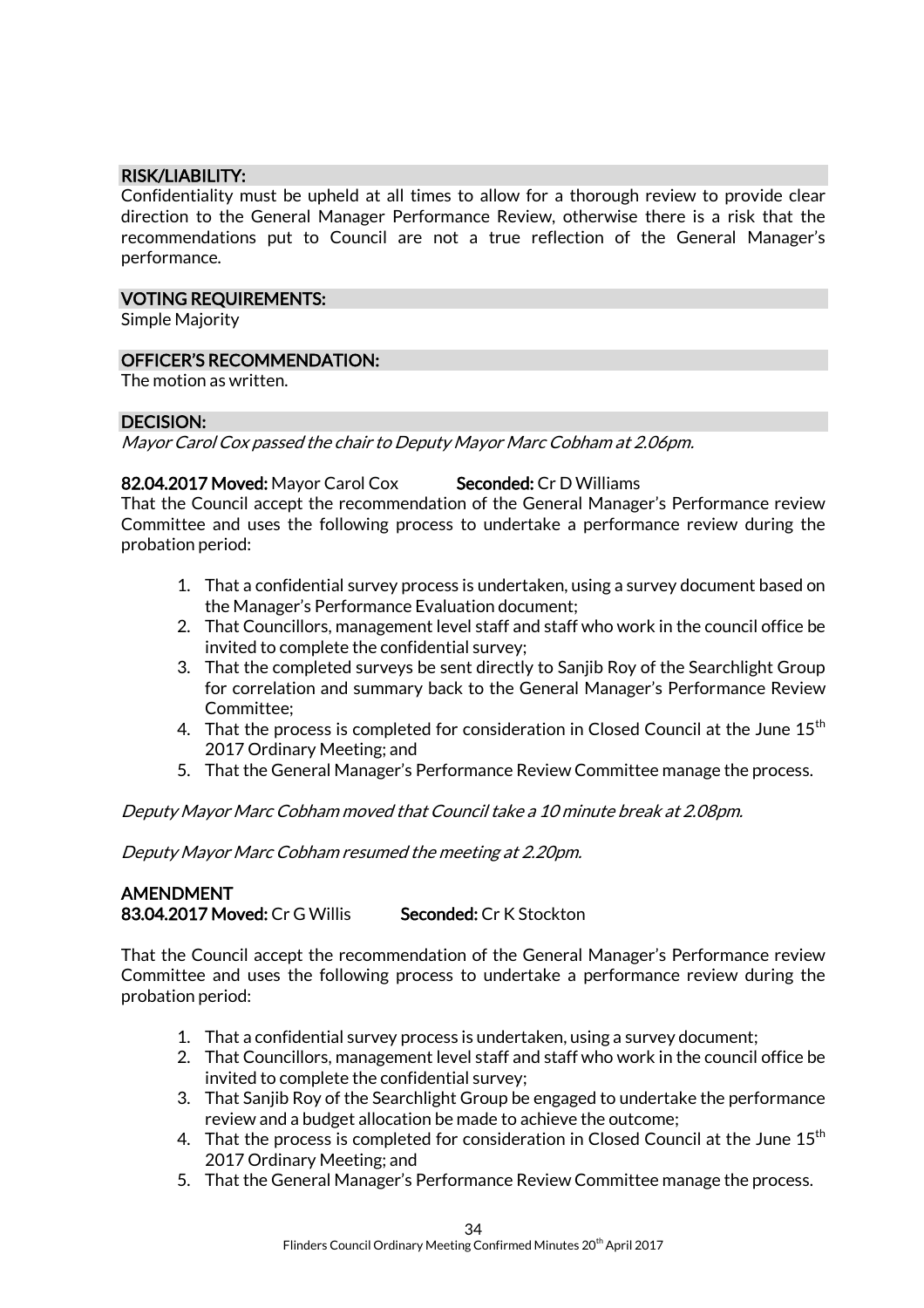### RISK/LIABILITY:

Confidentiality must be upheld at all times to allow for a thorough review to provide clear direction to the General Manager Performance Review, otherwise there is a risk that the recommendations put to Council are not a true reflection of the General Manager's performance.

### VOTING REQUIREMENTS:

Simple Majority

### OFFICER'S RECOMMENDATION:

The motion as written.

### DECISION:

*Mayor Carol Cox passed the chair to Deputy Mayor Marc Cobham at 2.06pm.*

**82.04.2017 Moved:** Mayor Carol Cox **Seconded:** Cr D Williams

That the Council accept the recommendation of the General Manager's Performance review Committee and uses the following process to undertake a performance review during the probation period:

1. That a confidential survey process is undertaken, using a survey document based on the Manager's Performance Evaluation document;
2. That Councillors, management level staff and staff who work in the council office be invited to complete the confidential survey;
3. That the completed surveys be sent directly to Sanjib Roy of the Searchlight Group for correlation and summary back to the General Manager's Performance Review Committee;
4. That the process is completed for consideration in Closed Council at the June 15th 2017 Ordinary Meeting; and
5. That the General Manager's Performance Review Committee manage the process.

*Deputy Mayor Marc Cobham moved that Council take a 10 minute break at 2.08pm.*

*Deputy Mayor Marc Cobham resumed the meeting at 2.20pm.*

**AMENDMENT**

**83.04.2017 Moved:** Cr G Willis **Seconded:** Cr K Stockton

That the Council accept the recommendation of the General Manager's Performance review Committee and uses the following process to undertake a performance review during the probation period:

1. That a confidential survey process is undertaken, using a survey document;
2. That Councillors, management level staff and staff who work in the council office be invited to complete the confidential survey;
3. That Sanjib Roy of the Searchlight Group be engaged to undertake the performance review and a budget allocation be made to achieve the outcome;
4. That the process is completed for consideration in Closed Council at the June 15th 2017 Ordinary Meeting; and
5. That the General Manager's Performance Review Committee manage the process.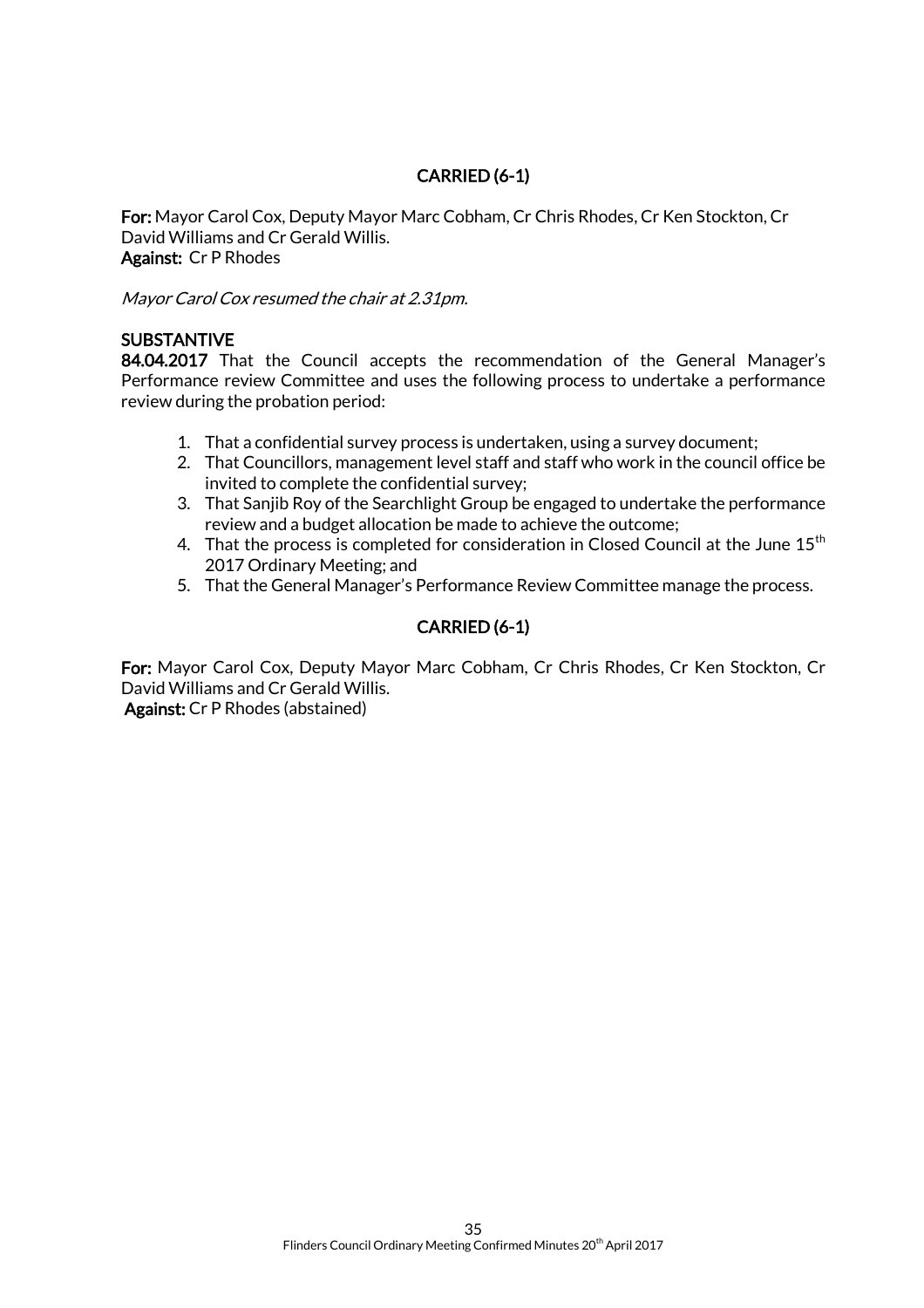**CARRIED (6-1)**

**For:** Mayor Carol Cox, Deputy Mayor Marc Cobham, Cr Chris Rhodes, Cr Ken Stockton, Cr David Williams and Cr Gerald Willis.
**Against:** Cr P Rhodes

*Mayor Carol Cox resumed the chair at 2.31pm.*

**SUBSTANTIVE**

**84.04.2017** That the Council accepts the recommendation of the General Manager's Performance review Committee and uses the following process to undertake a performance review during the probation period:

1. That a confidential survey process is undertaken, using a survey document;
2. That Councillors, management level staff and staff who work in the council office be invited to complete the confidential survey;
3. That Sanjib Roy of the Searchlight Group be engaged to undertake the performance review and a budget allocation be made to achieve the outcome;
4. That the process is completed for consideration in Closed Council at the June 15th 2017 Ordinary Meeting; and
5. That the General Manager's Performance Review Committee manage the process.

**CARRIED (6-1)**

**For:** Mayor Carol Cox, Deputy Mayor Marc Cobham, Cr Chris Rhodes, Cr Ken Stockton, Cr David Williams and Cr Gerald Willis.
**Against:** Cr P Rhodes (abstained)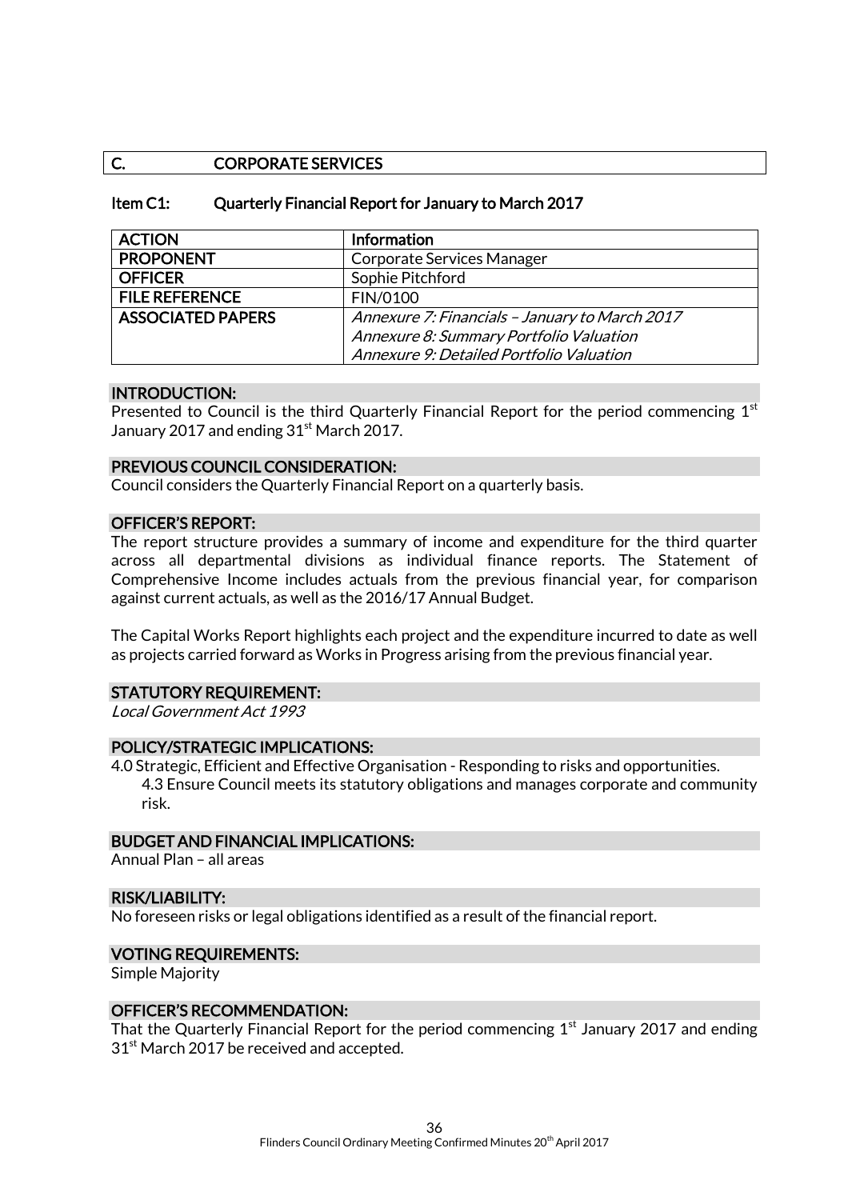## C. CORPORATE SERVICES

### Item C1: Quarterly Financial Report for January to March 2017

| ACTION | Information |
|---|---|
| PROPONENT | Corporate Services Manager |
| OFFICER | Sophie Pitchford |
| FILE REFERENCE | FIN/0100 |
| ASSOCIATED PAPERS | *Annexure 7: Financials – January to March 2017*<br>*Annexure 8: Summary Portfolio Valuation*<br>*Annexure 9: Detailed Portfolio Valuation* |

**INTRODUCTION:**

Presented to Council is the third Quarterly Financial Report for the period commencing 1st January 2017 and ending 31st March 2017.

**PREVIOUS COUNCIL CONSIDERATION:**

Council considers the Quarterly Financial Report on a quarterly basis.

**OFFICER'S REPORT:**

The report structure provides a summary of income and expenditure for the third quarter across all departmental divisions as individual finance reports. The Statement of Comprehensive Income includes actuals from the previous financial year, for comparison against current actuals, as well as the 2016/17 Annual Budget.

The Capital Works Report highlights each project and the expenditure incurred to date as well as projects carried forward as Works in Progress arising from the previous financial year.

**STATUTORY REQUIREMENT:**

*Local Government Act 1993*

**POLICY/STRATEGIC IMPLICATIONS:**

4.0 Strategic, Efficient and Effective Organisation - Responding to risks and opportunities.
4.3 Ensure Council meets its statutory obligations and manages corporate and community risk.

**BUDGET AND FINANCIAL IMPLICATIONS:**

Annual Plan – all areas

**RISK/LIABILITY:**

No foreseen risks or legal obligations identified as a result of the financial report.

**VOTING REQUIREMENTS:**

Simple Majority

**OFFICER'S RECOMMENDATION:**

That the Quarterly Financial Report for the period commencing 1st January 2017 and ending 31st March 2017 be received and accepted.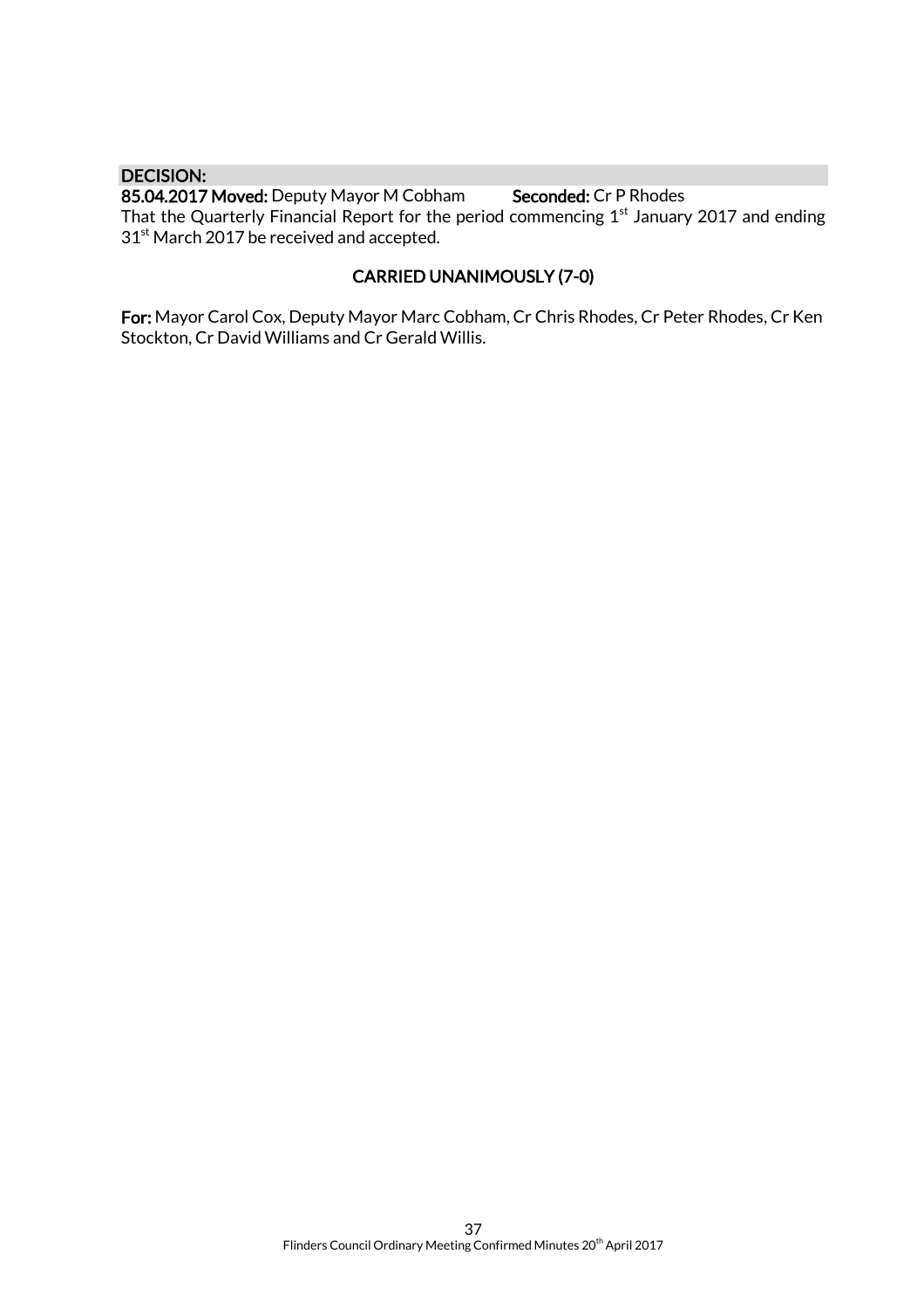**DECISION:**

**85.04.2017 Moved:** Deputy Mayor M Cobham **Seconded:** Cr P Rhodes

That the Quarterly Financial Report for the period commencing 1st January 2017 and ending 31st March 2017 be received and accepted.

**CARRIED UNANIMOUSLY (7-0)**

**For:** Mayor Carol Cox, Deputy Mayor Marc Cobham, Cr Chris Rhodes, Cr Peter Rhodes, Cr Ken Stockton, Cr David Williams and Cr Gerald Willis.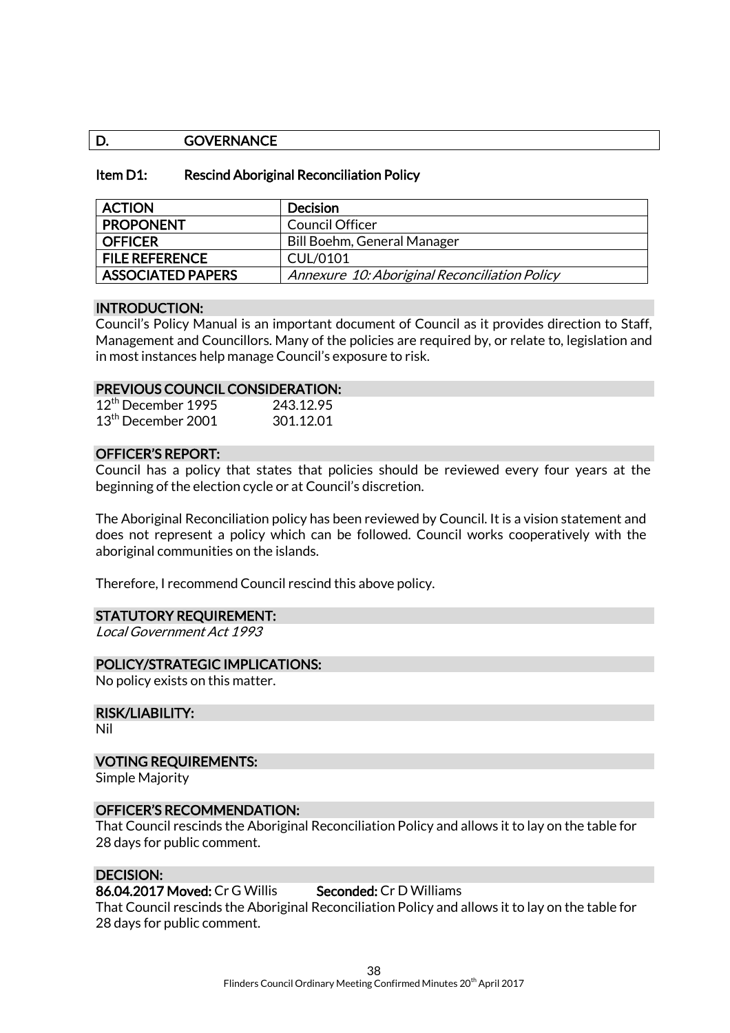## D. GOVERNANCE

### Item D1: Rescind Aboriginal Reconciliation Policy

| ACTION | Decision |
| --- | --- |
| PROPONENT | Council Officer |
| OFFICER | Bill Boehm, General Manager |
| FILE REFERENCE | CUL/0101 |
| ASSOCIATED PAPERS | *Annexure 10: Aboriginal Reconciliation Policy* |

**INTRODUCTION:**

Council's Policy Manual is an important document of Council as it provides direction to Staff, Management and Councillors. Many of the policies are required by, or relate to, legislation and in most instances help manage Council's exposure to risk.

**PREVIOUS COUNCIL CONSIDERATION:**

12th December 1995 243.12.95
13th December 2001 301.12.01

**OFFICER'S REPORT:**

Council has a policy that states that policies should be reviewed every four years at the beginning of the election cycle or at Council's discretion.

The Aboriginal Reconciliation policy has been reviewed by Council. It is a vision statement and does not represent a policy which can be followed. Council works cooperatively with the aboriginal communities on the islands.

Therefore, I recommend Council rescind this above policy.

**STATUTORY REQUIREMENT:**

*Local Government Act 1993*

**POLICY/STRATEGIC IMPLICATIONS:**

No policy exists on this matter.

**RISK/LIABILITY:**

Nil

**VOTING REQUIREMENTS:**

Simple Majority

**OFFICER'S RECOMMENDATION:**

That Council rescinds the Aboriginal Reconciliation Policy and allows it to lay on the table for 28 days for public comment.

**DECISION:**

**86.04.2017 Moved:** Cr G Willis **Seconded:** Cr D Williams

That Council rescinds the Aboriginal Reconciliation Policy and allows it to lay on the table for 28 days for public comment.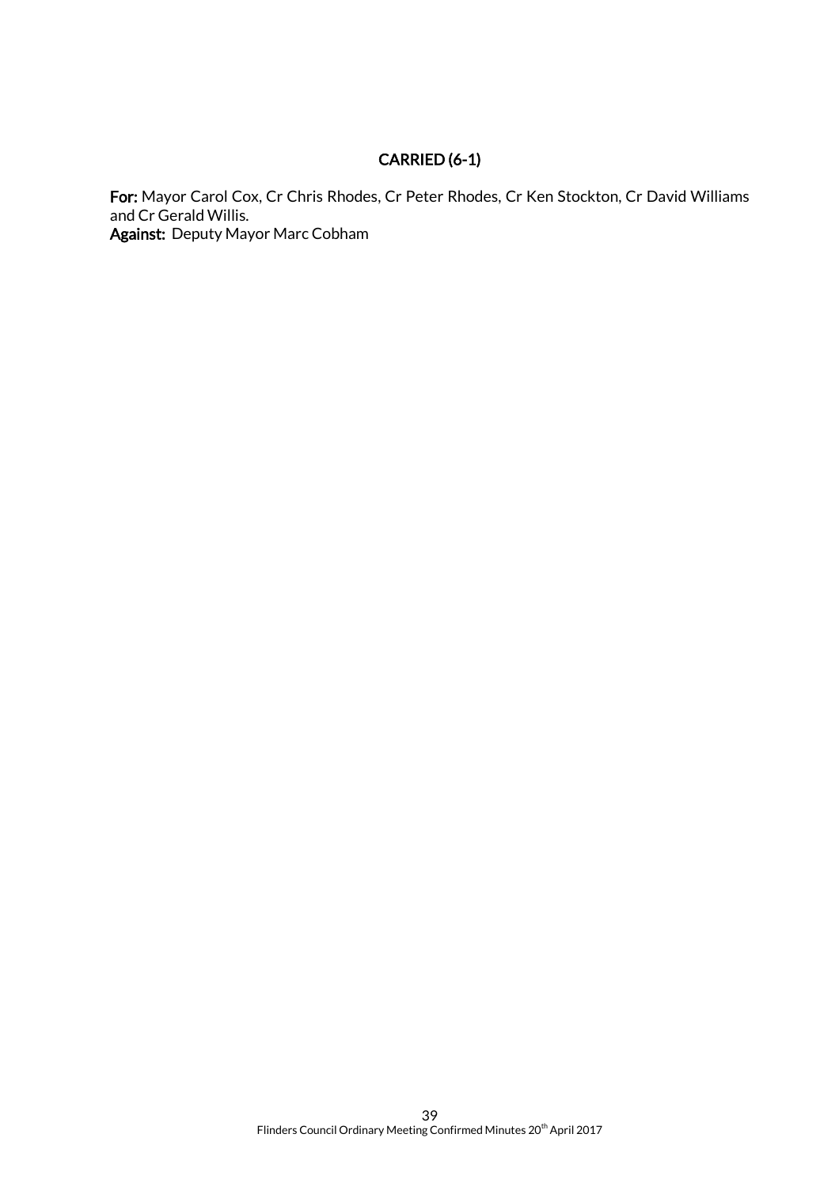**CARRIED (6-1)**

**For:** Mayor Carol Cox, Cr Chris Rhodes, Cr Peter Rhodes, Cr Ken Stockton, Cr David Williams and Cr Gerald Willis.
**Against:** Deputy Mayor Marc Cobham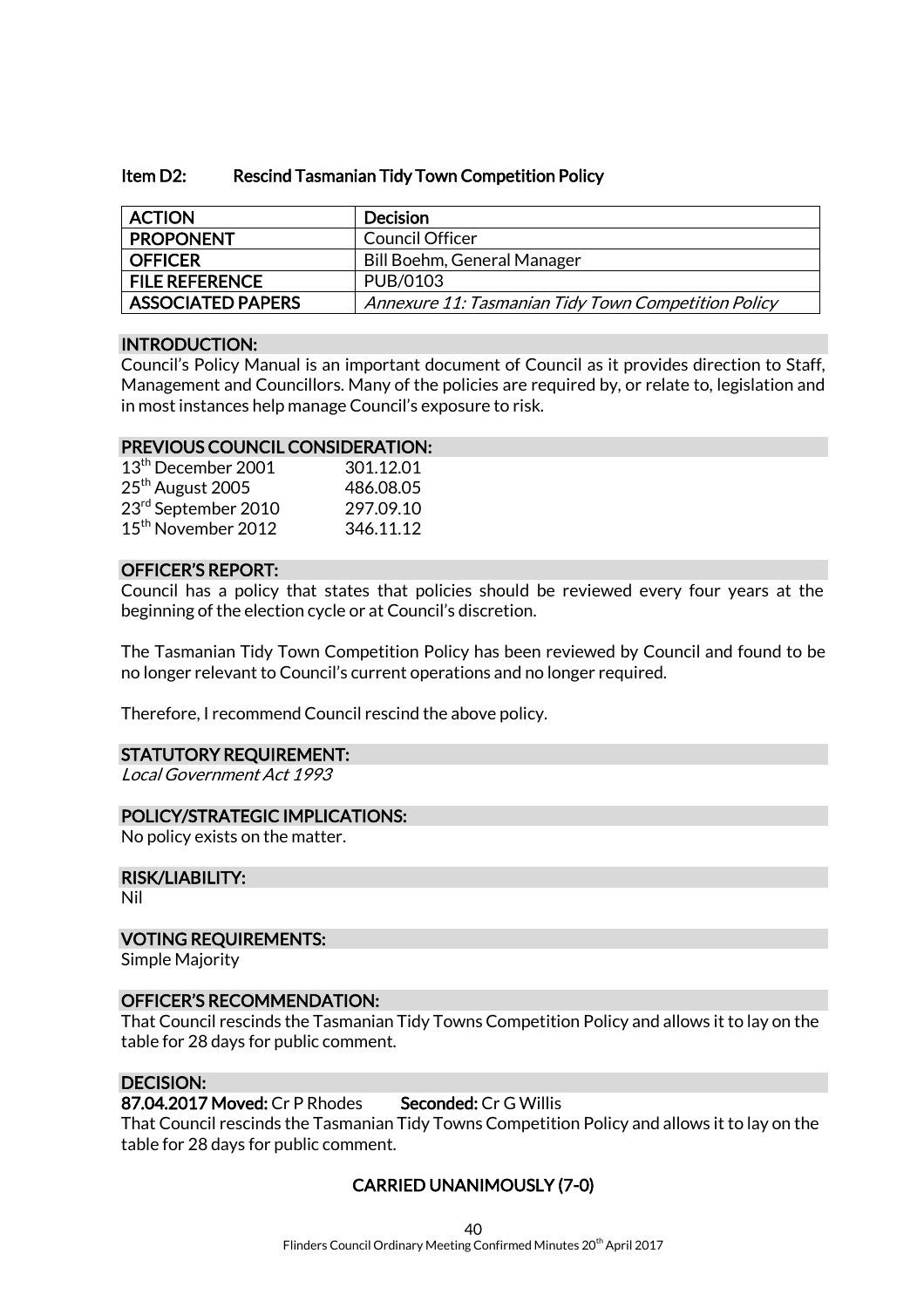### Item D2: Rescind Tasmanian Tidy Town Competition Policy

| ACTION | Decision |
|---|---|
| PROPONENT | Council Officer |
| OFFICER | Bill Boehm, General Manager |
| FILE REFERENCE | PUB/0103 |
| ASSOCIATED PAPERS | *Annexure 11: Tasmanian Tidy Town Competition Policy* |

#### INTRODUCTION:

Council's Policy Manual is an important document of Council as it provides direction to Staff, Management and Councillors. Many of the policies are required by, or relate to, legislation and in most instances help manage Council's exposure to risk.

#### PREVIOUS COUNCIL CONSIDERATION:

| | |
|---|---|
| 13th December 2001 | 301.12.01 |
| 25th August 2005 | 486.08.05 |
| 23rd September 2010 | 297.09.10 |
| 15th November 2012 | 346.11.12 |

#### OFFICER'S REPORT:

Council has a policy that states that policies should be reviewed every four years at the beginning of the election cycle or at Council's discretion.

The Tasmanian Tidy Town Competition Policy has been reviewed by Council and found to be no longer relevant to Council's current operations and no longer required.

Therefore, I recommend Council rescind the above policy.

#### STATUTORY REQUIREMENT:

*Local Government Act 1993*

#### POLICY/STRATEGIC IMPLICATIONS:

No policy exists on the matter.

#### RISK/LIABILITY:

Nil

#### VOTING REQUIREMENTS:

Simple Majority

#### OFFICER'S RECOMMENDATION:

That Council rescinds the Tasmanian Tidy Towns Competition Policy and allows it to lay on the table for 28 days for public comment.

#### DECISION:

**87.04.2017 Moved:** Cr P Rhodes **Seconded:** Cr G Willis

That Council rescinds the Tasmanian Tidy Towns Competition Policy and allows it to lay on the table for 28 days for public comment.

**CARRIED UNANIMOUSLY (7-0)**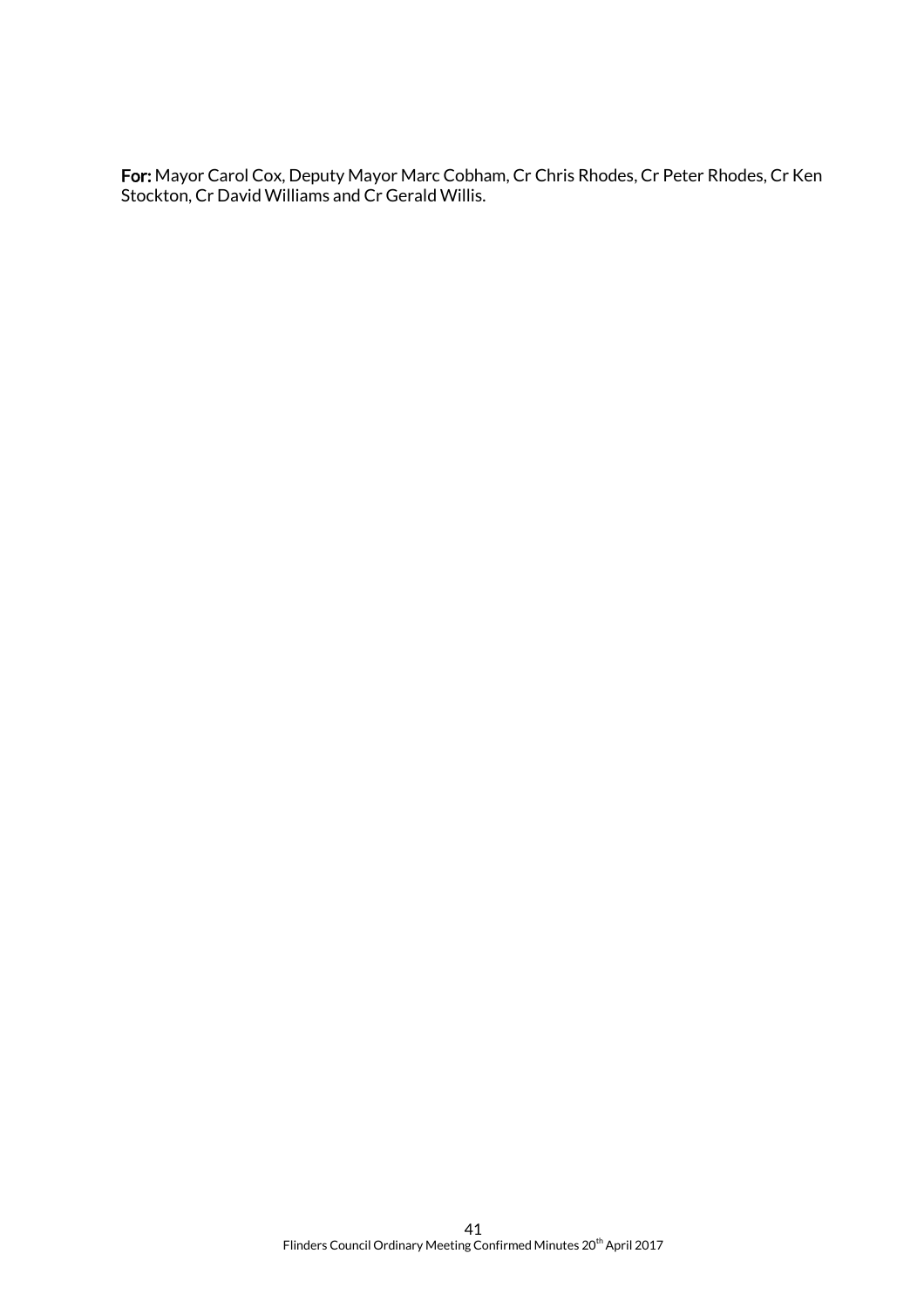**For:** Mayor Carol Cox, Deputy Mayor Marc Cobham, Cr Chris Rhodes, Cr Peter Rhodes, Cr Ken Stockton, Cr David Williams and Cr Gerald Willis.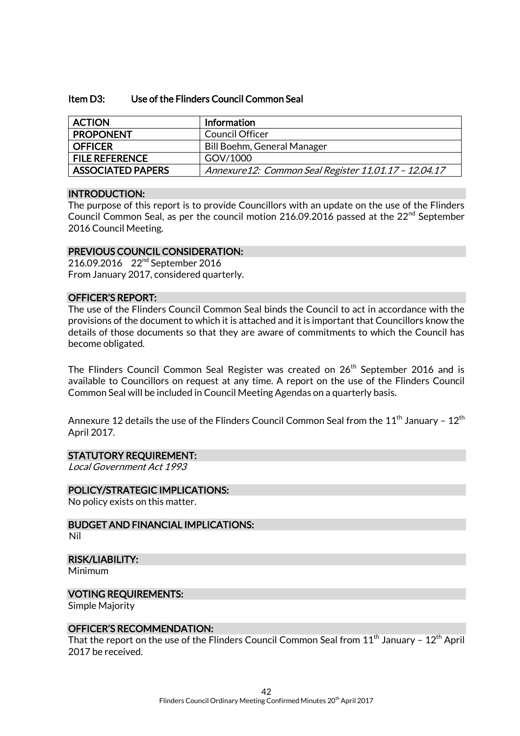### Item D3: Use of the Flinders Council Common Seal

| ACTION | Information |
|---|---|
| PROPONENT | Council Officer |
| OFFICER | Bill Boehm, General Manager |
| FILE REFERENCE | GOV/1000 |
| ASSOCIATED PAPERS | *Annexure12: Common Seal Register 11.01.17 – 12.04.17* |

#### INTRODUCTION:

The purpose of this report is to provide Councillors with an update on the use of the Flinders Council Common Seal, as per the council motion 216.09.2016 passed at the 22nd September 2016 Council Meeting.

#### PREVIOUS COUNCIL CONSIDERATION:

216.09.2016 22nd September 2016
From January 2017, considered quarterly.

#### OFFICER'S REPORT:

The use of the Flinders Council Common Seal binds the Council to act in accordance with the provisions of the document to which it is attached and it is important that Councillors know the details of those documents so that they are aware of commitments to which the Council has become obligated.

The Flinders Council Common Seal Register was created on 26th September 2016 and is available to Councillors on request at any time. A report on the use of the Flinders Council Common Seal will be included in Council Meeting Agendas on a quarterly basis.

Annexure 12 details the use of the Flinders Council Common Seal from the 11th January – 12th April 2017.

#### STATUTORY REQUIREMENT:

*Local Government Act 1993*

#### POLICY/STRATEGIC IMPLICATIONS:

No policy exists on this matter.

#### BUDGET AND FINANCIAL IMPLICATIONS:

Nil

#### RISK/LIABILITY:

Minimum

#### VOTING REQUIREMENTS:

Simple Majority

#### OFFICER'S RECOMMENDATION:

That the report on the use of the Flinders Council Common Seal from 11th January – 12th April 2017 be received.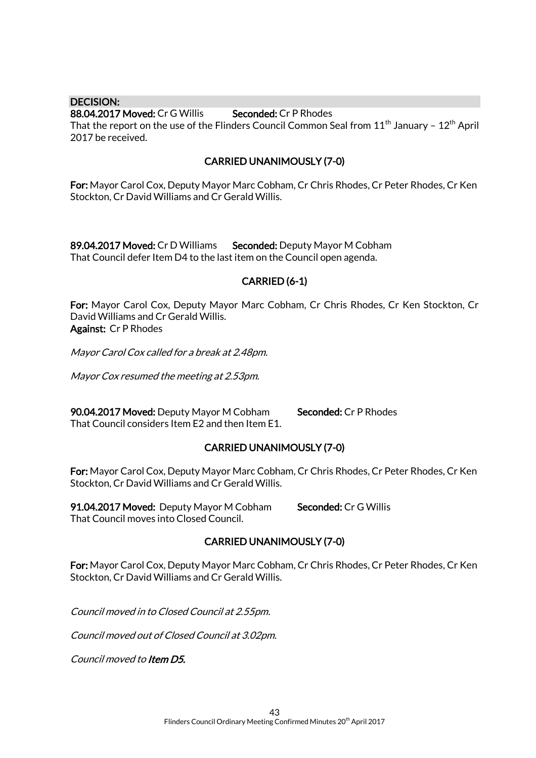**DECISION:**

**88.04.2017 Moved:** Cr G Willis **Seconded:** Cr P Rhodes

That the report on the use of the Flinders Council Common Seal from 11th January – 12th April 2017 be received.

**CARRIED UNANIMOUSLY (7-0)**

**For:** Mayor Carol Cox, Deputy Mayor Marc Cobham, Cr Chris Rhodes, Cr Peter Rhodes, Cr Ken Stockton, Cr David Williams and Cr Gerald Willis.

**89.04.2017 Moved:** Cr D Williams **Seconded:** Deputy Mayor M Cobham

That Council defer Item D4 to the last item on the Council open agenda.

**CARRIED (6-1)**

**For:** Mayor Carol Cox, Deputy Mayor Marc Cobham, Cr Chris Rhodes, Cr Ken Stockton, Cr David Williams and Cr Gerald Willis.

**Against:** Cr P Rhodes

*Mayor Carol Cox called for a break at 2.48pm.*

*Mayor Cox resumed the meeting at 2.53pm.*

**90.04.2017 Moved:** Deputy Mayor M Cobham **Seconded:** Cr P Rhodes

That Council considers Item E2 and then Item E1.

**CARRIED UNANIMOUSLY (7-0)**

**For:** Mayor Carol Cox, Deputy Mayor Marc Cobham, Cr Chris Rhodes, Cr Peter Rhodes, Cr Ken Stockton, Cr David Williams and Cr Gerald Willis.

**91.04.2017 Moved:** Deputy Mayor M Cobham **Seconded:** Cr G Willis

That Council moves into Closed Council.

**CARRIED UNANIMOUSLY (7-0)**

**For:** Mayor Carol Cox, Deputy Mayor Marc Cobham, Cr Chris Rhodes, Cr Peter Rhodes, Cr Ken Stockton, Cr David Williams and Cr Gerald Willis.

*Council moved in to Closed Council at 2.55pm.*

*Council moved out of Closed Council at 3.02pm.*

*Council moved to **Item D5.***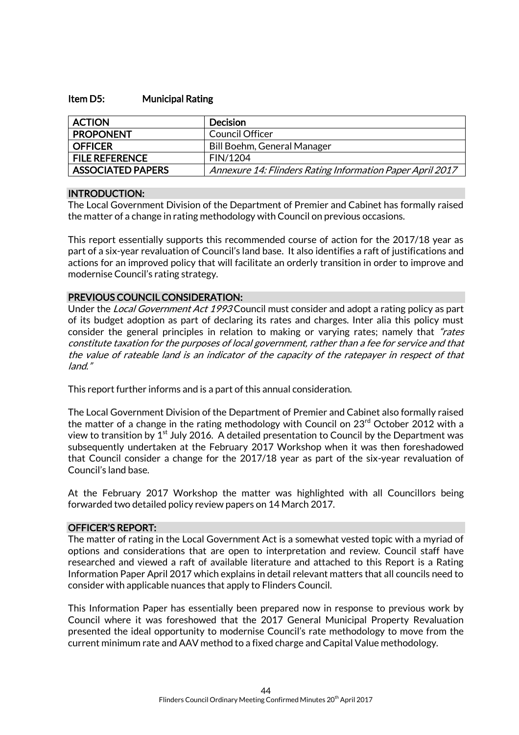### Item D5: Municipal Rating

| ACTION | Decision |
|---|---|
| PROPONENT | Council Officer |
| OFFICER | Bill Boehm, General Manager |
| FILE REFERENCE | FIN/1204 |
| ASSOCIATED PAPERS | *Annexure 14: Flinders Rating Information Paper April 2017* |

#### INTRODUCTION:

The Local Government Division of the Department of Premier and Cabinet has formally raised the matter of a change in rating methodology with Council on previous occasions.

This report essentially supports this recommended course of action for the 2017/18 year as part of a six-year revaluation of Council's land base. It also identifies a raft of justifications and actions for an improved policy that will facilitate an orderly transition in order to improve and modernise Council's rating strategy.

#### PREVIOUS COUNCIL CONSIDERATION:

Under the *Local Government Act 1993* Council must consider and adopt a rating policy as part of its budget adoption as part of declaring its rates and charges. Inter alia this policy must consider the general principles in relation to making or varying rates; namely that *"rates constitute taxation for the purposes of local government, rather than a fee for service and that the value of rateable land is an indicator of the capacity of the ratepayer in respect of that land."*

This report further informs and is a part of this annual consideration.

The Local Government Division of the Department of Premier and Cabinet also formally raised the matter of a change in the rating methodology with Council on 23rd October 2012 with a view to transition by 1st July 2016. A detailed presentation to Council by the Department was subsequently undertaken at the February 2017 Workshop when it was then foreshadowed that Council consider a change for the 2017/18 year as part of the six-year revaluation of Council's land base.

At the February 2017 Workshop the matter was highlighted with all Councillors being forwarded two detailed policy review papers on 14 March 2017.

#### OFFICER'S REPORT:

The matter of rating in the Local Government Act is a somewhat vested topic with a myriad of options and considerations that are open to interpretation and review. Council staff have researched and viewed a raft of available literature and attached to this Report is a Rating Information Paper April 2017 which explains in detail relevant matters that all councils need to consider with applicable nuances that apply to Flinders Council.

This Information Paper has essentially been prepared now in response to previous work by Council where it was foreshowed that the 2017 General Municipal Property Revaluation presented the ideal opportunity to modernise Council's rate methodology to move from the current minimum rate and AAV method to a fixed charge and Capital Value methodology.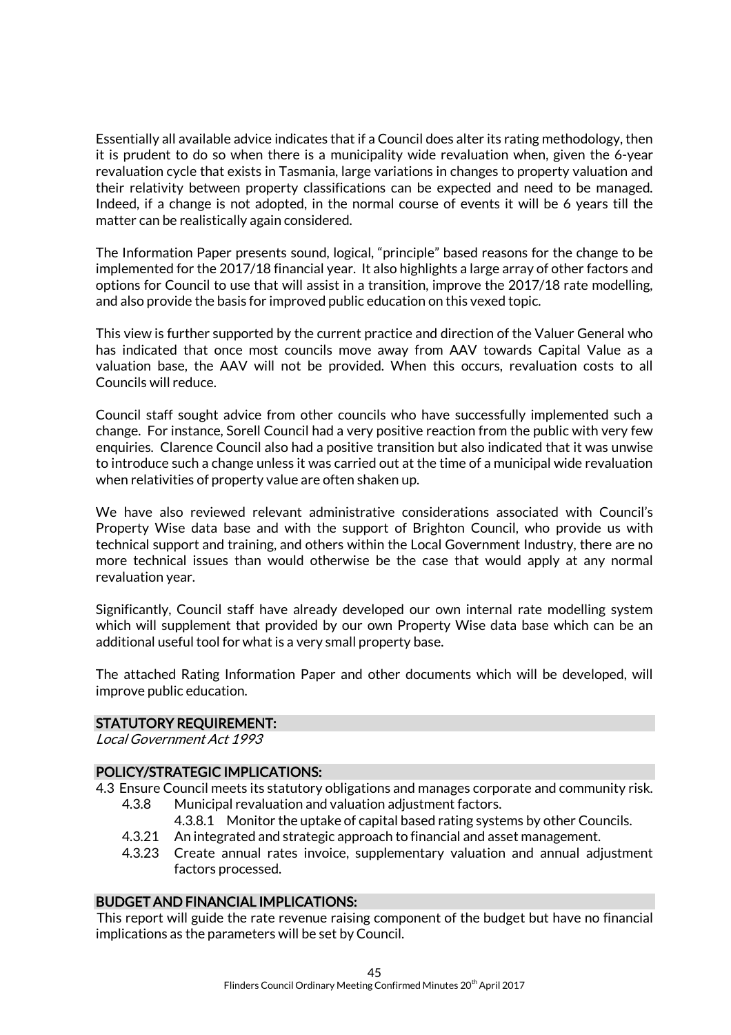Essentially all available advice indicates that if a Council does alter its rating methodology, then it is prudent to do so when there is a municipality wide revaluation when, given the 6-year revaluation cycle that exists in Tasmania, large variations in changes to property valuation and their relativity between property classifications can be expected and need to be managed. Indeed, if a change is not adopted, in the normal course of events it will be 6 years till the matter can be realistically again considered.

The Information Paper presents sound, logical, "principle" based reasons for the change to be implemented for the 2017/18 financial year. It also highlights a large array of other factors and options for Council to use that will assist in a transition, improve the 2017/18 rate modelling, and also provide the basis for improved public education on this vexed topic.

This view is further supported by the current practice and direction of the Valuer General who has indicated that once most councils move away from AAV towards Capital Value as a valuation base, the AAV will not be provided. When this occurs, revaluation costs to all Councils will reduce.

Council staff sought advice from other councils who have successfully implemented such a change. For instance, Sorell Council had a very positive reaction from the public with very few enquiries. Clarence Council also had a positive transition but also indicated that it was unwise to introduce such a change unless it was carried out at the time of a municipal wide revaluation when relativities of property value are often shaken up.

We have also reviewed relevant administrative considerations associated with Council's Property Wise data base and with the support of Brighton Council, who provide us with technical support and training, and others within the Local Government Industry, there are no more technical issues than would otherwise be the case that would apply at any normal revaluation year.

Significantly, Council staff have already developed our own internal rate modelling system which will supplement that provided by our own Property Wise data base which can be an additional useful tool for what is a very small property base.

The attached Rating Information Paper and other documents which will be developed, will improve public education.

## STATUTORY REQUIREMENT:

*Local Government Act 1993*

## POLICY/STRATEGIC IMPLICATIONS:

4.3 Ensure Council meets its statutory obligations and manages corporate and community risk.
- 4.3.8 Municipal revaluation and valuation adjustment factors.
  - 4.3.8.1 Monitor the uptake of capital based rating systems by other Councils.
- 4.3.21 An integrated and strategic approach to financial and asset management.
- 4.3.23 Create annual rates invoice, supplementary valuation and annual adjustment factors processed.

## BUDGET AND FINANCIAL IMPLICATIONS:

This report will guide the rate revenue raising component of the budget but have no financial implications as the parameters will be set by Council.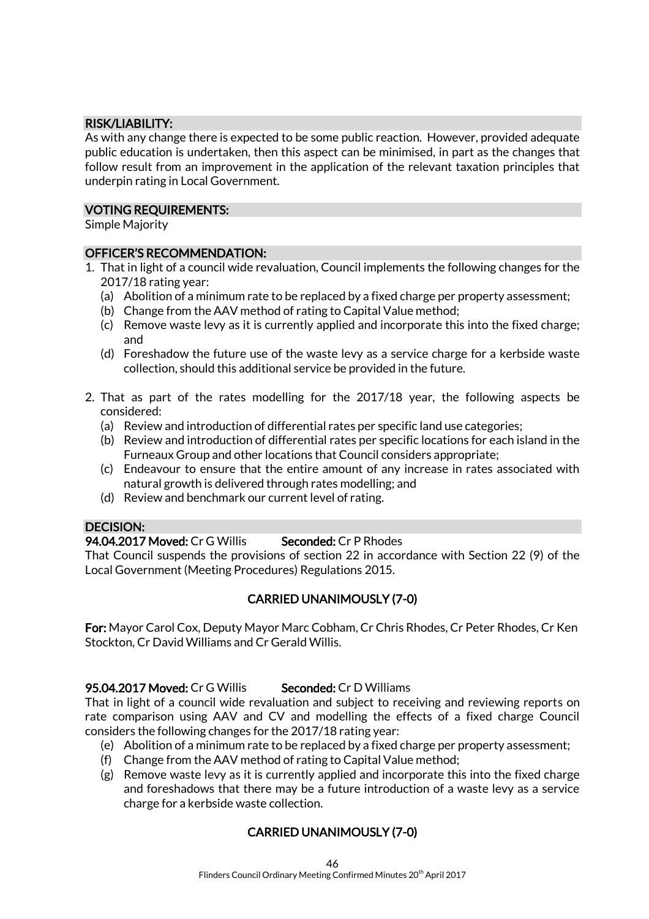## RISK/LIABILITY:

As with any change there is expected to be some public reaction. However, provided adequate public education is undertaken, then this aspect can be minimised, in part as the changes that follow result from an improvement in the application of the relevant taxation principles that underpin rating in Local Government.

## VOTING REQUIREMENTS:

Simple Majority

## OFFICER'S RECOMMENDATION:

1. That in light of a council wide revaluation, Council implements the following changes for the 2017/18 rating year:
   (a) Abolition of a minimum rate to be replaced by a fixed charge per property assessment;
   (b) Change from the AAV method of rating to Capital Value method;
   (c) Remove waste levy as it is currently applied and incorporate this into the fixed charge; and
   (d) Foreshadow the future use of the waste levy as a service charge for a kerbside waste collection, should this additional service be provided in the future.

2. That as part of the rates modelling for the 2017/18 year, the following aspects be considered:
   (a) Review and introduction of differential rates per specific land use categories;
   (b) Review and introduction of differential rates per specific locations for each island in the Furneaux Group and other locations that Council considers appropriate;
   (c) Endeavour to ensure that the entire amount of any increase in rates associated with natural growth is delivered through rates modelling; and
   (d) Review and benchmark our current level of rating.

## DECISION:

**94.04.2017 Moved:** Cr G Willis **Seconded:** Cr P Rhodes

That Council suspends the provisions of section 22 in accordance with Section 22 (9) of the Local Government (Meeting Procedures) Regulations 2015.

**CARRIED UNANIMOUSLY (7-0)**

**For:** Mayor Carol Cox, Deputy Mayor Marc Cobham, Cr Chris Rhodes, Cr Peter Rhodes, Cr Ken Stockton, Cr David Williams and Cr Gerald Willis.

**95.04.2017 Moved:** Cr G Willis **Seconded:** Cr D Williams

That in light of a council wide revaluation and subject to receiving and reviewing reports on rate comparison using AAV and CV and modelling the effects of a fixed charge Council considers the following changes for the 2017/18 rating year:

(e) Abolition of a minimum rate to be replaced by a fixed charge per property assessment;
(f) Change from the AAV method of rating to Capital Value method;
(g) Remove waste levy as it is currently applied and incorporate this into the fixed charge and foreshadows that there may be a future introduction of a waste levy as a service charge for a kerbside waste collection.

**CARRIED UNANIMOUSLY (7-0)**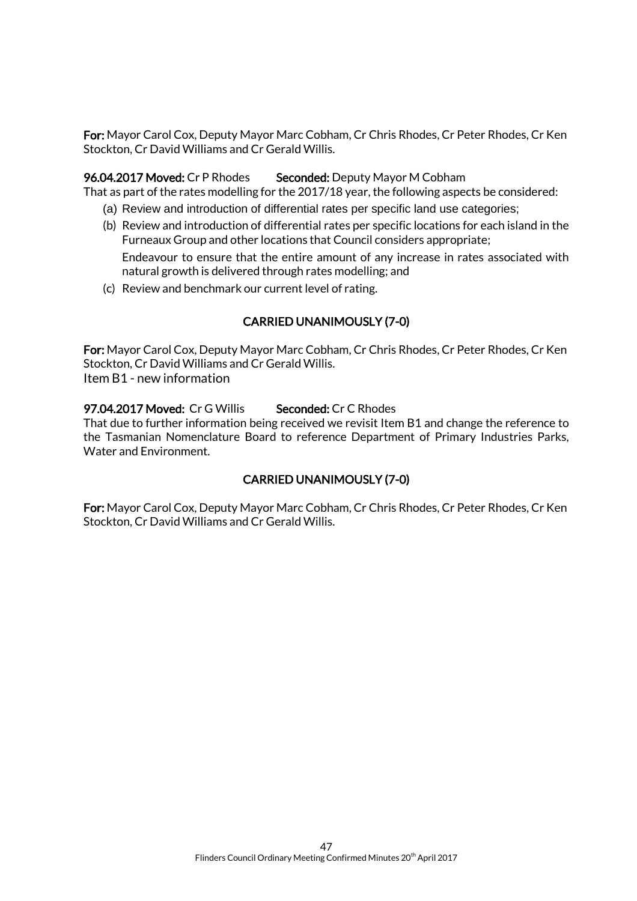**For:** Mayor Carol Cox, Deputy Mayor Marc Cobham, Cr Chris Rhodes, Cr Peter Rhodes, Cr Ken Stockton, Cr David Williams and Cr Gerald Willis.

**96.04.2017 Moved:** Cr P Rhodes **Seconded:** Deputy Mayor M Cobham

That as part of the rates modelling for the 2017/18 year, the following aspects be considered:

(a) Review and introduction of differential rates per specific land use categories;

(b) Review and introduction of differential rates per specific locations for each island in the Furneaux Group and other locations that Council considers appropriate;

Endeavour to ensure that the entire amount of any increase in rates associated with natural growth is delivered through rates modelling; and

(c) Review and benchmark our current level of rating.

**CARRIED UNANIMOUSLY (7-0)**

**For:** Mayor Carol Cox, Deputy Mayor Marc Cobham, Cr Chris Rhodes, Cr Peter Rhodes, Cr Ken Stockton, Cr David Williams and Cr Gerald Willis.

Item B1 - new information

**97.04.2017 Moved:** Cr G Willis **Seconded:** Cr C Rhodes

That due to further information being received we revisit Item B1 and change the reference to the Tasmanian Nomenclature Board to reference Department of Primary Industries Parks, Water and Environment.

**CARRIED UNANIMOUSLY (7-0)**

**For:** Mayor Carol Cox, Deputy Mayor Marc Cobham, Cr Chris Rhodes, Cr Peter Rhodes, Cr Ken Stockton, Cr David Williams and Cr Gerald Willis.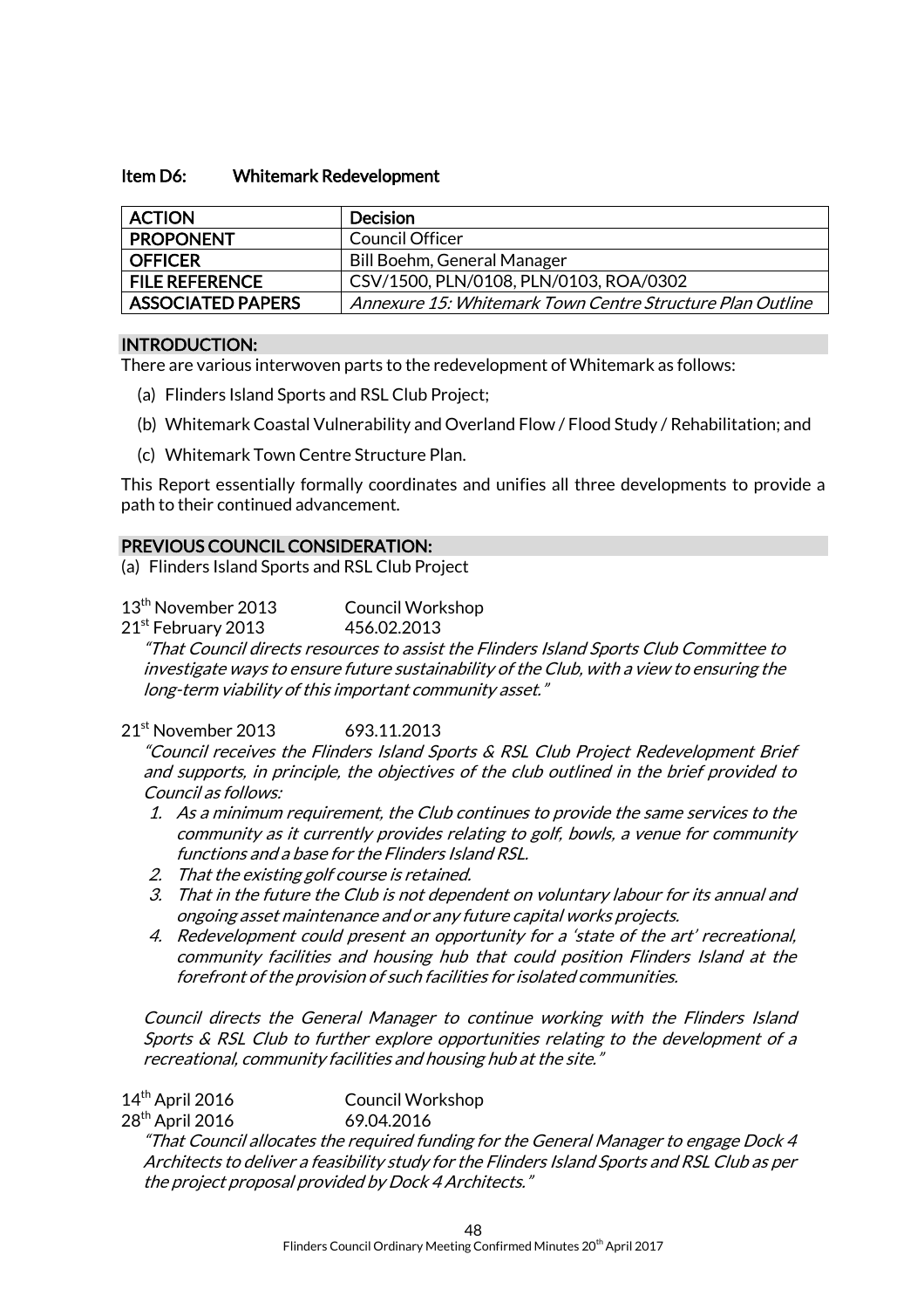### Item D6: Whitemark Redevelopment

| ACTION | Decision |
|---|---|
| PROPONENT | Council Officer |
| OFFICER | Bill Boehm, General Manager |
| FILE REFERENCE | CSV/1500, PLN/0108, PLN/0103, ROA/0302 |
| ASSOCIATED PAPERS | *Annexure 15: Whitemark Town Centre Structure Plan Outline* |

#### INTRODUCTION:

There are various interwoven parts to the redevelopment of Whitemark as follows:

(a) Flinders Island Sports and RSL Club Project;

(b) Whitemark Coastal Vulnerability and Overland Flow / Flood Study / Rehabilitation; and

(c) Whitemark Town Centre Structure Plan.

This Report essentially formally coordinates and unifies all three developments to provide a path to their continued advancement.

#### PREVIOUS COUNCIL CONSIDERATION:

(a) Flinders Island Sports and RSL Club Project

13th November 2013 Council Workshop
21st February 2013 456.02.2013

*"That Council directs resources to assist the Flinders Island Sports Club Committee to investigate ways to ensure future sustainability of the Club, with a view to ensuring the long-term viability of this important community asset."*

21st November 2013 693.11.2013

*"Council receives the Flinders Island Sports & RSL Club Project Redevelopment Brief and supports, in principle, the objectives of the club outlined in the brief provided to Council as follows:*

1. *As a minimum requirement, the Club continues to provide the same services to the community as it currently provides relating to golf, bowls, a venue for community functions and a base for the Flinders Island RSL.*
2. *That the existing golf course is retained.*
3. *That in the future the Club is not dependent on voluntary labour for its annual and ongoing asset maintenance and or any future capital works projects.*
4. *Redevelopment could present an opportunity for a 'state of the art' recreational, community facilities and housing hub that could position Flinders Island at the forefront of the provision of such facilities for isolated communities.*

*Council directs the General Manager to continue working with the Flinders Island Sports & RSL Club to further explore opportunities relating to the development of a recreational, community facilities and housing hub at the site."*

14th April 2016 Council Workshop
28th April 2016 69.04.2016

*"That Council allocates the required funding for the General Manager to engage Dock 4 Architects to deliver a feasibility study for the Flinders Island Sports and RSL Club as per the project proposal provided by Dock 4 Architects."*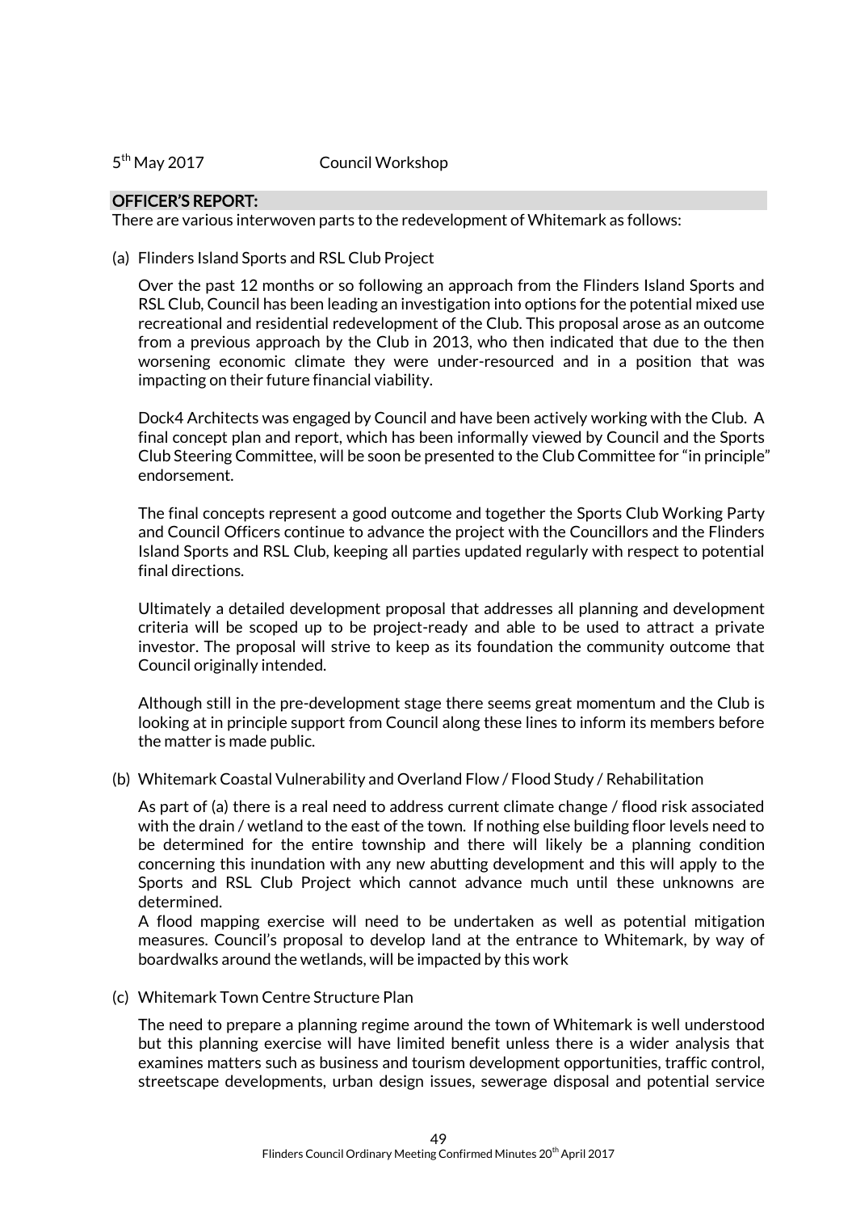5th May 2017 Council Workshop

**OFFICER'S REPORT:**

There are various interwoven parts to the redevelopment of Whitemark as follows:

(a) Flinders Island Sports and RSL Club Project

Over the past 12 months or so following an approach from the Flinders Island Sports and RSL Club, Council has been leading an investigation into options for the potential mixed use recreational and residential redevelopment of the Club. This proposal arose as an outcome from a previous approach by the Club in 2013, who then indicated that due to the then worsening economic climate they were under-resourced and in a position that was impacting on their future financial viability.

Dock4 Architects was engaged by Council and have been actively working with the Club. A final concept plan and report, which has been informally viewed by Council and the Sports Club Steering Committee, will be soon be presented to the Club Committee for "in principle" endorsement.

The final concepts represent a good outcome and together the Sports Club Working Party and Council Officers continue to advance the project with the Councillors and the Flinders Island Sports and RSL Club, keeping all parties updated regularly with respect to potential final directions.

Ultimately a detailed development proposal that addresses all planning and development criteria will be scoped up to be project-ready and able to be used to attract a private investor. The proposal will strive to keep as its foundation the community outcome that Council originally intended.

Although still in the pre-development stage there seems great momentum and the Club is looking at in principle support from Council along these lines to inform its members before the matter is made public.

(b) Whitemark Coastal Vulnerability and Overland Flow / Flood Study / Rehabilitation

As part of (a) there is a real need to address current climate change / flood risk associated with the drain / wetland to the east of the town. If nothing else building floor levels need to be determined for the entire township and there will likely be a planning condition concerning this inundation with any new abutting development and this will apply to the Sports and RSL Club Project which cannot advance much until these unknowns are determined.

A flood mapping exercise will need to be undertaken as well as potential mitigation measures. Council's proposal to develop land at the entrance to Whitemark, by way of boardwalks around the wetlands, will be impacted by this work

(c) Whitemark Town Centre Structure Plan

The need to prepare a planning regime around the town of Whitemark is well understood but this planning exercise will have limited benefit unless there is a wider analysis that examines matters such as business and tourism development opportunities, traffic control, streetscape developments, urban design issues, sewerage disposal and potential service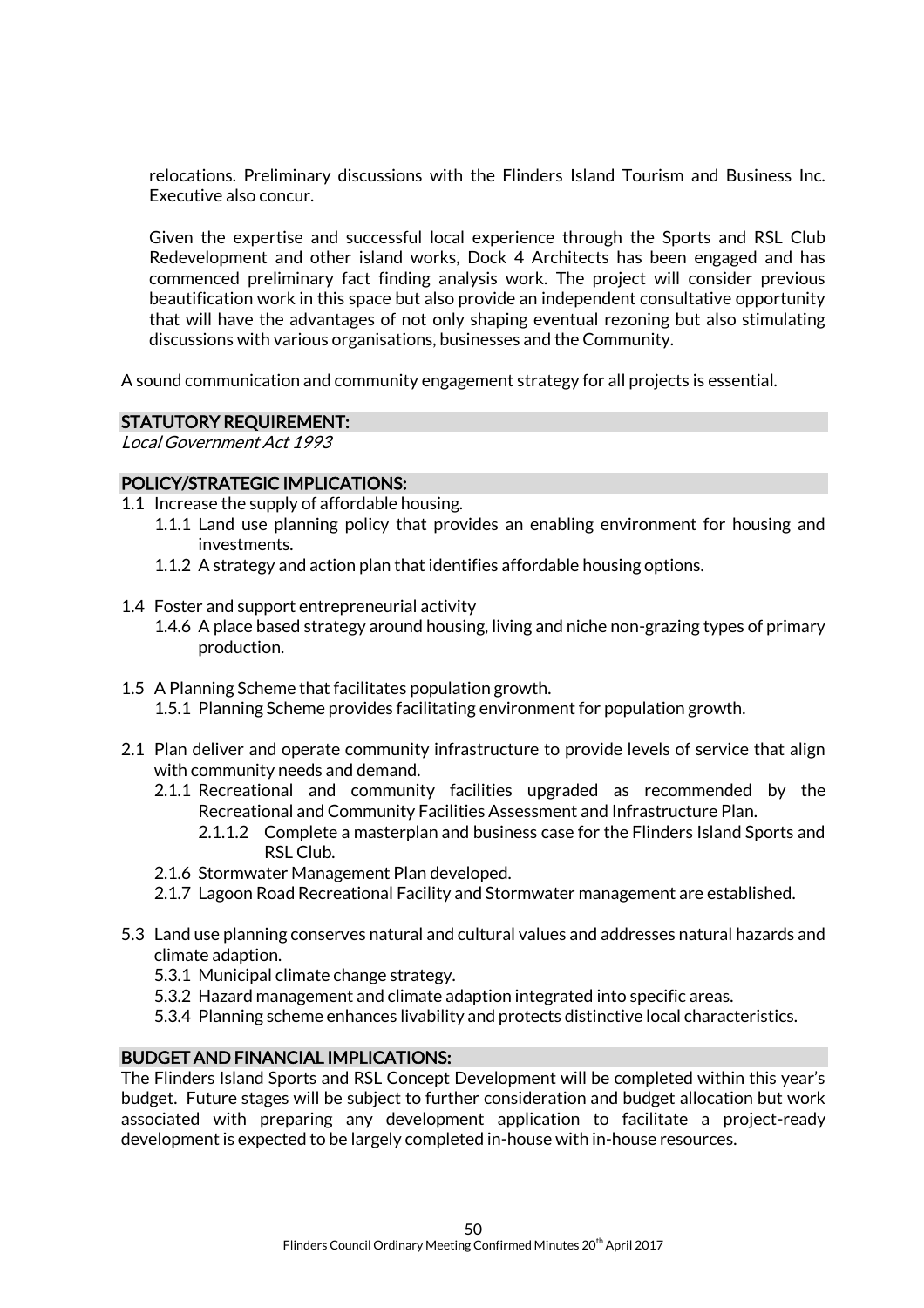relocations. Preliminary discussions with the Flinders Island Tourism and Business Inc. Executive also concur.

Given the expertise and successful local experience through the Sports and RSL Club Redevelopment and other island works, Dock 4 Architects has been engaged and has commenced preliminary fact finding analysis work. The project will consider previous beautification work in this space but also provide an independent consultative opportunity that will have the advantages of not only shaping eventual rezoning but also stimulating discussions with various organisations, businesses and the Community.

A sound communication and community engagement strategy for all projects is essential.

## STATUTORY REQUIREMENT:

*Local Government Act 1993*

## POLICY/STRATEGIC IMPLICATIONS:

1.1 Increase the supply of affordable housing.
   - 1.1.1 Land use planning policy that provides an enabling environment for housing and investments.
   - 1.1.2 A strategy and action plan that identifies affordable housing options.

1.4 Foster and support entrepreneurial activity
   - 1.4.6 A place based strategy around housing, living and niche non-grazing types of primary production.

1.5 A Planning Scheme that facilitates population growth.
   - 1.5.1 Planning Scheme provides facilitating environment for population growth.

2.1 Plan deliver and operate community infrastructure to provide levels of service that align with community needs and demand.
   - 2.1.1 Recreational and community facilities upgraded as recommended by the Recreational and Community Facilities Assessment and Infrastructure Plan.
     - 2.1.1.2 Complete a masterplan and business case for the Flinders Island Sports and RSL Club.
   - 2.1.6 Stormwater Management Plan developed.
   - 2.1.7 Lagoon Road Recreational Facility and Stormwater management are established.

5.3 Land use planning conserves natural and cultural values and addresses natural hazards and climate adaption.
   - 5.3.1 Municipal climate change strategy.
   - 5.3.2 Hazard management and climate adaption integrated into specific areas.
   - 5.3.4 Planning scheme enhances livability and protects distinctive local characteristics.

## BUDGET AND FINANCIAL IMPLICATIONS:

The Flinders Island Sports and RSL Concept Development will be completed within this year's budget. Future stages will be subject to further consideration and budget allocation but work associated with preparing any development application to facilitate a project-ready development is expected to be largely completed in-house with in-house resources.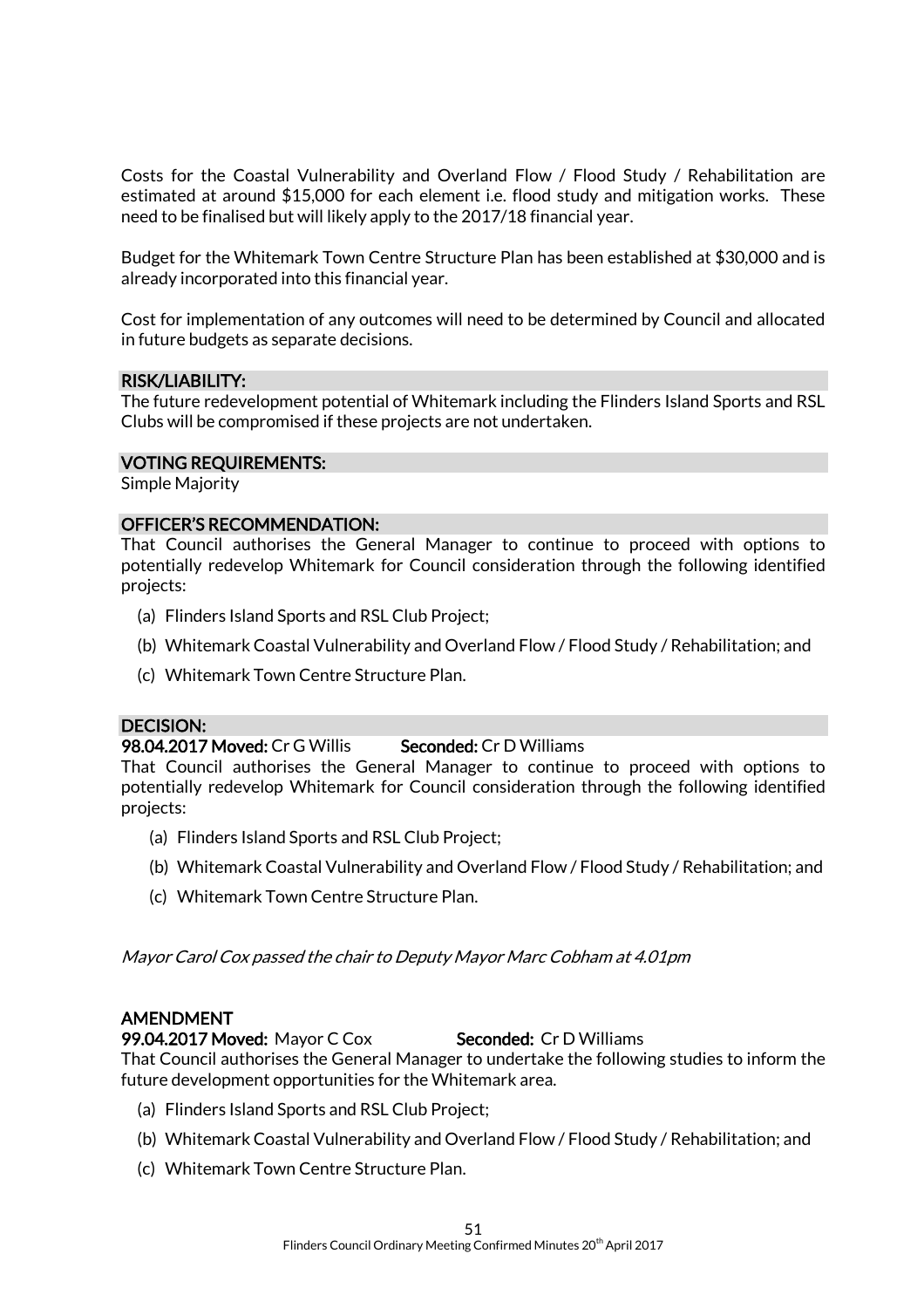Costs for the Coastal Vulnerability and Overland Flow / Flood Study / Rehabilitation are estimated at around $15,000 for each element i.e. flood study and mitigation works. These need to be finalised but will likely apply to the 2017/18 financial year.

Budget for the Whitemark Town Centre Structure Plan has been established at $30,000 and is already incorporated into this financial year.

Cost for implementation of any outcomes will need to be determined by Council and allocated in future budgets as separate decisions.

### RISK/LIABILITY:

The future redevelopment potential of Whitemark including the Flinders Island Sports and RSL Clubs will be compromised if these projects are not undertaken.

### VOTING REQUIREMENTS:

Simple Majority

### OFFICER'S RECOMMENDATION:

That Council authorises the General Manager to continue to proceed with options to potentially redevelop Whitemark for Council consideration through the following identified projects:

(a) Flinders Island Sports and RSL Club Project;

(b) Whitemark Coastal Vulnerability and Overland Flow / Flood Study / Rehabilitation; and

(c) Whitemark Town Centre Structure Plan.

### DECISION:

**98.04.2017 Moved:** Cr G Willis **Seconded:** Cr D Williams

That Council authorises the General Manager to continue to proceed with options to potentially redevelop Whitemark for Council consideration through the following identified projects:

(a) Flinders Island Sports and RSL Club Project;

(b) Whitemark Coastal Vulnerability and Overland Flow / Flood Study / Rehabilitation; and

(c) Whitemark Town Centre Structure Plan.

*Mayor Carol Cox passed the chair to Deputy Mayor Marc Cobham at 4.01pm*

### AMENDMENT

**99.04.2017 Moved:** Mayor C Cox **Seconded:** Cr D Williams

That Council authorises the General Manager to undertake the following studies to inform the future development opportunities for the Whitemark area.

(a) Flinders Island Sports and RSL Club Project;

(b) Whitemark Coastal Vulnerability and Overland Flow / Flood Study / Rehabilitation; and

(c) Whitemark Town Centre Structure Plan.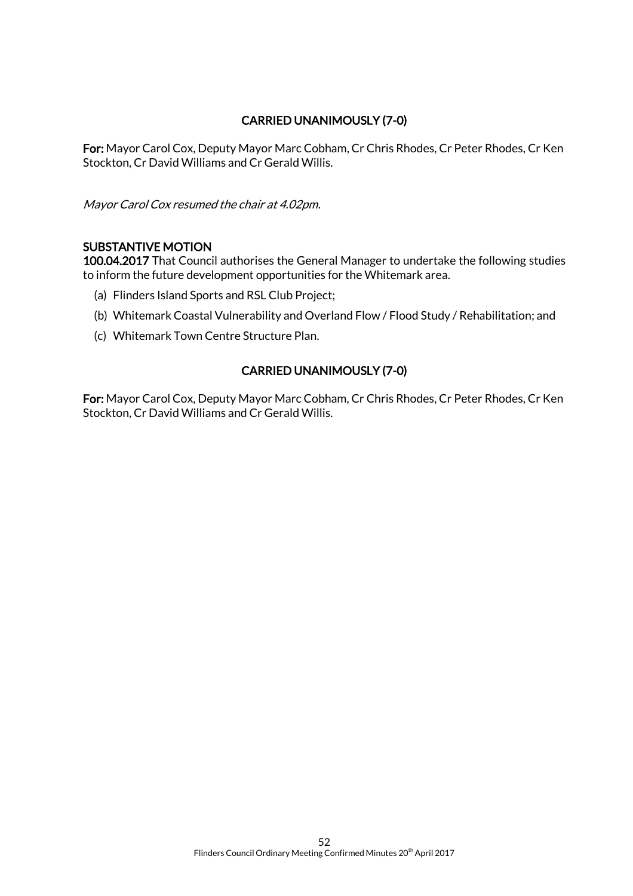**CARRIED UNANIMOUSLY (7-0)**

**For:** Mayor Carol Cox, Deputy Mayor Marc Cobham, Cr Chris Rhodes, Cr Peter Rhodes, Cr Ken Stockton, Cr David Williams and Cr Gerald Willis.

*Mayor Carol Cox resumed the chair at 4.02pm.*

**SUBSTANTIVE MOTION**

**100.04.2017** That Council authorises the General Manager to undertake the following studies to inform the future development opportunities for the Whitemark area.

(a) Flinders Island Sports and RSL Club Project;

(b) Whitemark Coastal Vulnerability and Overland Flow / Flood Study / Rehabilitation; and

(c) Whitemark Town Centre Structure Plan.

**CARRIED UNANIMOUSLY (7-0)**

**For:** Mayor Carol Cox, Deputy Mayor Marc Cobham, Cr Chris Rhodes, Cr Peter Rhodes, Cr Ken Stockton, Cr David Williams and Cr Gerald Willis.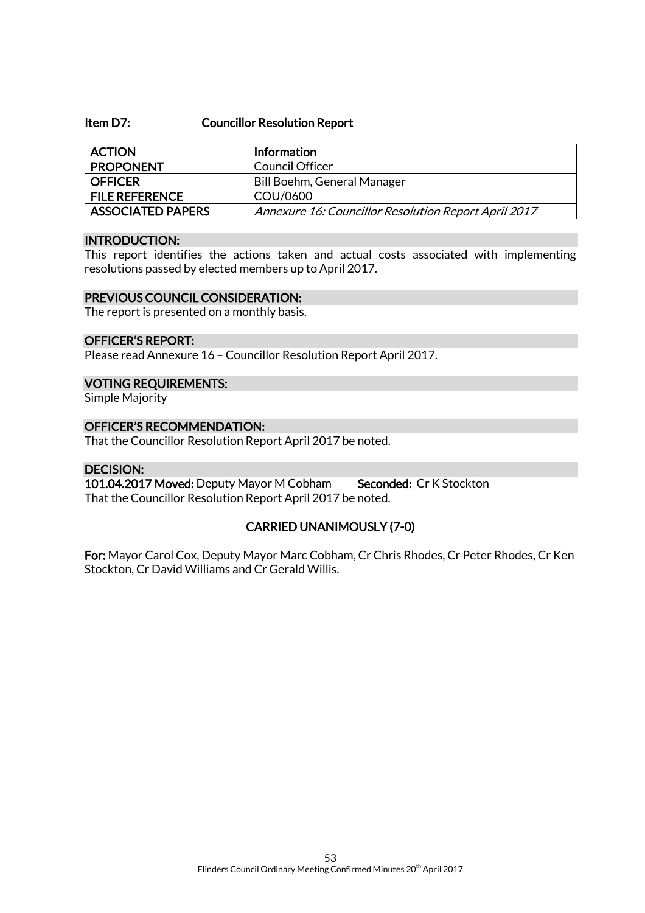### Item D7: Councillor Resolution Report

| ACTION | Information |
| --- | --- |
| PROPONENT | Council Officer |
| OFFICER | Bill Boehm, General Manager |
| FILE REFERENCE | COU/0600 |
| ASSOCIATED PAPERS | *Annexure 16: Councillor Resolution Report April 2017* |

**INTRODUCTION:**

This report identifies the actions taken and actual costs associated with implementing resolutions passed by elected members up to April 2017.

**PREVIOUS COUNCIL CONSIDERATION:**

The report is presented on a monthly basis.

**OFFICER'S REPORT:**

Please read Annexure 16 – Councillor Resolution Report April 2017.

**VOTING REQUIREMENTS:**

Simple Majority

**OFFICER'S RECOMMENDATION:**

That the Councillor Resolution Report April 2017 be noted.

**DECISION:**

**101.04.2017 Moved:** Deputy Mayor M Cobham **Seconded:** Cr K Stockton

That the Councillor Resolution Report April 2017 be noted.

**CARRIED UNANIMOUSLY (7-0)**

**For:** Mayor Carol Cox, Deputy Mayor Marc Cobham, Cr Chris Rhodes, Cr Peter Rhodes, Cr Ken Stockton, Cr David Williams and Cr Gerald Willis.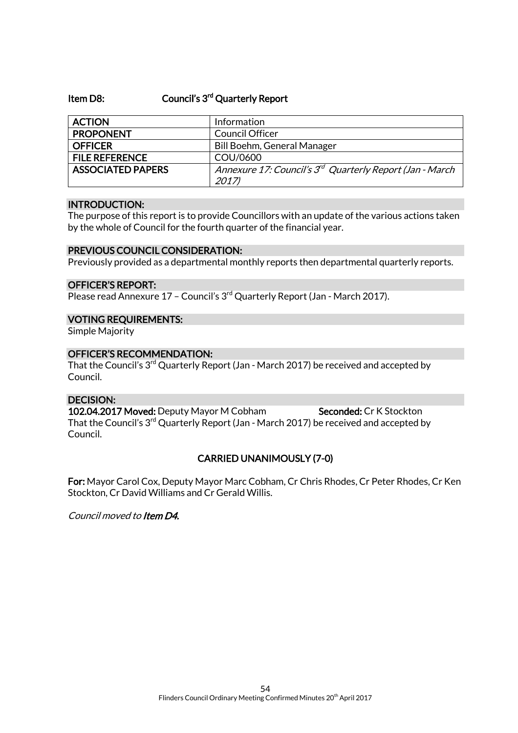## Item D8: Council's 3rd Quarterly Report

| ACTION | Information |
|---|---|
| PROPONENT | Council Officer |
| OFFICER | Bill Boehm, General Manager |
| FILE REFERENCE | COU/0600 |
| ASSOCIATED PAPERS | *Annexure 17: Council's 3rd Quarterly Report (Jan - March 2017)* |

### INTRODUCTION:

The purpose of this report is to provide Councillors with an update of the various actions taken by the whole of Council for the fourth quarter of the financial year.

### PREVIOUS COUNCIL CONSIDERATION:

Previously provided as a departmental monthly reports then departmental quarterly reports.

### OFFICER'S REPORT:

Please read Annexure 17 – Council's 3rd Quarterly Report (Jan - March 2017).

### VOTING REQUIREMENTS:

Simple Majority

### OFFICER'S RECOMMENDATION:

That the Council's 3rd Quarterly Report (Jan - March 2017) be received and accepted by Council.

### DECISION:

**102.04.2017 Moved:** Deputy Mayor M Cobham **Seconded:** Cr K Stockton

That the Council's 3rd Quarterly Report (Jan - March 2017) be received and accepted by Council.

**CARRIED UNANIMOUSLY (7-0)**

**For:** Mayor Carol Cox, Deputy Mayor Marc Cobham, Cr Chris Rhodes, Cr Peter Rhodes, Cr Ken Stockton, Cr David Williams and Cr Gerald Willis.

*Council moved to **Item D4.***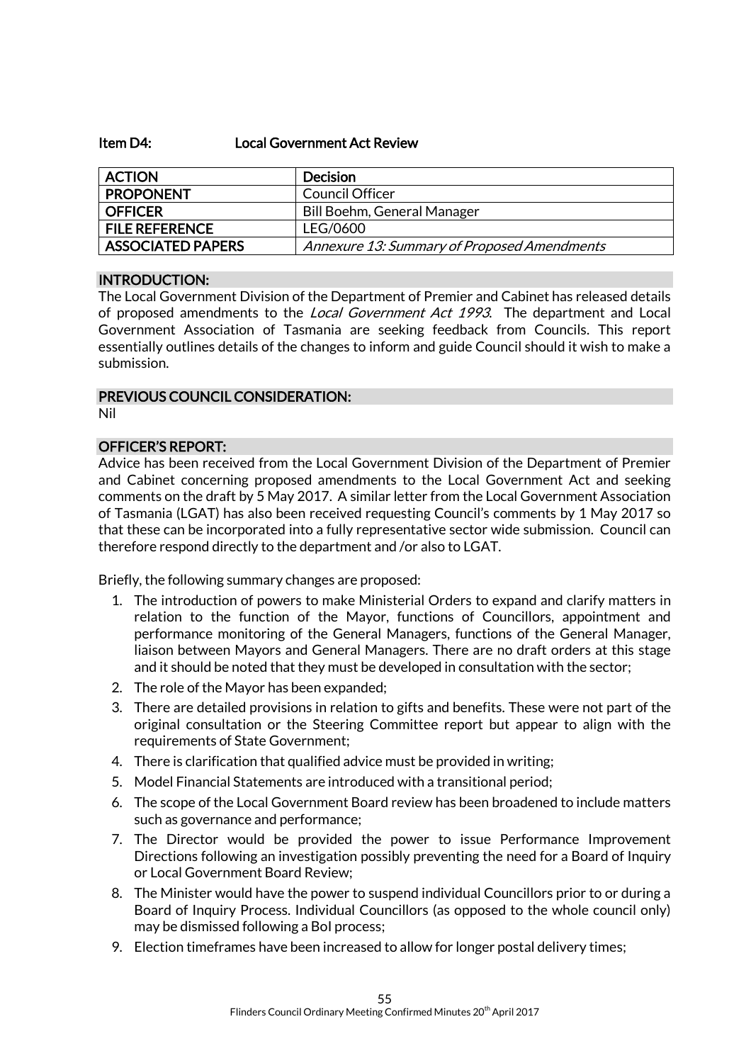## Item D4: Local Government Act Review

| ACTION | Decision |
|---|---|
| PROPONENT | Council Officer |
| OFFICER | Bill Boehm, General Manager |
| FILE REFERENCE | LEG/0600 |
| ASSOCIATED PAPERS | *Annexure 13: Summary of Proposed Amendments* |

### INTRODUCTION:

The Local Government Division of the Department of Premier and Cabinet has released details of proposed amendments to the *Local Government Act 1993*. The department and Local Government Association of Tasmania are seeking feedback from Councils. This report essentially outlines details of the changes to inform and guide Council should it wish to make a submission.

### PREVIOUS COUNCIL CONSIDERATION:

Nil

### OFFICER'S REPORT:

Advice has been received from the Local Government Division of the Department of Premier and Cabinet concerning proposed amendments to the Local Government Act and seeking comments on the draft by 5 May 2017. A similar letter from the Local Government Association of Tasmania (LGAT) has also been received requesting Council's comments by 1 May 2017 so that these can be incorporated into a fully representative sector wide submission. Council can therefore respond directly to the department and /or also to LGAT.

Briefly, the following summary changes are proposed:

1. The introduction of powers to make Ministerial Orders to expand and clarify matters in relation to the function of the Mayor, functions of Councillors, appointment and performance monitoring of the General Managers, functions of the General Manager, liaison between Mayors and General Managers. There are no draft orders at this stage and it should be noted that they must be developed in consultation with the sector;
2. The role of the Mayor has been expanded;
3. There are detailed provisions in relation to gifts and benefits. These were not part of the original consultation or the Steering Committee report but appear to align with the requirements of State Government;
4. There is clarification that qualified advice must be provided in writing;
5. Model Financial Statements are introduced with a transitional period;
6. The scope of the Local Government Board review has been broadened to include matters such as governance and performance;
7. The Director would be provided the power to issue Performance Improvement Directions following an investigation possibly preventing the need for a Board of Inquiry or Local Government Board Review;
8. The Minister would have the power to suspend individual Councillors prior to or during a Board of Inquiry Process. Individual Councillors (as opposed to the whole council only) may be dismissed following a BoI process;
9. Election timeframes have been increased to allow for longer postal delivery times;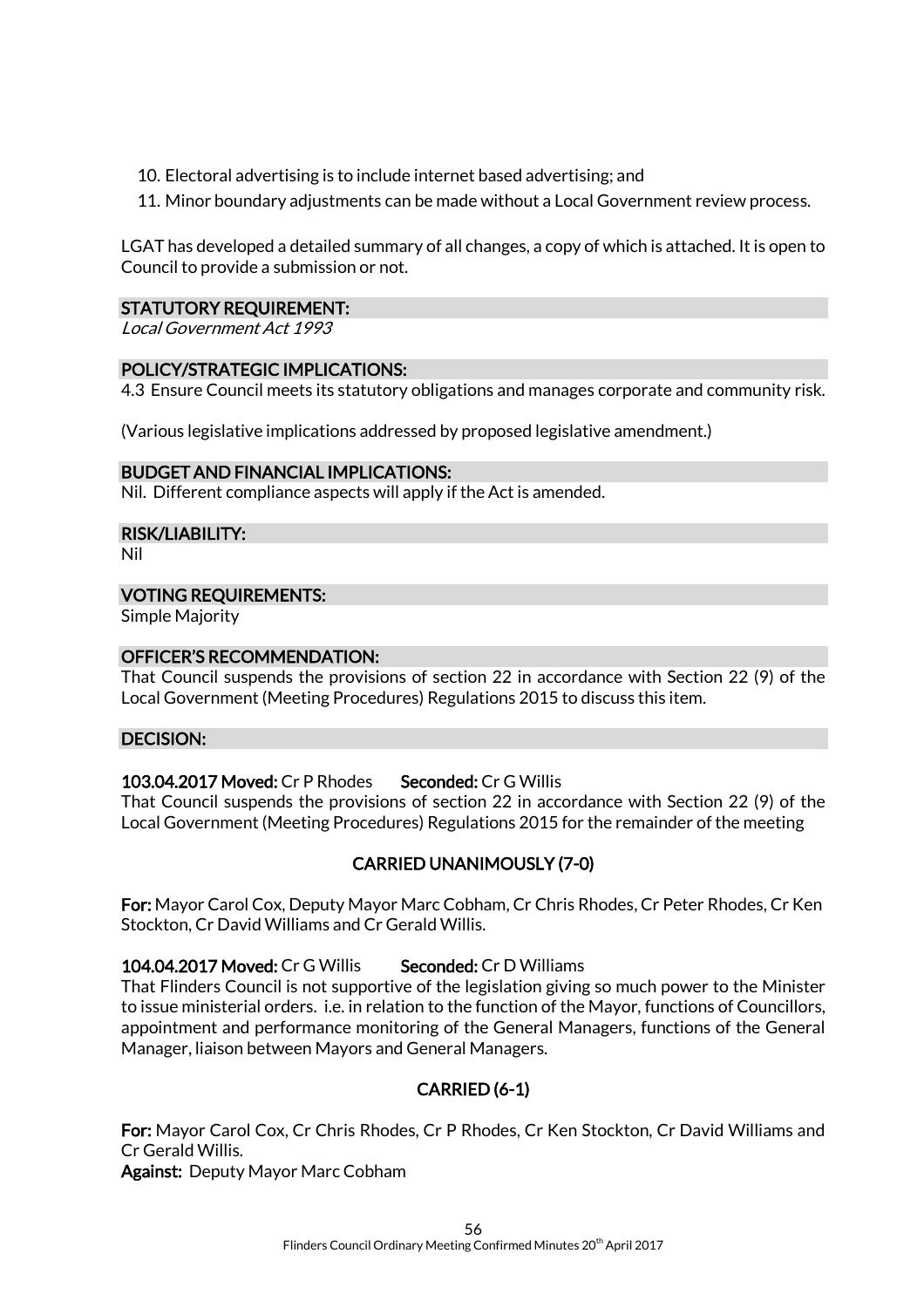10. Electoral advertising is to include internet based advertising; and
11. Minor boundary adjustments can be made without a Local Government review process.

LGAT has developed a detailed summary of all changes, a copy of which is attached. It is open to Council to provide a submission or not.

### STATUTORY REQUIREMENT:

*Local Government Act 1993*

### POLICY/STRATEGIC IMPLICATIONS:

4.3 Ensure Council meets its statutory obligations and manages corporate and community risk.

(Various legislative implications addressed by proposed legislative amendment.)

### BUDGET AND FINANCIAL IMPLICATIONS:

Nil. Different compliance aspects will apply if the Act is amended.

### RISK/LIABILITY:

Nil

### VOTING REQUIREMENTS:

Simple Majority

### OFFICER'S RECOMMENDATION:

That Council suspends the provisions of section 22 in accordance with Section 22 (9) of the Local Government (Meeting Procedures) Regulations 2015 to discuss this item.

### DECISION:

**103.04.2017 Moved:** Cr P Rhodes **Seconded:** Cr G Willis

That Council suspends the provisions of section 22 in accordance with Section 22 (9) of the Local Government (Meeting Procedures) Regulations 2015 for the remainder of the meeting

**CARRIED UNANIMOUSLY (7-0)**

**For:** Mayor Carol Cox, Deputy Mayor Marc Cobham, Cr Chris Rhodes, Cr Peter Rhodes, Cr Ken Stockton, Cr David Williams and Cr Gerald Willis.

**104.04.2017 Moved:** Cr G Willis **Seconded:** Cr D Williams

That Flinders Council is not supportive of the legislation giving so much power to the Minister to issue ministerial orders. i.e. in relation to the function of the Mayor, functions of Councillors, appointment and performance monitoring of the General Managers, functions of the General Manager, liaison between Mayors and General Managers.

**CARRIED (6-1)**

**For:** Mayor Carol Cox, Cr Chris Rhodes, Cr P Rhodes, Cr Ken Stockton, Cr David Williams and Cr Gerald Willis.
**Against:** Deputy Mayor Marc Cobham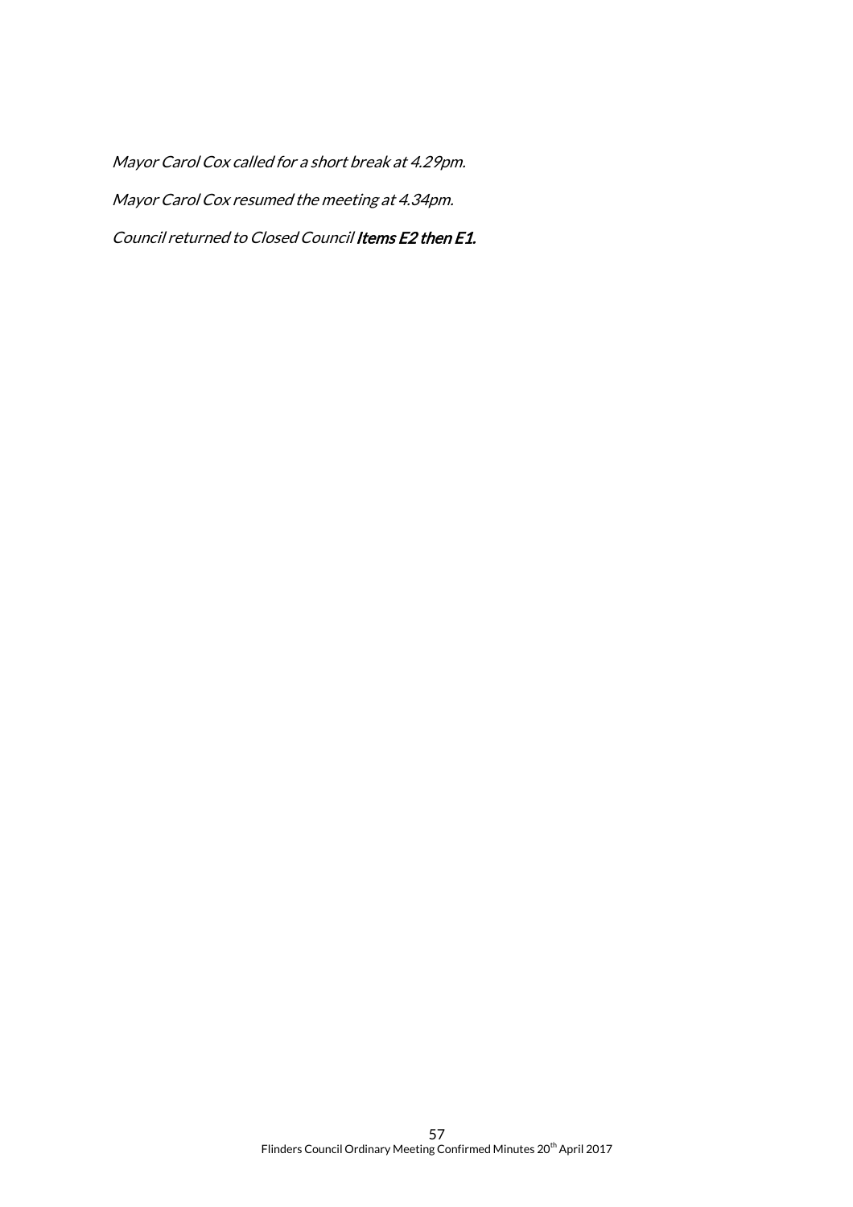*Mayor Carol Cox called for a short break at 4.29pm.*

*Mayor Carol Cox resumed the meeting at 4.34pm.*

*Council returned to Closed Council* ***Items E2 then E1.***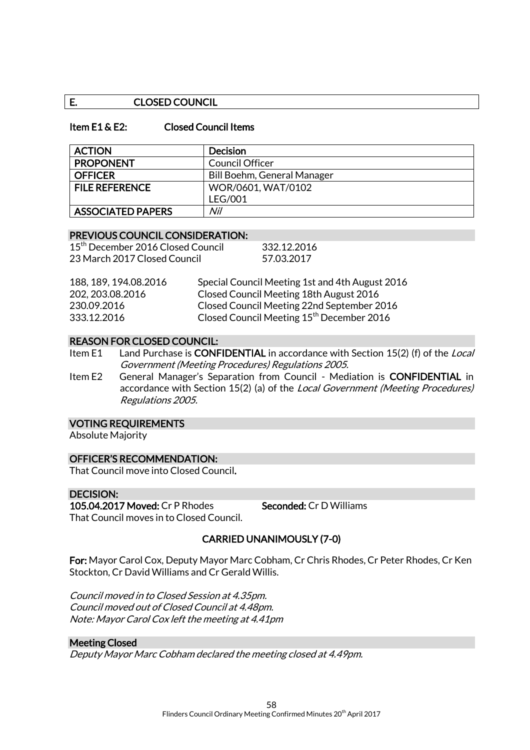## E. CLOSED COUNCIL

### Item E1 & E2: Closed Council Items

| | |
|---|---|
| **ACTION** | **Decision** |
| **PROPONENT** | Council Officer |
| **OFFICER** | Bill Boehm, General Manager |
| **FILE REFERENCE** | WOR/0601, WAT/0102<br>LEG/001 |
| **ASSOCIATED PAPERS** | *Nil* |

#### PREVIOUS COUNCIL CONSIDERATION:

| | |
|---|---|
| 15th December 2016 Closed Council | 332.12.2016 |
| 23 March 2017 Closed Council | 57.03.2017 |

| | |
|---|---|
| 188, 189, 194.08.2016 | Special Council Meeting 1st and 4th August 2016 |
| 202, 203.08.2016 | Closed Council Meeting 18th August 2016 |
| 230.09.2016 | Closed Council Meeting 22nd September 2016 |
| 333.12.2016 | Closed Council Meeting 15th December 2016 |

#### REASON FOR CLOSED COUNCIL:

Item E1 Land Purchase is **CONFIDENTIAL** in accordance with Section 15(2) (f) of the *Local Government (Meeting Procedures) Regulations 2005.*

Item E2 General Manager's Separation from Council - Mediation is **CONFIDENTIAL** in accordance with Section 15(2) (a) of the *Local Government (Meeting Procedures) Regulations 2005.*

#### VOTING REQUIREMENTS

Absolute Majority

#### OFFICER'S RECOMMENDATION:

That Council move into Closed Council.

#### DECISION:

**105.04.2017 Moved:** Cr P Rhodes **Seconded:** Cr D Williams

That Council moves in to Closed Council.

**CARRIED UNANIMOUSLY (7-0)**

**For:** Mayor Carol Cox, Deputy Mayor Marc Cobham, Cr Chris Rhodes, Cr Peter Rhodes, Cr Ken Stockton, Cr David Williams and Cr Gerald Willis.

*Council moved in to Closed Session at 4.35pm.*
*Council moved out of Closed Council at 4.48pm.*
*Note: Mayor Carol Cox left the meeting at 4.41pm*

#### Meeting Closed

*Deputy Mayor Marc Cobham declared the meeting closed at 4.49pm.*